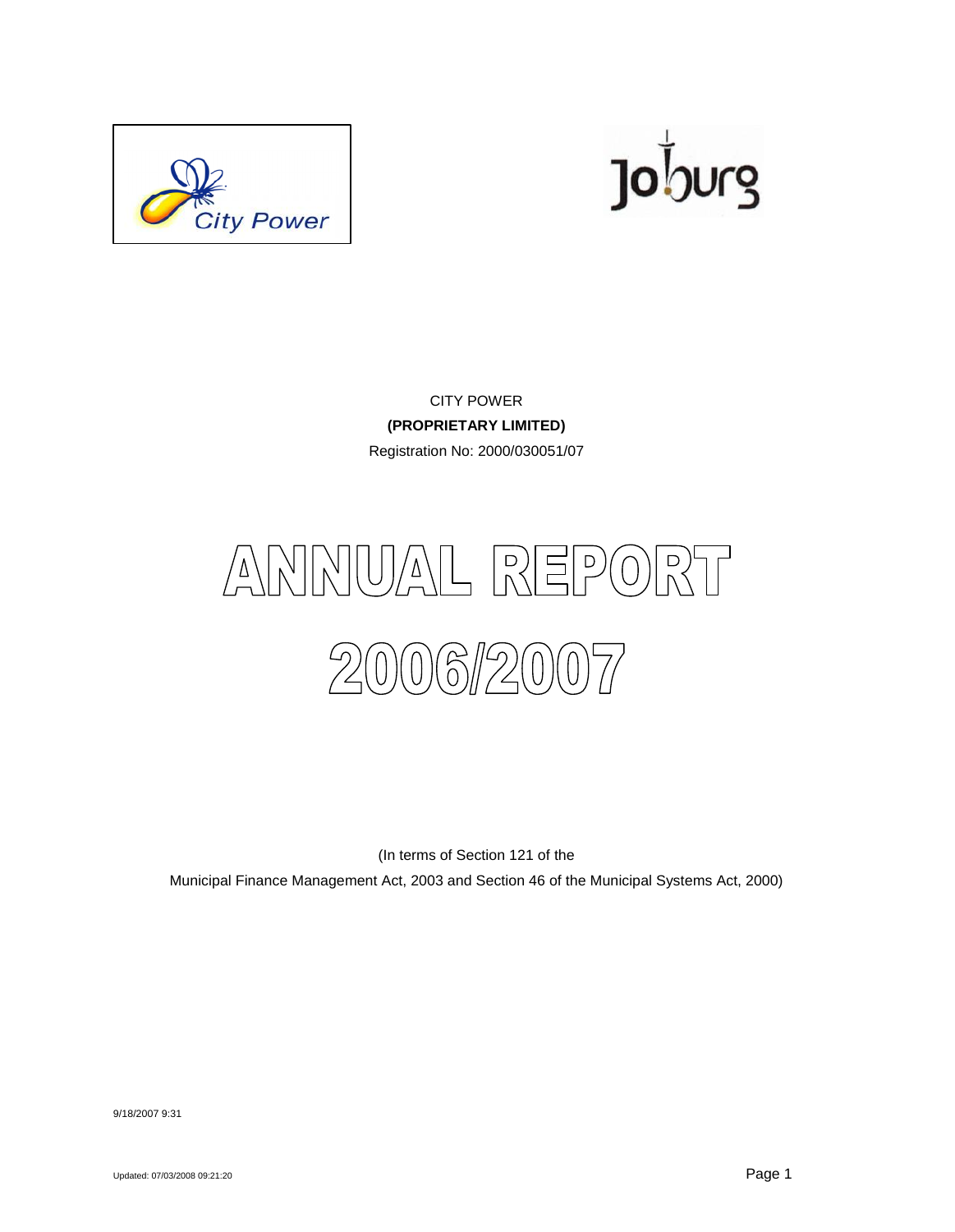CITY POWER

**(PROPRIETARY LIMITED)**

Registration No: 2000/030051/07

# ANNUAL REPORT 2006/2007

(In terms of Section 121 of the Municipal Finance Management Act, 2003 and Section 46 of the Municipal Systems Act, 2000)

9/18/2007 9:31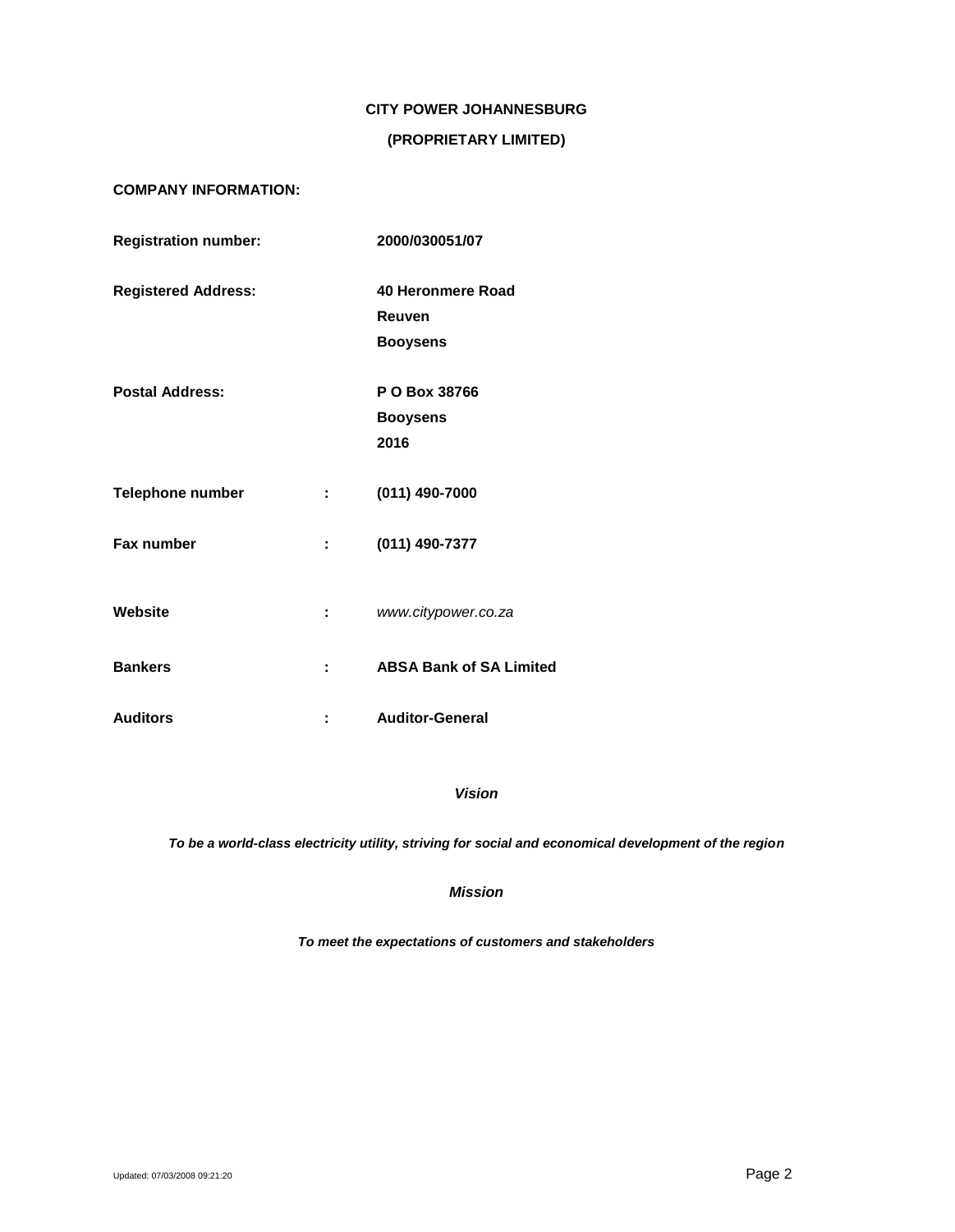**CITY POWER JOHANNESBURG**

**(PROPRIETARY LIMITED)**

**COMPANY INFORMATION:**

**Registration number:** **2000/030051/07**

**Registered Address:** **40 Heronmere Road**
**Reuven**
**Booysens**

**Postal Address:** **P O Box 38766**
**Booysens**
**2016**

**Telephone number** **:** **(011) 490-7000**

**Fax number** **:** **(011) 490-7377**

**Website** **:** *www.citypower.co.za*

**Bankers** **:** **ABSA Bank of SA Limited**

**Auditors** **:** **Auditor-General**

***Vision***

***To be a world-class electricity utility, striving for social and economical development of the region***

***Mission***

***To meet the expectations of customers and stakeholders***

Updated: 07/03/2008 09:21:20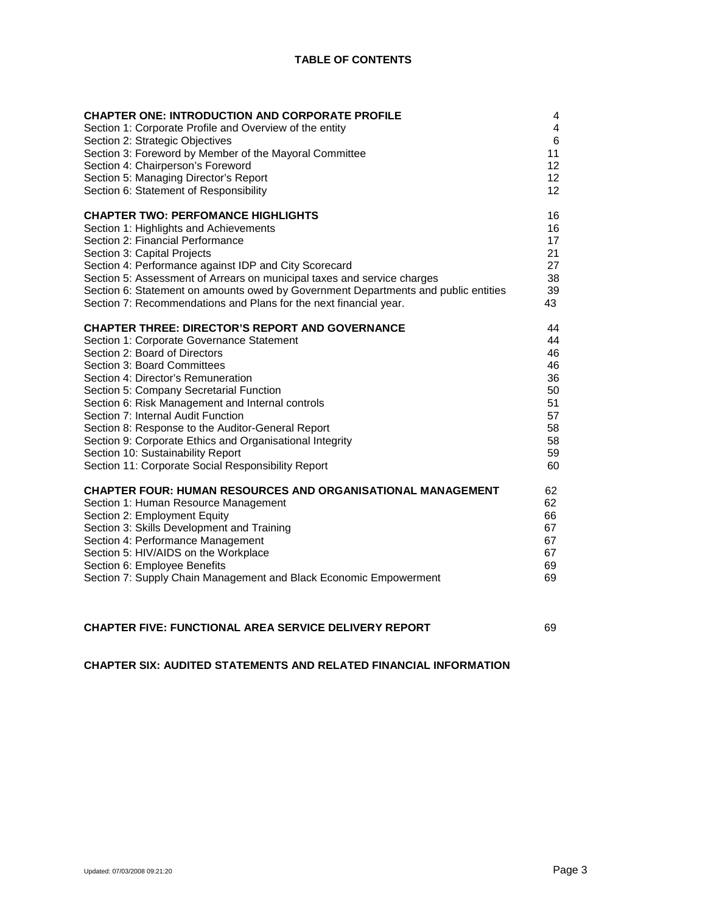# TABLE OF CONTENTS

| | |
|---|---|
| **CHAPTER ONE: INTRODUCTION AND CORPORATE PROFILE** | 4 |
| Section 1: Corporate Profile and Overview of the entity | 4 |
| Section 2: Strategic Objectives | 6 |
| Section 3: Foreword by Member of the Mayoral Committee | 11 |
| Section 4: Chairperson's Foreword | 12 |
| Section 5: Managing Director's Report | 12 |
| Section 6: Statement of Responsibility | 12 |
| **CHAPTER TWO: PERFOMANCE HIGHLIGHTS** | 16 |
| Section 1: Highlights and Achievements | 16 |
| Section 2: Financial Performance | 17 |
| Section 3: Capital Projects | 21 |
| Section 4: Performance against IDP and City Scorecard | 27 |
| Section 5: Assessment of Arrears on municipal taxes and service charges | 38 |
| Section 6: Statement on amounts owed by Government Departments and public entities | 39 |
| Section 7: Recommendations and Plans for the next financial year. | 43 |
| **CHAPTER THREE: DIRECTOR'S REPORT AND GOVERNANCE** | 44 |
| Section 1: Corporate Governance Statement | 44 |
| Section 2: Board of Directors | 46 |
| Section 3: Board Committees | 46 |
| Section 4: Director's Remuneration | 36 |
| Section 5: Company Secretarial Function | 50 |
| Section 6: Risk Management and Internal controls | 51 |
| Section 7: Internal Audit Function | 57 |
| Section 8: Response to the Auditor-General Report | 58 |
| Section 9: Corporate Ethics and Organisational Integrity | 58 |
| Section 10: Sustainability Report | 59 |
| Section 11: Corporate Social Responsibility Report | 60 |
| **CHAPTER FOUR: HUMAN RESOURCES AND ORGANISATIONAL MANAGEMENT** | 62 |
| Section 1: Human Resource Management | 62 |
| Section 2: Employment Equity | 66 |
| Section 3: Skills Development and Training | 67 |
| Section 4: Performance Management | 67 |
| Section 5: HIV/AIDS on the Workplace | 67 |
| Section 6: Employee Benefits | 69 |
| Section 7: Supply Chain Management and Black Economic Empowerment | 69 |
| **CHAPTER FIVE: FUNCTIONAL AREA SERVICE DELIVERY REPORT** | 69 |
| **CHAPTER SIX: AUDITED STATEMENTS AND RELATED FINANCIAL INFORMATION** | |

Updated: 07/03/2008 09:21:20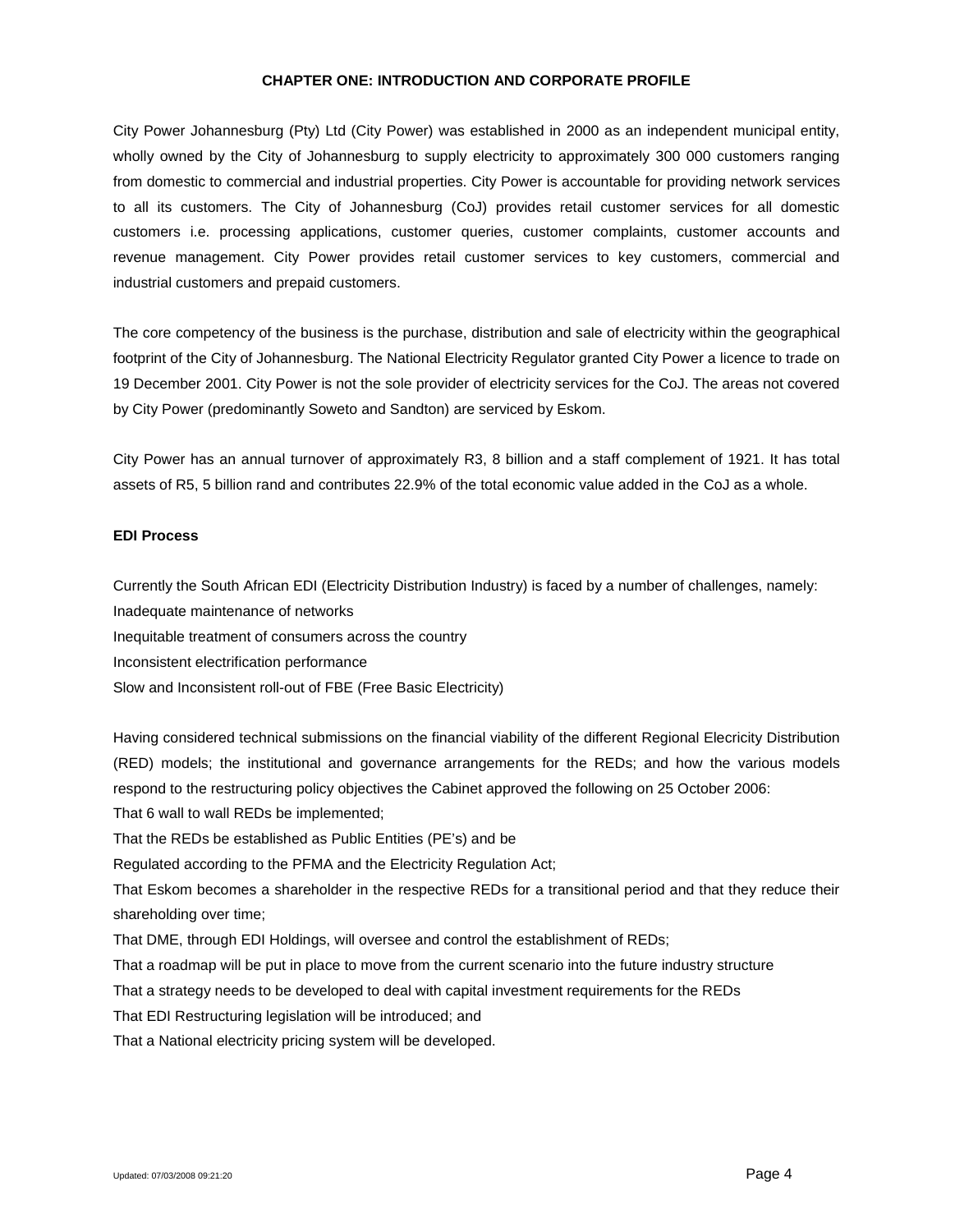# CHAPTER ONE: INTRODUCTION AND CORPORATE PROFILE

City Power Johannesburg (Pty) Ltd (City Power) was established in 2000 as an independent municipal entity, wholly owned by the City of Johannesburg to supply electricity to approximately 300 000 customers ranging from domestic to commercial and industrial properties. City Power is accountable for providing network services to all its customers. The City of Johannesburg (CoJ) provides retail customer services for all domestic customers i.e. processing applications, customer queries, customer complaints, customer accounts and revenue management. City Power provides retail customer services to key customers, commercial and industrial customers and prepaid customers.

The core competency of the business is the purchase, distribution and sale of electricity within the geographical footprint of the City of Johannesburg. The National Electricity Regulator granted City Power a licence to trade on 19 December 2001. City Power is not the sole provider of electricity services for the CoJ. The areas not covered by City Power (predominantly Soweto and Sandton) are serviced by Eskom.

City Power has an annual turnover of approximately R3, 8 billion and a staff complement of 1921. It has total assets of R5, 5 billion rand and contributes 22.9% of the total economic value added in the CoJ as a whole.

**EDI Process**

Currently the South African EDI (Electricity Distribution Industry) is faced by a number of challenges, namely:

Inadequate maintenance of networks

Inequitable treatment of consumers across the country

Inconsistent electrification performance

Slow and Inconsistent roll-out of FBE (Free Basic Electricity)

Having considered technical submissions on the financial viability of the different Regional Elecricity Distribution (RED) models; the institutional and governance arrangements for the REDs; and how the various models respond to the restructuring policy objectives the Cabinet approved the following on 25 October 2006:

That 6 wall to wall REDs be implemented;

That the REDs be established as Public Entities (PE's) and be

Regulated according to the PFMA and the Electricity Regulation Act;

That Eskom becomes a shareholder in the respective REDs for a transitional period and that they reduce their shareholding over time;

That DME, through EDI Holdings, will oversee and control the establishment of REDs;

That a roadmap will be put in place to move from the current scenario into the future industry structure

That a strategy needs to be developed to deal with capital investment requirements for the REDs

That EDI Restructuring legislation will be introduced; and

That a National electricity pricing system will be developed.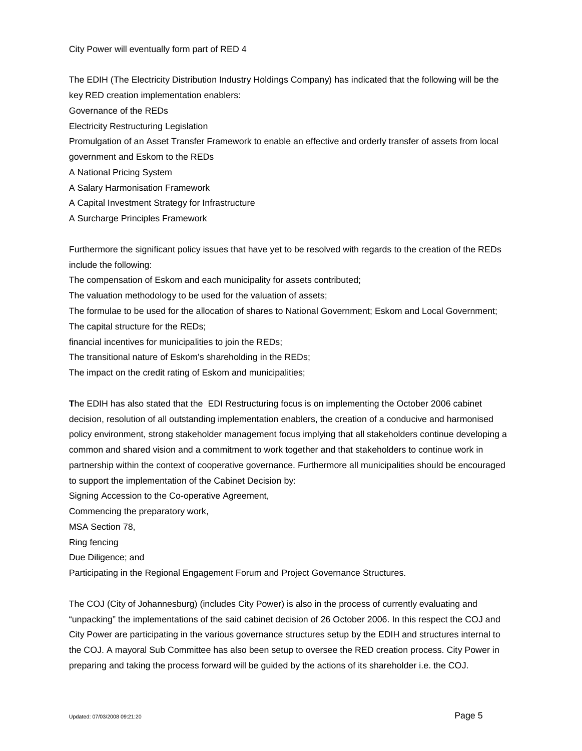City Power will eventually form part of RED 4

The EDIH (The Electricity Distribution Industry Holdings Company) has indicated that the following will be the key RED creation implementation enablers:

Governance of the REDs

Electricity Restructuring Legislation

Promulgation of an Asset Transfer Framework to enable an effective and orderly transfer of assets from local government and Eskom to the REDs

A National Pricing System

A Salary Harmonisation Framework

A Capital Investment Strategy for Infrastructure

A Surcharge Principles Framework

Furthermore the significant policy issues that have yet to be resolved with regards to the creation of the REDs include the following:

The compensation of Eskom and each municipality for assets contributed;

The valuation methodology to be used for the valuation of assets;

The formulae to be used for the allocation of shares to National Government; Eskom and Local Government;

The capital structure for the REDs;

financial incentives for municipalities to join the REDs;

The transitional nature of Eskom's shareholding in the REDs;

The impact on the credit rating of Eskom and municipalities;

**T**he EDIH has also stated that the EDI Restructuring focus is on implementing the October 2006 cabinet decision, resolution of all outstanding implementation enablers, the creation of a conducive and harmonised policy environment, strong stakeholder management focus implying that all stakeholders continue developing a common and shared vision and a commitment to work together and that stakeholders to continue work in partnership within the context of cooperative governance. Furthermore all municipalities should be encouraged to support the implementation of the Cabinet Decision by:

Signing Accession to the Co-operative Agreement,

Commencing the preparatory work,

MSA Section 78,

Ring fencing

Due Diligence; and

Participating in the Regional Engagement Forum and Project Governance Structures.

The COJ (City of Johannesburg) (includes City Power) is also in the process of currently evaluating and "unpacking" the implementations of the said cabinet decision of 26 October 2006. In this respect the COJ and City Power are participating in the various governance structures setup by the EDIH and structures internal to the COJ. A mayoral Sub Committee has also been setup to oversee the RED creation process. City Power in preparing and taking the process forward will be guided by the actions of its shareholder i.e. the COJ.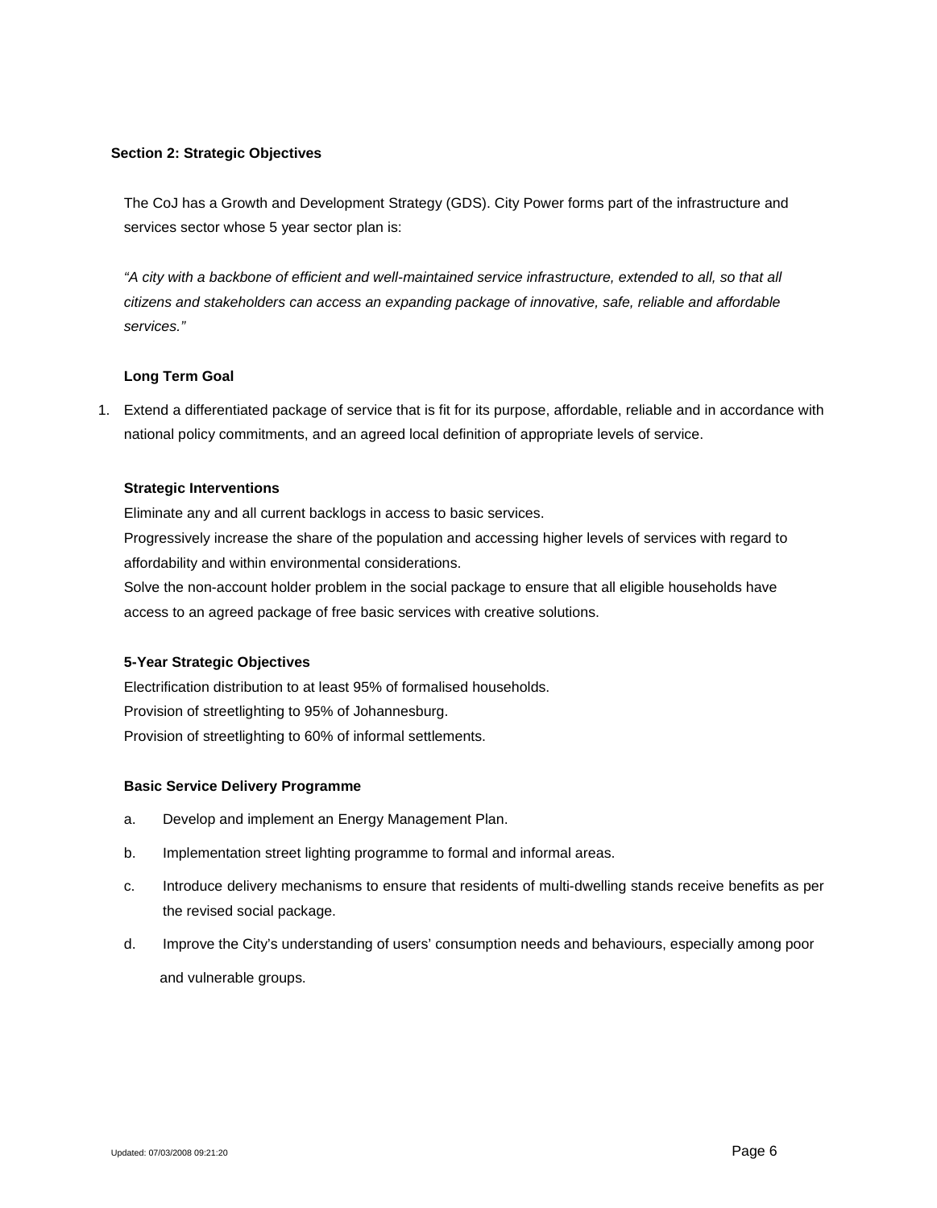## Section 2: Strategic Objectives

The CoJ has a Growth and Development Strategy (GDS). City Power forms part of the infrastructure and services sector whose 5 year sector plan is:

*"A city with a backbone of efficient and well-maintained service infrastructure, extended to all, so that all citizens and stakeholders can access an expanding package of innovative, safe, reliable and affordable services."*

### Long Term Goal

1. Extend a differentiated package of service that is fit for its purpose, affordable, reliable and in accordance with national policy commitments, and an agreed local definition of appropriate levels of service.

### Strategic Interventions

Eliminate any and all current backlogs in access to basic services.

Progressively increase the share of the population and accessing higher levels of services with regard to affordability and within environmental considerations.

Solve the non-account holder problem in the social package to ensure that all eligible households have access to an agreed package of free basic services with creative solutions.

### 5-Year Strategic Objectives

Electrification distribution to at least 95% of formalised households.

Provision of streetlighting to 95% of Johannesburg.

Provision of streetlighting to 60% of informal settlements.

### Basic Service Delivery Programme

a. Develop and implement an Energy Management Plan.

b. Implementation street lighting programme to formal and informal areas.

c. Introduce delivery mechanisms to ensure that residents of multi-dwelling stands receive benefits as per the revised social package.

d. Improve the City's understanding of users' consumption needs and behaviours, especially among poor and vulnerable groups.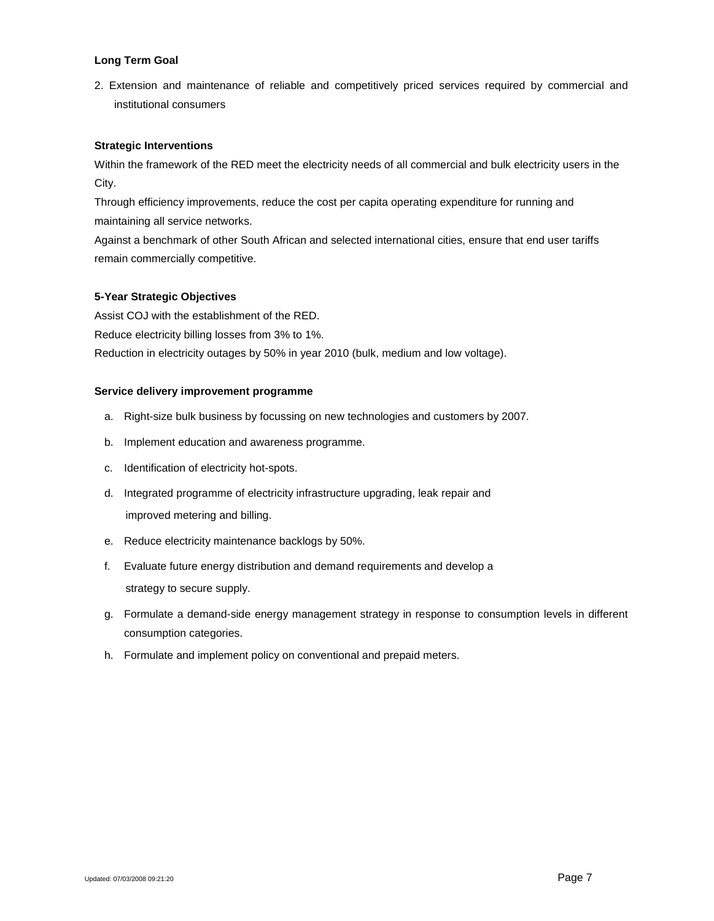**Long Term Goal**

2. Extension and maintenance of reliable and competitively priced services required by commercial and institutional consumers

**Strategic Interventions**

Within the framework of the RED meet the electricity needs of all commercial and bulk electricity users in the City.

Through efficiency improvements, reduce the cost per capita operating expenditure for running and maintaining all service networks.

Against a benchmark of other South African and selected international cities, ensure that end user tariffs remain commercially competitive.

**5-Year Strategic Objectives**

Assist COJ with the establishment of the RED.

Reduce electricity billing losses from 3% to 1%.

Reduction in electricity outages by 50% in year 2010 (bulk, medium and low voltage).

**Service delivery improvement programme**

a. Right-size bulk business by focussing on new technologies and customers by 2007.
b. Implement education and awareness programme.
c. Identification of electricity hot-spots.
d. Integrated programme of electricity infrastructure upgrading, leak repair and improved metering and billing.
e. Reduce electricity maintenance backlogs by 50%.
f. Evaluate future energy distribution and demand requirements and develop a strategy to secure supply.
g. Formulate a demand-side energy management strategy in response to consumption levels in different consumption categories.
h. Formulate and implement policy on conventional and prepaid meters.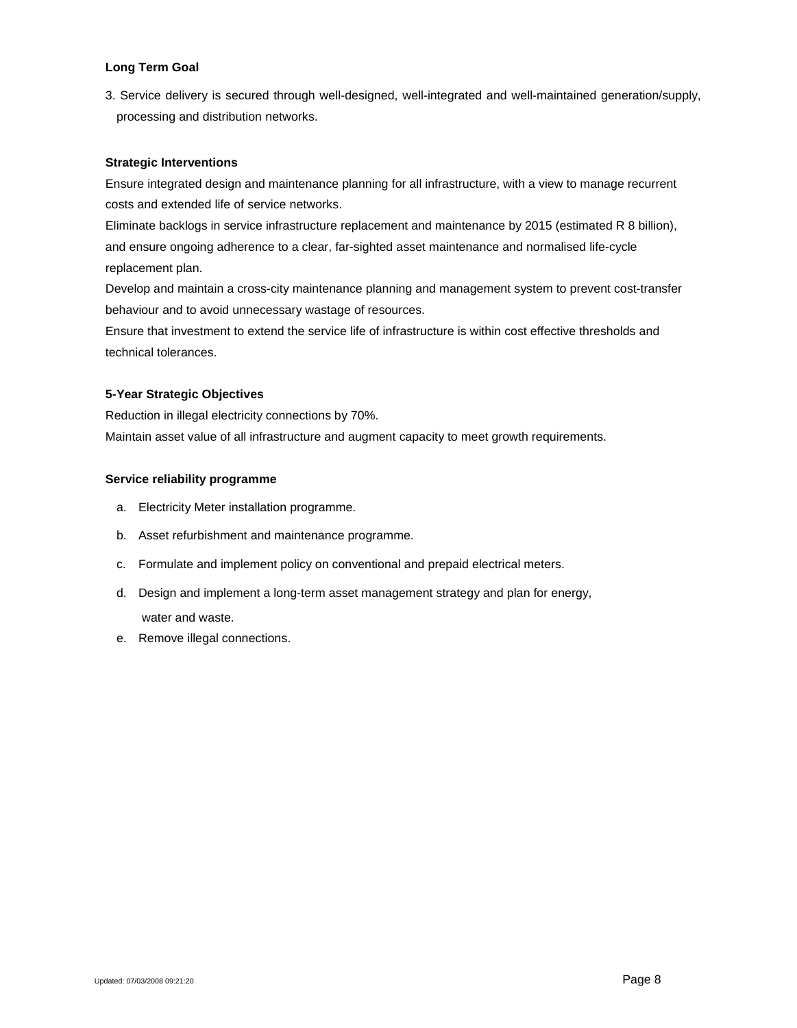**Long Term Goal**

3. Service delivery is secured through well-designed, well-integrated and well-maintained generation/supply, processing and distribution networks.

**Strategic Interventions**

Ensure integrated design and maintenance planning for all infrastructure, with a view to manage recurrent costs and extended life of service networks.

Eliminate backlogs in service infrastructure replacement and maintenance by 2015 (estimated R 8 billion), and ensure ongoing adherence to a clear, far-sighted asset maintenance and normalised life-cycle replacement plan.

Develop and maintain a cross-city maintenance planning and management system to prevent cost-transfer behaviour and to avoid unnecessary wastage of resources.

Ensure that investment to extend the service life of infrastructure is within cost effective thresholds and technical tolerances.

**5-Year Strategic Objectives**

Reduction in illegal electricity connections by 70%.

Maintain asset value of all infrastructure and augment capacity to meet growth requirements.

**Service reliability programme**

a. Electricity Meter installation programme.
b. Asset refurbishment and maintenance programme.
c. Formulate and implement policy on conventional and prepaid electrical meters.
d. Design and implement a long-term asset management strategy and plan for energy, water and waste.
e. Remove illegal connections.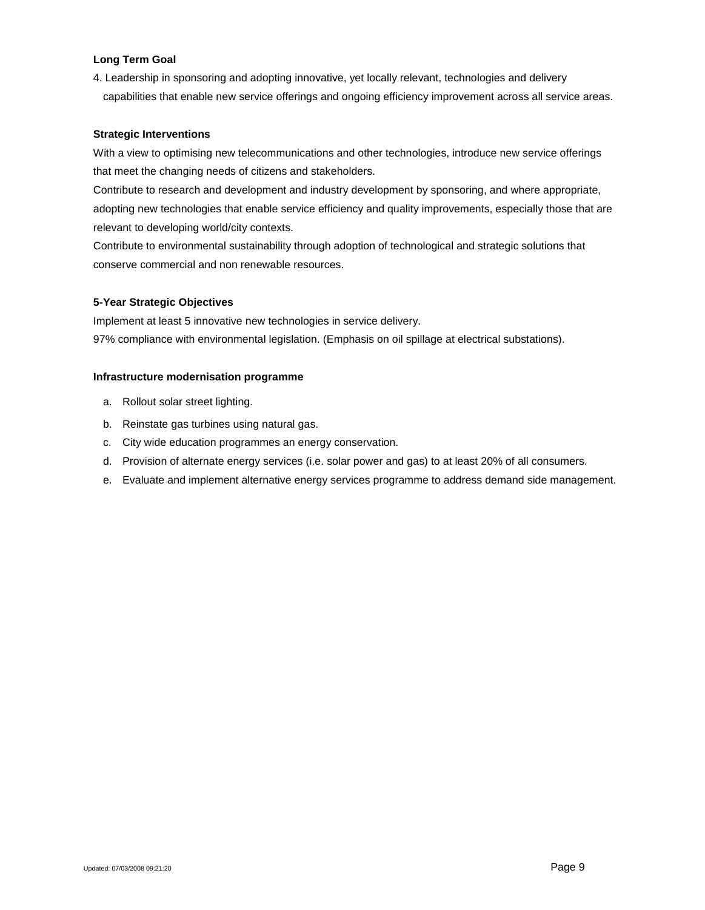**Long Term Goal**

4. Leadership in sponsoring and adopting innovative, yet locally relevant, technologies and delivery capabilities that enable new service offerings and ongoing efficiency improvement across all service areas.

**Strategic Interventions**

With a view to optimising new telecommunications and other technologies, introduce new service offerings that meet the changing needs of citizens and stakeholders.

Contribute to research and development and industry development by sponsoring, and where appropriate, adopting new technologies that enable service efficiency and quality improvements, especially those that are relevant to developing world/city contexts.

Contribute to environmental sustainability through adoption of technological and strategic solutions that conserve commercial and non renewable resources.

**5-Year Strategic Objectives**

Implement at least 5 innovative new technologies in service delivery.

97% compliance with environmental legislation. (Emphasis on oil spillage at electrical substations).

**Infrastructure modernisation programme**

a. Rollout solar street lighting.
b. Reinstate gas turbines using natural gas.
c. City wide education programmes an energy conservation.
d. Provision of alternate energy services (i.e. solar power and gas) to at least 20% of all consumers.
e. Evaluate and implement alternative energy services programme to address demand side management.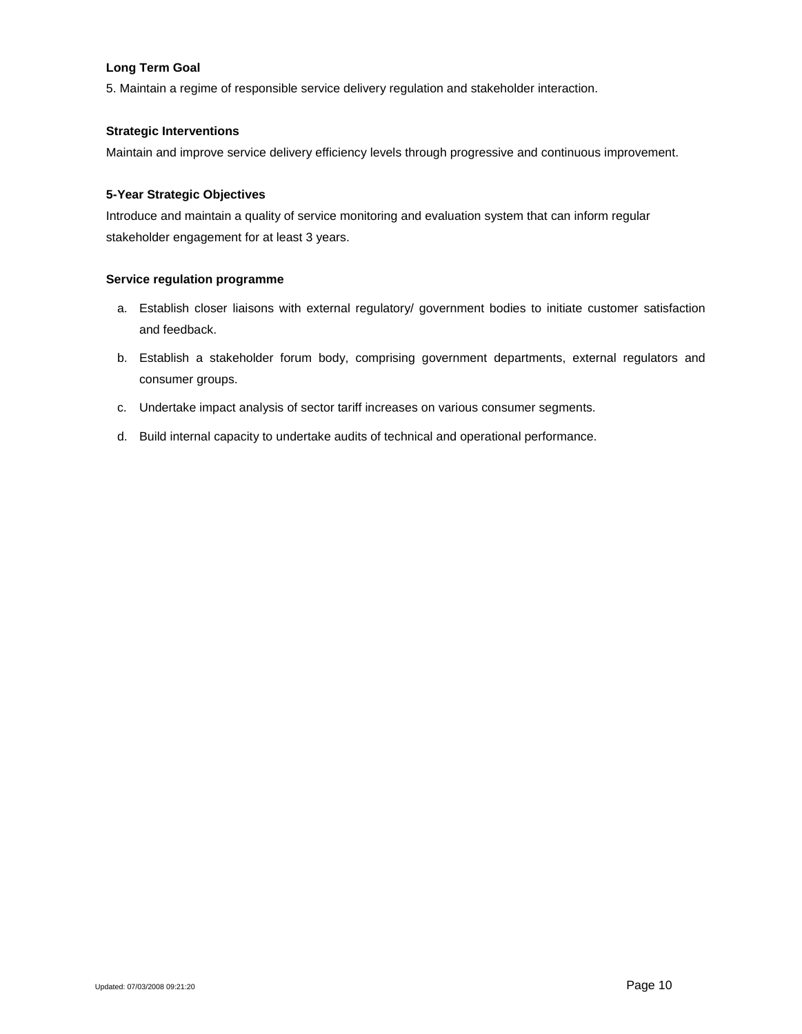**Long Term Goal**

5. Maintain a regime of responsible service delivery regulation and stakeholder interaction.

**Strategic Interventions**

Maintain and improve service delivery efficiency levels through progressive and continuous improvement.

**5-Year Strategic Objectives**

Introduce and maintain a quality of service monitoring and evaluation system that can inform regular stakeholder engagement for at least 3 years.

**Service regulation programme**

a. Establish closer liaisons with external regulatory/ government bodies to initiate customer satisfaction and feedback.
b. Establish a stakeholder forum body, comprising government departments, external regulators and consumer groups.
c. Undertake impact analysis of sector tariff increases on various consumer segments.
d. Build internal capacity to undertake audits of technical and operational performance.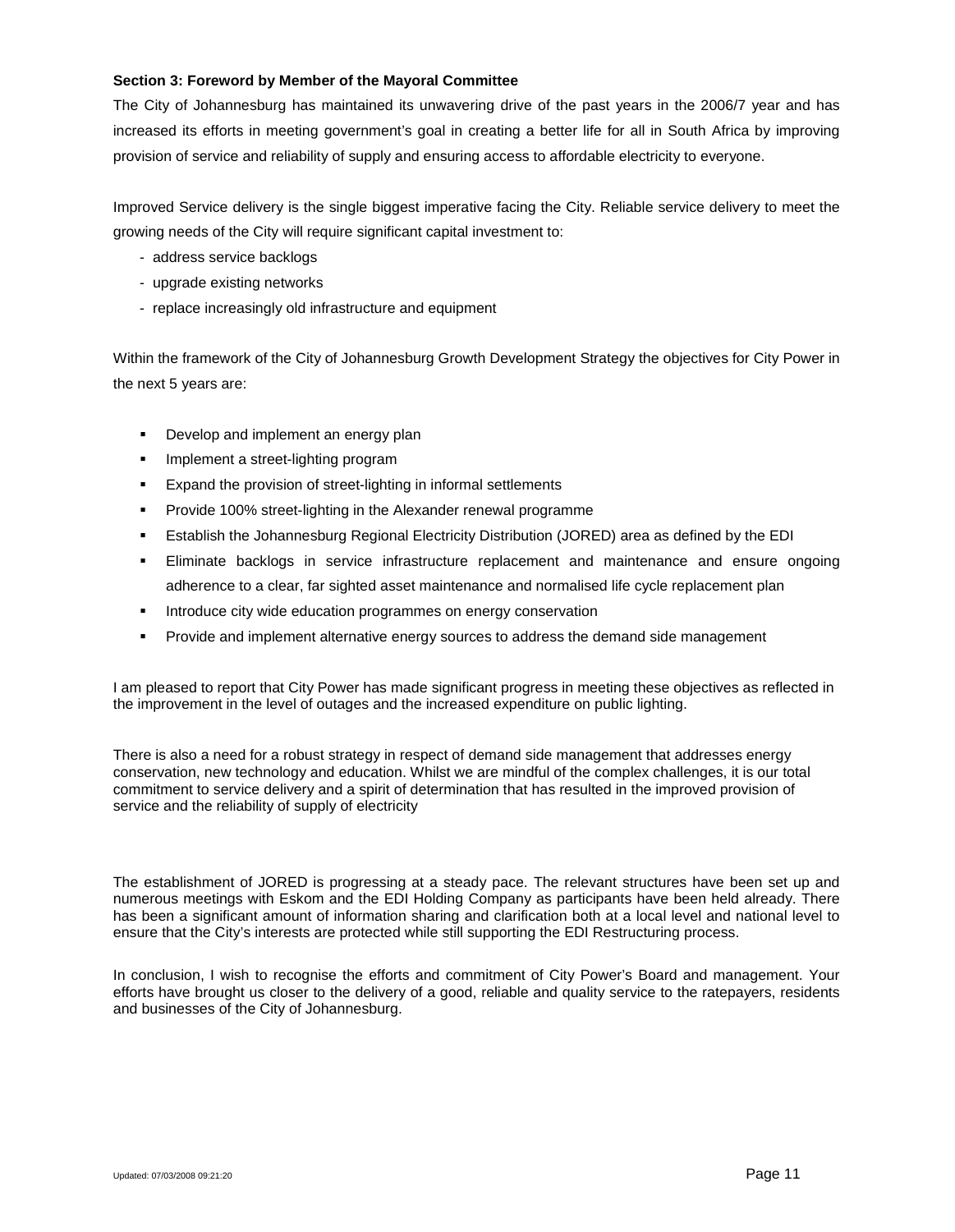**Section 3: Foreword by Member of the Mayoral Committee**

The City of Johannesburg has maintained its unwavering drive of the past years in the 2006/7 year and has increased its efforts in meeting government's goal in creating a better life for all in South Africa by improving provision of service and reliability of supply and ensuring access to affordable electricity to everyone.

Improved Service delivery is the single biggest imperative facing the City. Reliable service delivery to meet the growing needs of the City will require significant capital investment to:

- address service backlogs
- upgrade existing networks
- replace increasingly old infrastructure and equipment

Within the framework of the City of Johannesburg Growth Development Strategy the objectives for City Power in the next 5 years are:

- Develop and implement an energy plan
- Implement a street-lighting program
- Expand the provision of street-lighting in informal settlements
- Provide 100% street-lighting in the Alexander renewal programme
- Establish the Johannesburg Regional Electricity Distribution (JORED) area as defined by the EDI
- Eliminate backlogs in service infrastructure replacement and maintenance and ensure ongoing adherence to a clear, far sighted asset maintenance and normalised life cycle replacement plan
- Introduce city wide education programmes on energy conservation
- Provide and implement alternative energy sources to address the demand side management

I am pleased to report that City Power has made significant progress in meeting these objectives as reflected in the improvement in the level of outages and the increased expenditure on public lighting.

There is also a need for a robust strategy in respect of demand side management that addresses energy conservation, new technology and education. Whilst we are mindful of the complex challenges, it is our total commitment to service delivery and a spirit of determination that has resulted in the improved provision of service and the reliability of supply of electricity

The establishment of JORED is progressing at a steady pace. The relevant structures have been set up and numerous meetings with Eskom and the EDI Holding Company as participants have been held already. There has been a significant amount of information sharing and clarification both at a local level and national level to ensure that the City's interests are protected while still supporting the EDI Restructuring process.

In conclusion, I wish to recognise the efforts and commitment of City Power's Board and management. Your efforts have brought us closer to the delivery of a good, reliable and quality service to the ratepayers, residents and businesses of the City of Johannesburg.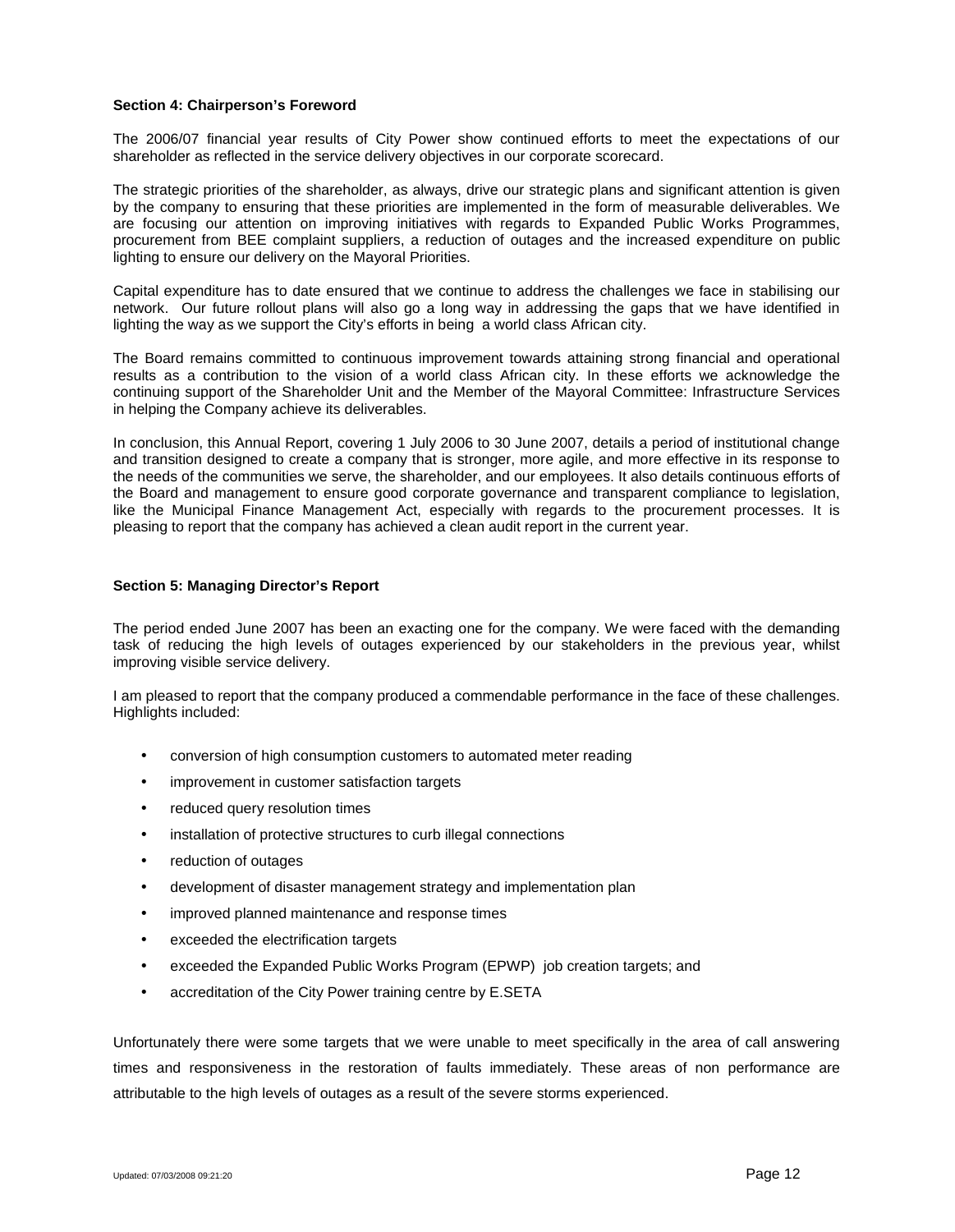**Section 4: Chairperson's Foreword**

The 2006/07 financial year results of City Power show continued efforts to meet the expectations of our shareholder as reflected in the service delivery objectives in our corporate scorecard.

The strategic priorities of the shareholder, as always, drive our strategic plans and significant attention is given by the company to ensuring that these priorities are implemented in the form of measurable deliverables. We are focusing our attention on improving initiatives with regards to Expanded Public Works Programmes, procurement from BEE complaint suppliers, a reduction of outages and the increased expenditure on public lighting to ensure our delivery on the Mayoral Priorities.

Capital expenditure has to date ensured that we continue to address the challenges we face in stabilising our network. Our future rollout plans will also go a long way in addressing the gaps that we have identified in lighting the way as we support the City's efforts in being a world class African city.

The Board remains committed to continuous improvement towards attaining strong financial and operational results as a contribution to the vision of a world class African city. In these efforts we acknowledge the continuing support of the Shareholder Unit and the Member of the Mayoral Committee: Infrastructure Services in helping the Company achieve its deliverables.

In conclusion, this Annual Report, covering 1 July 2006 to 30 June 2007, details a period of institutional change and transition designed to create a company that is stronger, more agile, and more effective in its response to the needs of the communities we serve, the shareholder, and our employees. It also details continuous efforts of the Board and management to ensure good corporate governance and transparent compliance to legislation, like the Municipal Finance Management Act, especially with regards to the procurement processes. It is pleasing to report that the company has achieved a clean audit report in the current year.

**Section 5: Managing Director's Report**

The period ended June 2007 has been an exacting one for the company. We were faced with the demanding task of reducing the high levels of outages experienced by our stakeholders in the previous year, whilst improving visible service delivery.

I am pleased to report that the company produced a commendable performance in the face of these challenges. Highlights included:

- conversion of high consumption customers to automated meter reading
- improvement in customer satisfaction targets
- reduced query resolution times
- installation of protective structures to curb illegal connections
- reduction of outages
- development of disaster management strategy and implementation plan
- improved planned maintenance and response times
- exceeded the electrification targets
- exceeded the Expanded Public Works Program (EPWP) job creation targets; and
- accreditation of the City Power training centre by E.SETA

Unfortunately there were some targets that we were unable to meet specifically in the area of call answering times and responsiveness in the restoration of faults immediately. These areas of non performance are attributable to the high levels of outages as a result of the severe storms experienced.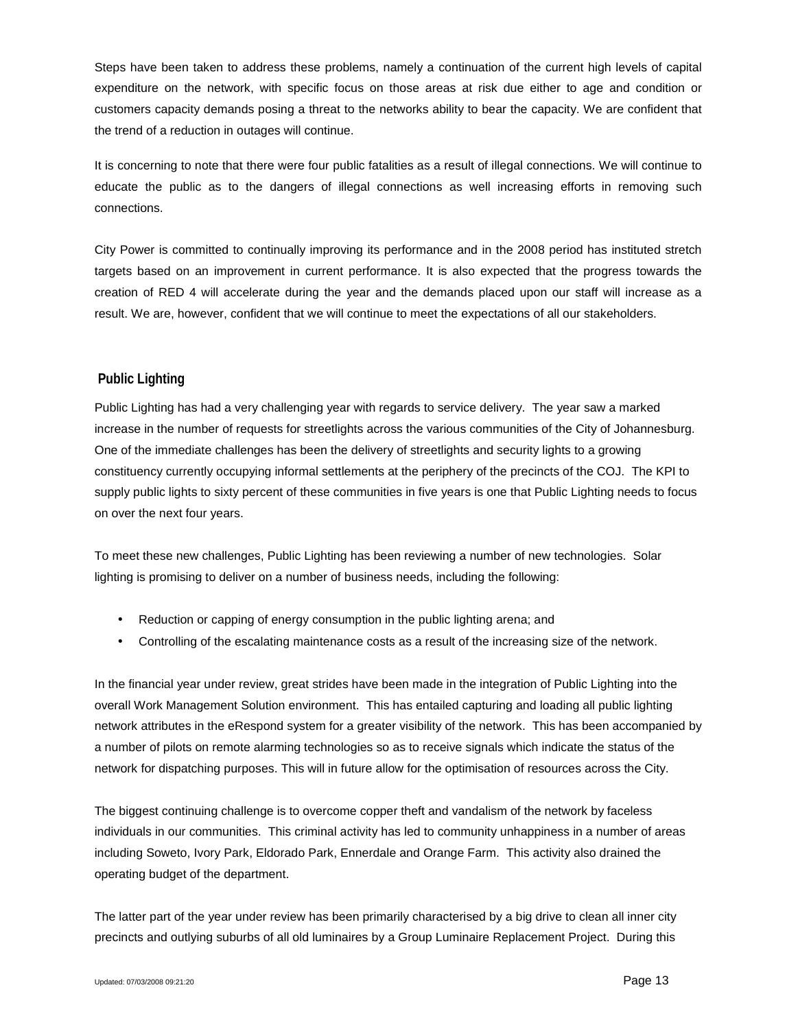Steps have been taken to address these problems, namely a continuation of the current high levels of capital expenditure on the network, with specific focus on those areas at risk due either to age and condition or customers capacity demands posing a threat to the networks ability to bear the capacity. We are confident that the trend of a reduction in outages will continue.

It is concerning to note that there were four public fatalities as a result of illegal connections. We will continue to educate the public as to the dangers of illegal connections as well increasing efforts in removing such connections.

City Power is committed to continually improving its performance and in the 2008 period has instituted stretch targets based on an improvement in current performance. It is also expected that the progress towards the creation of RED 4 will accelerate during the year and the demands placed upon our staff will increase as a result. We are, however, confident that we will continue to meet the expectations of all our stakeholders.

## Public Lighting

Public Lighting has had a very challenging year with regards to service delivery. The year saw a marked increase in the number of requests for streetlights across the various communities of the City of Johannesburg. One of the immediate challenges has been the delivery of streetlights and security lights to a growing constituency currently occupying informal settlements at the periphery of the precincts of the COJ. The KPI to supply public lights to sixty percent of these communities in five years is one that Public Lighting needs to focus on over the next four years.

To meet these new challenges, Public Lighting has been reviewing a number of new technologies. Solar lighting is promising to deliver on a number of business needs, including the following:

- Reduction or capping of energy consumption in the public lighting arena; and
- Controlling of the escalating maintenance costs as a result of the increasing size of the network.

In the financial year under review, great strides have been made in the integration of Public Lighting into the overall Work Management Solution environment. This has entailed capturing and loading all public lighting network attributes in the eRespond system for a greater visibility of the network. This has been accompanied by a number of pilots on remote alarming technologies so as to receive signals which indicate the status of the network for dispatching purposes. This will in future allow for the optimisation of resources across the City.

The biggest continuing challenge is to overcome copper theft and vandalism of the network by faceless individuals in our communities. This criminal activity has led to community unhappiness in a number of areas including Soweto, Ivory Park, Eldorado Park, Ennerdale and Orange Farm. This activity also drained the operating budget of the department.

The latter part of the year under review has been primarily characterised by a big drive to clean all inner city precincts and outlying suburbs of all old luminaires by a Group Luminaire Replacement Project. During this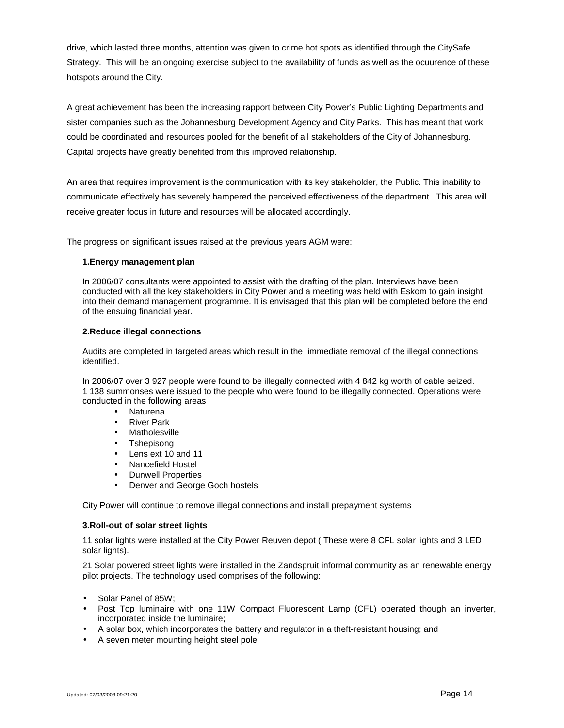drive, which lasted three months, attention was given to crime hot spots as identified through the CitySafe Strategy. This will be an ongoing exercise subject to the availability of funds as well as the ocuurence of these hotspots around the City.

A great achievement has been the increasing rapport between City Power's Public Lighting Departments and sister companies such as the Johannesburg Development Agency and City Parks. This has meant that work could be coordinated and resources pooled for the benefit of all stakeholders of the City of Johannesburg. Capital projects have greatly benefited from this improved relationship.

An area that requires improvement is the communication with its key stakeholder, the Public. This inability to communicate effectively has severely hampered the perceived effectiveness of the department. This area will receive greater focus in future and resources will be allocated accordingly.

The progress on significant issues raised at the previous years AGM were:

**1.Energy management plan**

In 2006/07 consultants were appointed to assist with the drafting of the plan. Interviews have been conducted with all the key stakeholders in City Power and a meeting was held with Eskom to gain insight into their demand management programme. It is envisaged that this plan will be completed before the end of the ensuing financial year.

**2.Reduce illegal connections**

Audits are completed in targeted areas which result in the immediate removal of the illegal connections identified.

In 2006/07 over 3 927 people were found to be illegally connected with 4 842 kg worth of cable seized. 1 138 summonses were issued to the people who were found to be illegally connected. Operations were conducted in the following areas

- Naturena
- River Park
- Matholesville
- Tshepisong
- Lens ext 10 and 11
- Nancefield Hostel
- Dunwell Properties
- Denver and George Goch hostels

City Power will continue to remove illegal connections and install prepayment systems

**3.Roll-out of solar street lights**

11 solar lights were installed at the City Power Reuven depot ( These were 8 CFL solar lights and 3 LED solar lights).

21 Solar powered street lights were installed in the Zandspruit informal community as an renewable energy pilot projects. The technology used comprises of the following:

- Solar Panel of 85W;
- Post Top luminaire with one 11W Compact Fluorescent Lamp (CFL) operated though an inverter, incorporated inside the luminaire;
- A solar box, which incorporates the battery and regulator in a theft-resistant housing; and
- A seven meter mounting height steel pole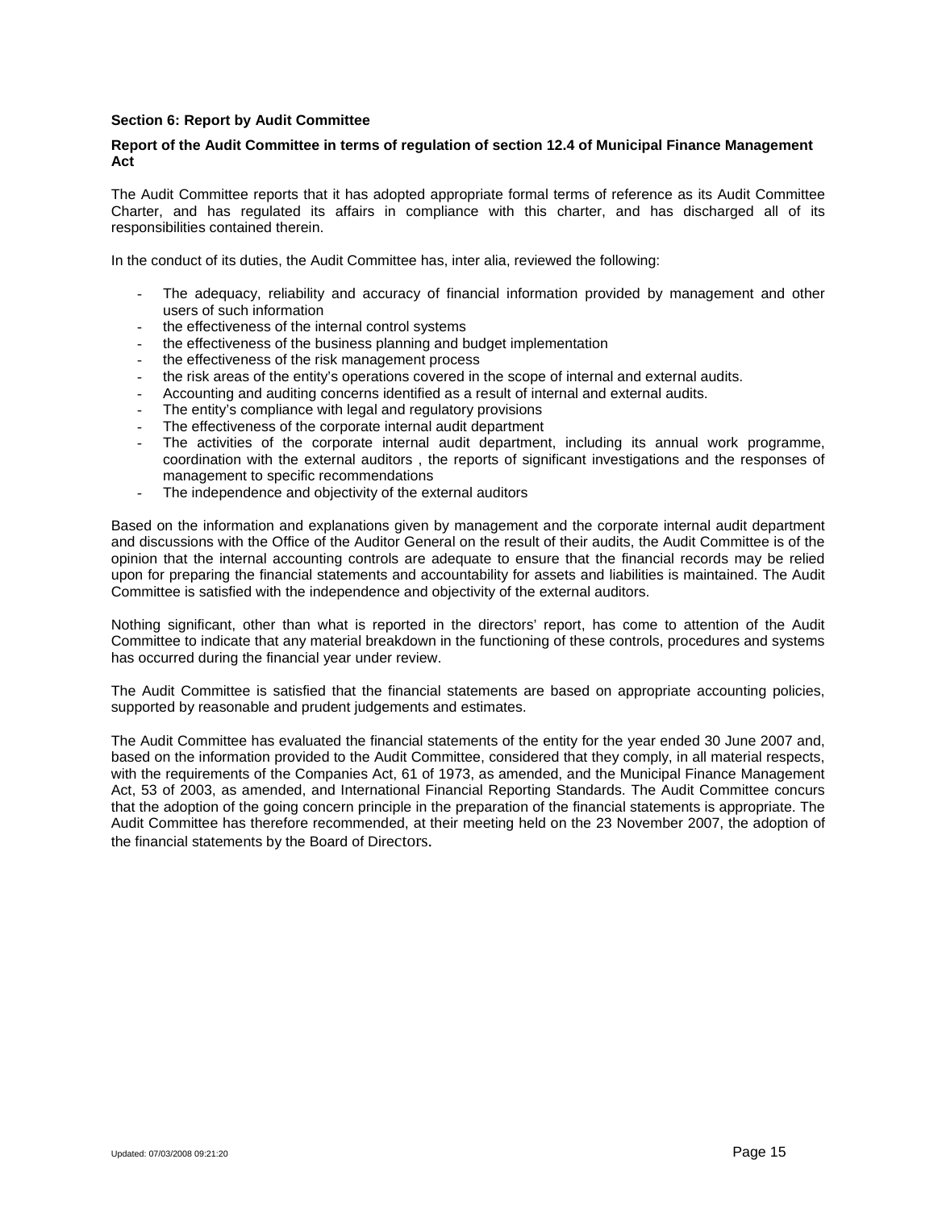## Section 6: Report by Audit Committee

### Report of the Audit Committee in terms of regulation of section 12.4 of Municipal Finance Management Act

The Audit Committee reports that it has adopted appropriate formal terms of reference as its Audit Committee Charter, and has regulated its affairs in compliance with this charter, and has discharged all of its responsibilities contained therein.

In the conduct of its duties, the Audit Committee has, inter alia, reviewed the following:

- The adequacy, reliability and accuracy of financial information provided by management and other users of such information
- the effectiveness of the internal control systems
- the effectiveness of the business planning and budget implementation
- the effectiveness of the risk management process
- the risk areas of the entity's operations covered in the scope of internal and external audits.
- Accounting and auditing concerns identified as a result of internal and external audits.
- The entity's compliance with legal and regulatory provisions
- The effectiveness of the corporate internal audit department
- The activities of the corporate internal audit department, including its annual work programme, coordination with the external auditors , the reports of significant investigations and the responses of management to specific recommendations
- The independence and objectivity of the external auditors

Based on the information and explanations given by management and the corporate internal audit department and discussions with the Office of the Auditor General on the result of their audits, the Audit Committee is of the opinion that the internal accounting controls are adequate to ensure that the financial records may be relied upon for preparing the financial statements and accountability for assets and liabilities is maintained. The Audit Committee is satisfied with the independence and objectivity of the external auditors.

Nothing significant, other than what is reported in the directors' report, has come to attention of the Audit Committee to indicate that any material breakdown in the functioning of these controls, procedures and systems has occurred during the financial year under review.

The Audit Committee is satisfied that the financial statements are based on appropriate accounting policies, supported by reasonable and prudent judgements and estimates.

The Audit Committee has evaluated the financial statements of the entity for the year ended 30 June 2007 and, based on the information provided to the Audit Committee, considered that they comply, in all material respects, with the requirements of the Companies Act, 61 of 1973, as amended, and the Municipal Finance Management Act, 53 of 2003, as amended, and International Financial Reporting Standards. The Audit Committee concurs that the adoption of the going concern principle in the preparation of the financial statements is appropriate. The Audit Committee has therefore recommended, at their meeting held on the 23 November 2007, the adoption of the financial statements by the Board of Directors.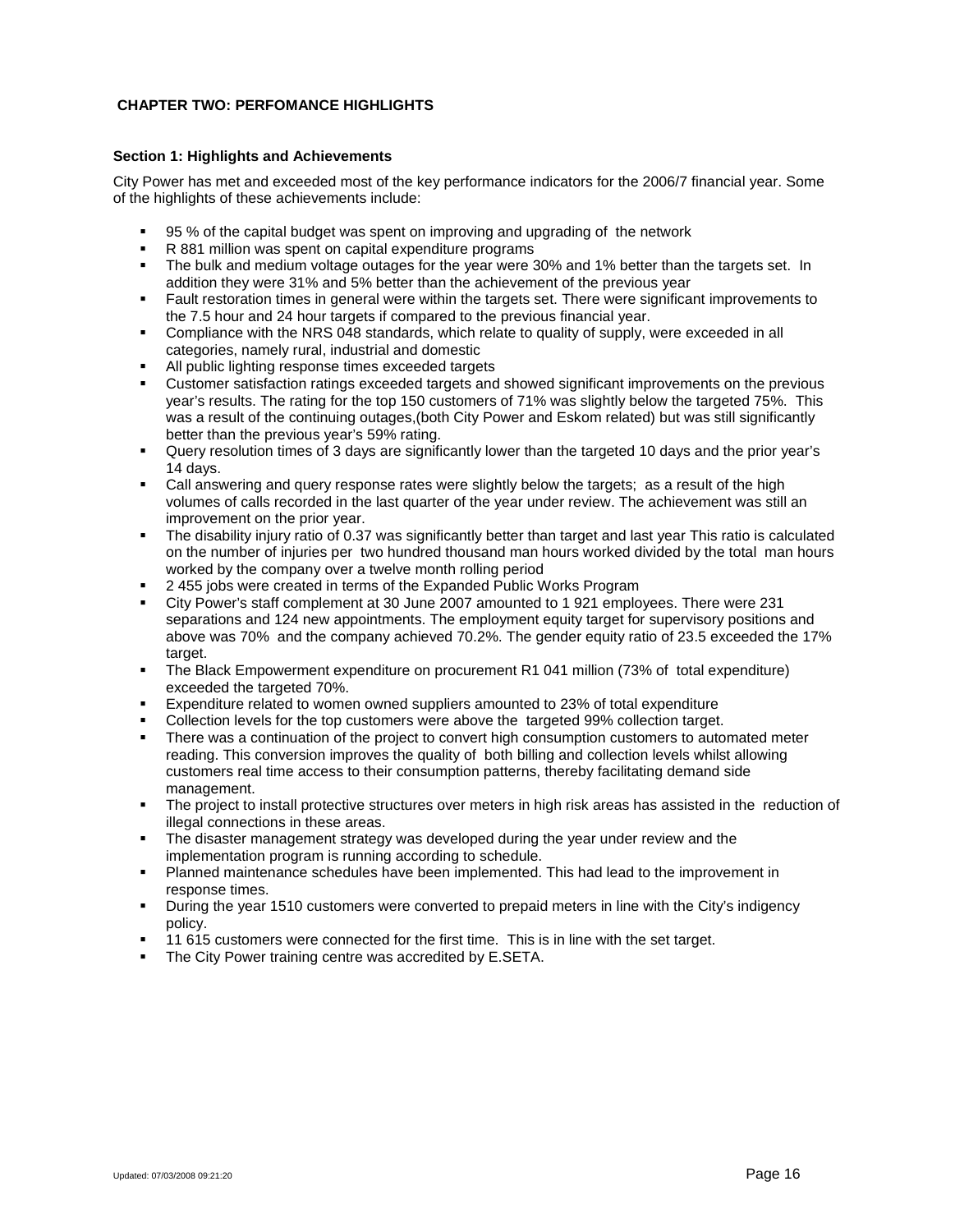## CHAPTER TWO: PERFOMANCE HIGHLIGHTS

### Section 1: Highlights and Achievements

City Power has met and exceeded most of the key performance indicators for the 2006/7 financial year. Some of the highlights of these achievements include:

- 95 % of the capital budget was spent on improving and upgrading of the network
- R 881 million was spent on capital expenditure programs
- The bulk and medium voltage outages for the year were 30% and 1% better than the targets set. In addition they were 31% and 5% better than the achievement of the previous year
- Fault restoration times in general were within the targets set. There were significant improvements to the 7.5 hour and 24 hour targets if compared to the previous financial year.
- Compliance with the NRS 048 standards, which relate to quality of supply, were exceeded in all categories, namely rural, industrial and domestic
- All public lighting response times exceeded targets
- Customer satisfaction ratings exceeded targets and showed significant improvements on the previous year's results. The rating for the top 150 customers of 71% was slightly below the targeted 75%. This was a result of the continuing outages,(both City Power and Eskom related) but was still significantly better than the previous year's 59% rating.
- Query resolution times of 3 days are significantly lower than the targeted 10 days and the prior year's 14 days.
- Call answering and query response rates were slightly below the targets; as a result of the high volumes of calls recorded in the last quarter of the year under review. The achievement was still an improvement on the prior year.
- The disability injury ratio of 0.37 was significantly better than target and last year This ratio is calculated on the number of injuries per two hundred thousand man hours worked divided by the total man hours worked by the company over a twelve month rolling period
- 2 455 jobs were created in terms of the Expanded Public Works Program
- City Power's staff complement at 30 June 2007 amounted to 1 921 employees. There were 231 separations and 124 new appointments. The employment equity target for supervisory positions and above was 70% and the company achieved 70.2%. The gender equity ratio of 23.5 exceeded the 17% target.
- The Black Empowerment expenditure on procurement R1 041 million (73% of total expenditure) exceeded the targeted 70%.
- Expenditure related to women owned suppliers amounted to 23% of total expenditure
- Collection levels for the top customers were above the targeted 99% collection target.
- There was a continuation of the project to convert high consumption customers to automated meter reading. This conversion improves the quality of both billing and collection levels whilst allowing customers real time access to their consumption patterns, thereby facilitating demand side management.
- The project to install protective structures over meters in high risk areas has assisted in the reduction of illegal connections in these areas.
- The disaster management strategy was developed during the year under review and the implementation program is running according to schedule.
- Planned maintenance schedules have been implemented. This had lead to the improvement in response times.
- During the year 1510 customers were converted to prepaid meters in line with the City's indigency policy.
- 11 615 customers were connected for the first time. This is in line with the set target.
- The City Power training centre was accredited by E.SETA.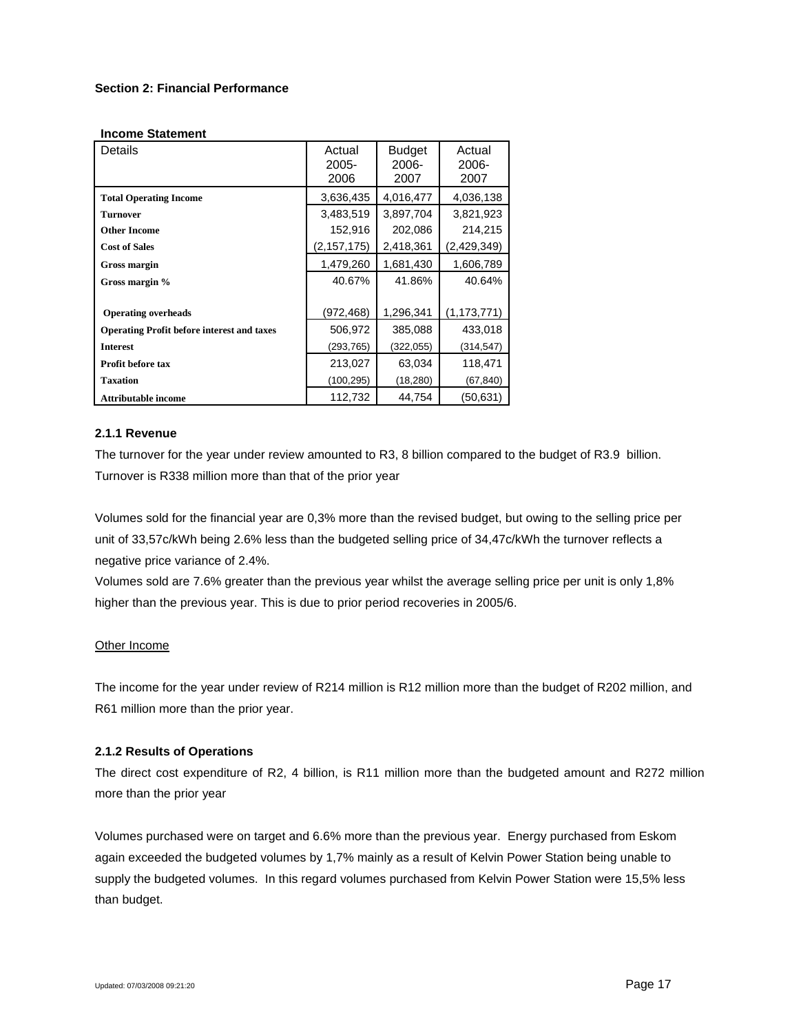**Section 2: Financial Performance**

**Income Statement**

| Details | Actual 2005-2006 | Budget 2006-2007 | Actual 2006-2007 |
|---|---|---|---|
| **Total Operating Income** | 3,636,435 | 4,016,477 | 4,036,138 |
| **Turnover** | 3,483,519 | 3,897,704 | 3,821,923 |
| **Other Income** | 152,916 | 202,086 | 214,215 |
| **Cost of Sales** | (2,157,175) | 2,418,361 | (2,429,349) |
| **Gross margin** | 1,479,260 | 1,681,430 | 1,606,789 |
| **Gross margin %** | 40.67% | 41.86% | 40.64% |
| **Operating overheads** | (972,468) | 1,296,341 | (1,173,771) |
| **Operating Profit before interest and taxes** | 506,972 | 385,088 | 433,018 |
| **Interest** | (293,765) | (322,055) | (314,547) |
| **Profit before tax** | 213,027 | 63,034 | 118,471 |
| **Taxation** | (100,295) | (18,280) | (67,840) |
| **Attributable income** | 112,732 | 44,754 | (50,631) |

**2.1.1 Revenue**

The turnover for the year under review amounted to R3, 8 billion compared to the budget of R3.9 billion. Turnover is R338 million more than that of the prior year

Volumes sold for the financial year are 0,3% more than the revised budget, but owing to the selling price per unit of 33,57c/kWh being 2.6% less than the budgeted selling price of 34,47c/kWh the turnover reflects a negative price variance of 2.4%.

Volumes sold are 7.6% greater than the previous year whilst the average selling price per unit is only 1,8% higher than the previous year. This is due to prior period recoveries in 2005/6.

Other Income

The income for the year under review of R214 million is R12 million more than the budget of R202 million, and R61 million more than the prior year.

**2.1.2 Results of Operations**

The direct cost expenditure of R2, 4 billion, is R11 million more than the budgeted amount and R272 million more than the prior year

Volumes purchased were on target and 6.6% more than the previous year. Energy purchased from Eskom again exceeded the budgeted volumes by 1,7% mainly as a result of Kelvin Power Station being unable to supply the budgeted volumes. In this regard volumes purchased from Kelvin Power Station were 15,5% less than budget.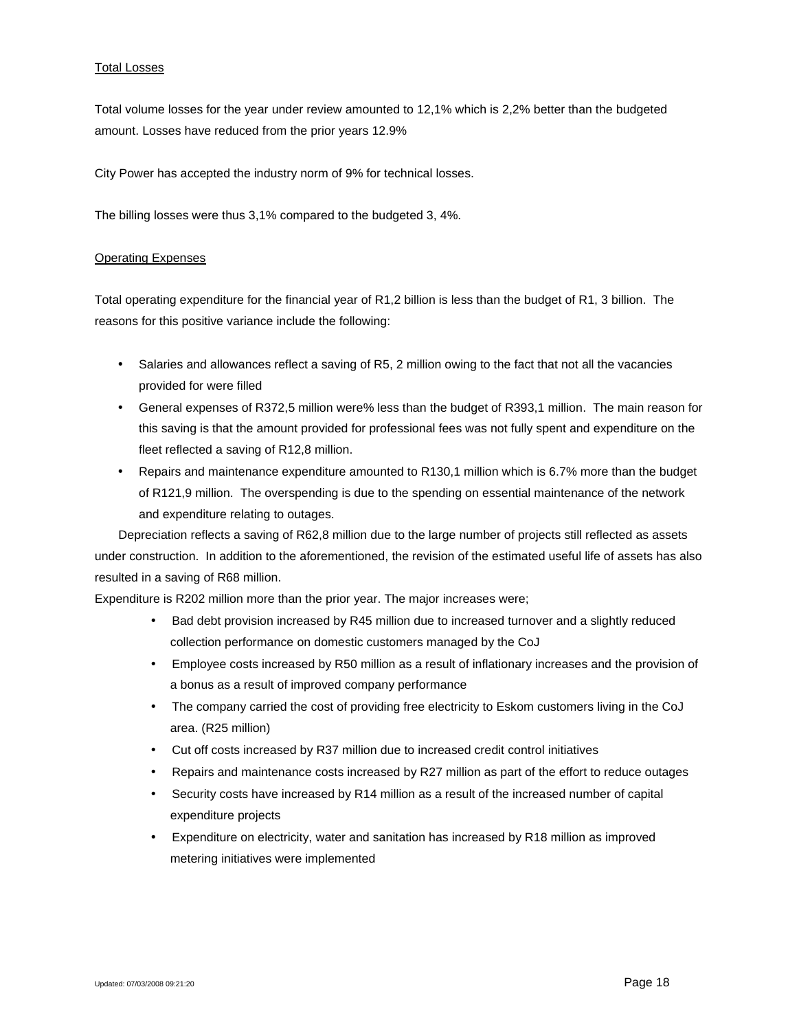Total Losses

Total volume losses for the year under review amounted to 12,1% which is 2,2% better than the budgeted amount. Losses have reduced from the prior years 12.9%

City Power has accepted the industry norm of 9% for technical losses.

The billing losses were thus 3,1% compared to the budgeted 3, 4%.

Operating Expenses

Total operating expenditure for the financial year of R1,2 billion is less than the budget of R1, 3 billion. The reasons for this positive variance include the following:

- Salaries and allowances reflect a saving of R5, 2 million owing to the fact that not all the vacancies provided for were filled
- General expenses of R372,5 million were% less than the budget of R393,1 million. The main reason for this saving is that the amount provided for professional fees was not fully spent and expenditure on the fleet reflected a saving of R12,8 million.
- Repairs and maintenance expenditure amounted to R130,1 million which is 6.7% more than the budget of R121,9 million. The overspending is due to the spending on essential maintenance of the network and expenditure relating to outages.

Depreciation reflects a saving of R62,8 million due to the large number of projects still reflected as assets under construction. In addition to the aforementioned, the revision of the estimated useful life of assets has also resulted in a saving of R68 million.

Expenditure is R202 million more than the prior year. The major increases were;

- Bad debt provision increased by R45 million due to increased turnover and a slightly reduced collection performance on domestic customers managed by the CoJ
- Employee costs increased by R50 million as a result of inflationary increases and the provision of a bonus as a result of improved company performance
- The company carried the cost of providing free electricity to Eskom customers living in the CoJ area. (R25 million)
- Cut off costs increased by R37 million due to increased credit control initiatives
- Repairs and maintenance costs increased by R27 million as part of the effort to reduce outages
- Security costs have increased by R14 million as a result of the increased number of capital expenditure projects
- Expenditure on electricity, water and sanitation has increased by R18 million as improved metering initiatives were implemented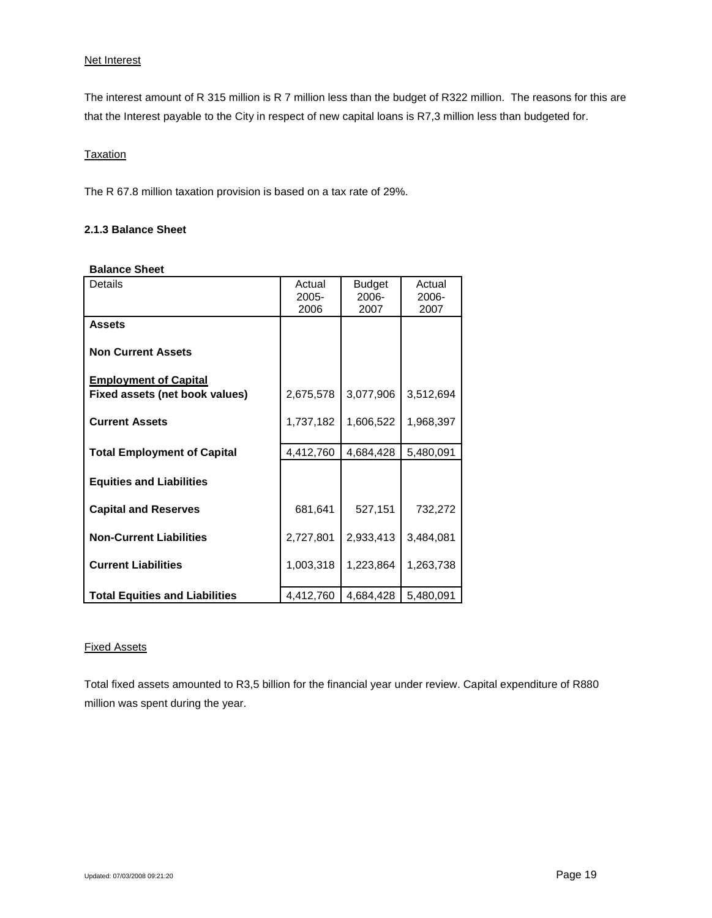Net Interest

The interest amount of R 315 million is R 7 million less than the budget of R322 million. The reasons for this are that the Interest payable to the City in respect of new capital loans is R7,3 million less than budgeted for.

Taxation

The R 67.8 million taxation provision is based on a tax rate of 29%.

### 2.1.3 Balance Sheet

**Balance Sheet**

| Details | Actual 2005-2006 | Budget 2006-2007 | Actual 2006-2007 |
|---|---|---|---|
| **Assets** | | | |
| **Non Current Assets** | | | |
| **Employment of Capital** | | | |
| **Fixed assets (net book values)** | 2,675,578 | 3,077,906 | 3,512,694 |
| **Current Assets** | 1,737,182 | 1,606,522 | 1,968,397 |
| **Total Employment of Capital** | 4,412,760 | 4,684,428 | 5,480,091 |
| **Equities and Liabilities** | | | |
| **Capital and Reserves** | 681,641 | 527,151 | 732,272 |
| **Non-Current Liabilities** | 2,727,801 | 2,933,413 | 3,484,081 |
| **Current Liabilities** | 1,003,318 | 1,223,864 | 1,263,738 |
| **Total Equities and Liabilities** | 4,412,760 | 4,684,428 | 5,480,091 |

Fixed Assets

Total fixed assets amounted to R3,5 billion for the financial year under review. Capital expenditure of R880 million was spent during the year.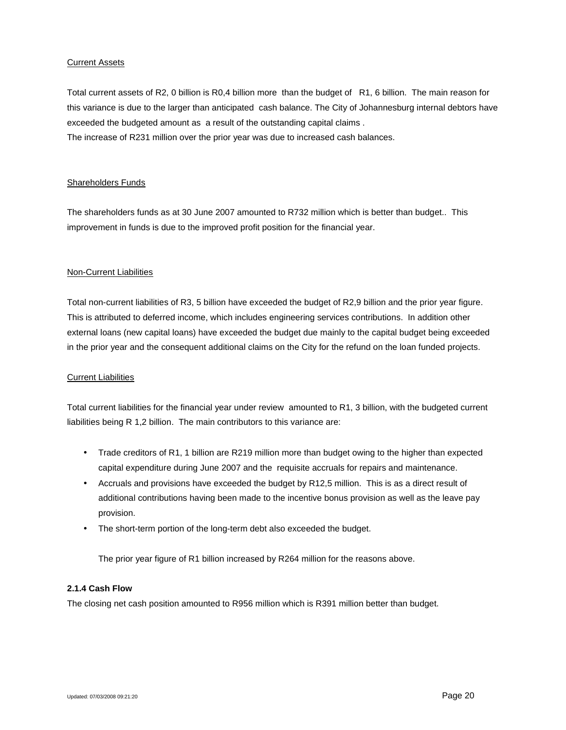Current Assets

Total current assets of R2, 0 billion is R0,4 billion more than the budget of R1, 6 billion. The main reason for this variance is due to the larger than anticipated cash balance. The City of Johannesburg internal debtors have exceeded the budgeted amount as a result of the outstanding capital claims .
The increase of R231 million over the prior year was due to increased cash balances.

Shareholders Funds

The shareholders funds as at 30 June 2007 amounted to R732 million which is better than budget.. This improvement in funds is due to the improved profit position for the financial year.

Non-Current Liabilities

Total non-current liabilities of R3, 5 billion have exceeded the budget of R2,9 billion and the prior year figure. This is attributed to deferred income, which includes engineering services contributions. In addition other external loans (new capital loans) have exceeded the budget due mainly to the capital budget being exceeded in the prior year and the consequent additional claims on the City for the refund on the loan funded projects.

Current Liabilities

Total current liabilities for the financial year under review amounted to R1, 3 billion, with the budgeted current liabilities being R 1,2 billion. The main contributors to this variance are:

- Trade creditors of R1, 1 billion are R219 million more than budget owing to the higher than expected capital expenditure during June 2007 and the requisite accruals for repairs and maintenance.
- Accruals and provisions have exceeded the budget by R12,5 million. This is as a direct result of additional contributions having been made to the incentive bonus provision as well as the leave pay provision.
- The short-term portion of the long-term debt also exceeded the budget.

The prior year figure of R1 billion increased by R264 million for the reasons above.

#### 2.1.4 Cash Flow

The closing net cash position amounted to R956 million which is R391 million better than budget.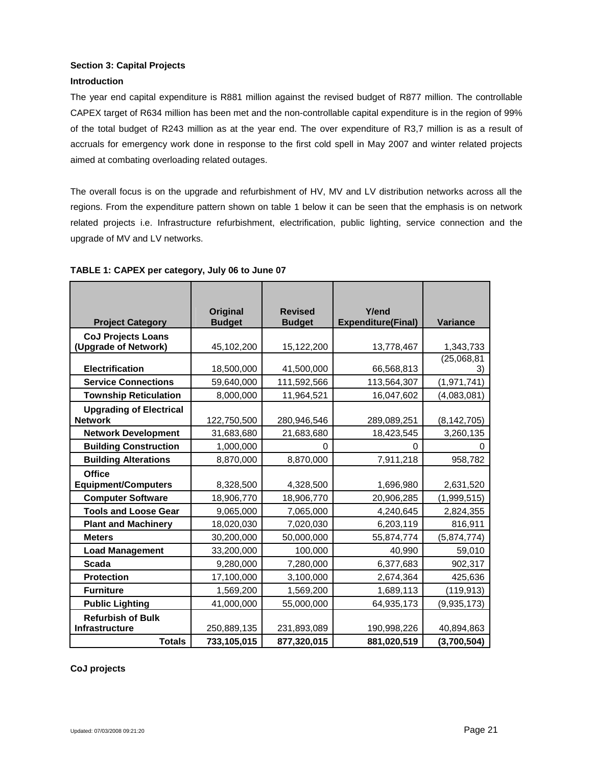**Section 3: Capital Projects**

**Introduction**

The year end capital expenditure is R881 million against the revised budget of R877 million. The controllable CAPEX target of R634 million has been met and the non-controllable capital expenditure is in the region of 99% of the total budget of R243 million as at the year end. The over expenditure of R3,7 million is as a result of accruals for emergency work done in response to the first cold spell in May 2007 and winter related projects aimed at combating overloading related outages.

The overall focus is on the upgrade and refurbishment of HV, MV and LV distribution networks across all the regions. From the expenditure pattern shown on table 1 below it can be seen that the emphasis is on network related projects i.e. Infrastructure refurbishment, electrification, public lighting, service connection and the upgrade of MV and LV networks.

**TABLE 1: CAPEX per category, July 06 to June 07**

| Project Category | Original Budget | Revised Budget | Y/end Expenditure(Final) | Variance |
|---|---|---|---|---|
| **CoJ Projects Loans (Upgrade of Network)** | 45,102,200 | 15,122,200 | 13,778,467 | 1,343,733 |
| **Electrification** | 18,500,000 | 41,500,000 | 66,568,813 | (25,068,813) |
| **Service Connections** | 59,640,000 | 111,592,566 | 113,564,307 | (1,971,741) |
| **Township Reticulation** | 8,000,000 | 11,964,521 | 16,047,602 | (4,083,081) |
| **Upgrading of Electrical Network** | 122,750,500 | 280,946,546 | 289,089,251 | (8,142,705) |
| **Network Development** | 31,683,680 | 21,683,680 | 18,423,545 | 3,260,135 |
| **Building Construction** | 1,000,000 | 0 | 0 | 0 |
| **Building Alterations** | 8,870,000 | 8,870,000 | 7,911,218 | 958,782 |
| **Office Equipment/Computers** | 8,328,500 | 4,328,500 | 1,696,980 | 2,631,520 |
| **Computer Software** | 18,906,770 | 18,906,770 | 20,906,285 | (1,999,515) |
| **Tools and Loose Gear** | 9,065,000 | 7,065,000 | 4,240,645 | 2,824,355 |
| **Plant and Machinery** | 18,020,030 | 7,020,030 | 6,203,119 | 816,911 |
| **Meters** | 30,200,000 | 50,000,000 | 55,874,774 | (5,874,774) |
| **Load Management** | 33,200,000 | 100,000 | 40,990 | 59,010 |
| **Scada** | 9,280,000 | 7,280,000 | 6,377,683 | 902,317 |
| **Protection** | 17,100,000 | 3,100,000 | 2,674,364 | 425,636 |
| **Furniture** | 1,569,200 | 1,569,200 | 1,689,113 | (119,913) |
| **Public Lighting** | 41,000,000 | 55,000,000 | 64,935,173 | (9,935,173) |
| **Refurbish of Bulk Infrastructure** | 250,889,135 | 231,893,089 | 190,998,226 | 40,894,863 |
| **Totals** | **733,105,015** | **877,320,015** | **881,020,519** | **(3,700,504)** |

**CoJ projects**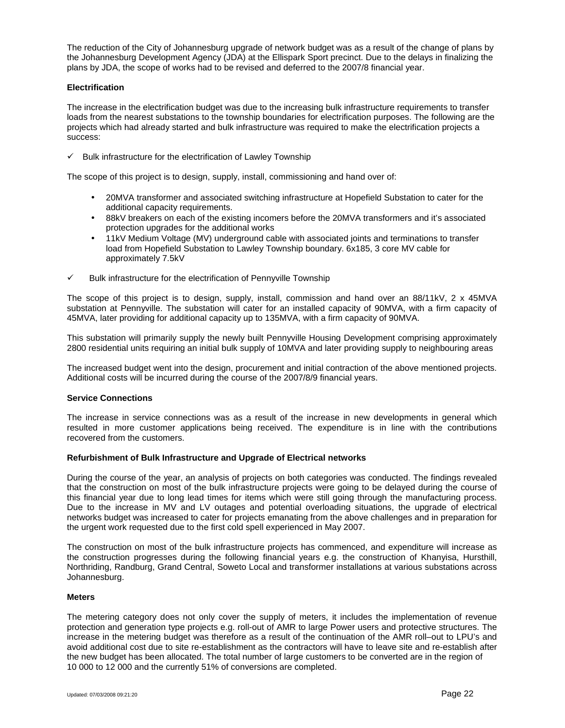The reduction of the City of Johannesburg upgrade of network budget was as a result of the change of plans by the Johannesburg Development Agency (JDA) at the Ellispark Sport precinct. Due to the delays in finalizing the plans by JDA, the scope of works had to be revised and deferred to the 2007/8 financial year.

**Electrification**

The increase in the electrification budget was due to the increasing bulk infrastructure requirements to transfer loads from the nearest substations to the township boundaries for electrification purposes. The following are the projects which had already started and bulk infrastructure was required to make the electrification projects a success:

✓ Bulk infrastructure for the electrification of Lawley Township

The scope of this project is to design, supply, install, commissioning and hand over of:

- 20MVA transformer and associated switching infrastructure at Hopefield Substation to cater for the additional capacity requirements.
- 88kV breakers on each of the existing incomers before the 20MVA transformers and it's associated protection upgrades for the additional works
- 11kV Medium Voltage (MV) underground cable with associated joints and terminations to transfer load from Hopefield Substation to Lawley Township boundary. 6x185, 3 core MV cable for approximately 7.5kV

✓ Bulk infrastructure for the electrification of Pennyville Township

The scope of this project is to design, supply, install, commission and hand over an 88/11kV, 2 x 45MVA substation at Pennyville. The substation will cater for an installed capacity of 90MVA, with a firm capacity of 45MVA, later providing for additional capacity up to 135MVA, with a firm capacity of 90MVA.

This substation will primarily supply the newly built Pennyville Housing Development comprising approximately 2800 residential units requiring an initial bulk supply of 10MVA and later providing supply to neighbouring areas

The increased budget went into the design, procurement and initial contraction of the above mentioned projects. Additional costs will be incurred during the course of the 2007/8/9 financial years.

**Service Connections**

The increase in service connections was as a result of the increase in new developments in general which resulted in more customer applications being received. The expenditure is in line with the contributions recovered from the customers.

**Refurbishment of Bulk Infrastructure and Upgrade of Electrical networks**

During the course of the year, an analysis of projects on both categories was conducted. The findings revealed that the construction on most of the bulk infrastructure projects were going to be delayed during the course of this financial year due to long lead times for items which were still going through the manufacturing process. Due to the increase in MV and LV outages and potential overloading situations, the upgrade of electrical networks budget was increased to cater for projects emanating from the above challenges and in preparation for the urgent work requested due to the first cold spell experienced in May 2007.

The construction on most of the bulk infrastructure projects has commenced, and expenditure will increase as the construction progresses during the following financial years e.g. the construction of Khanyisa, Hursthill, Northriding, Randburg, Grand Central, Soweto Local and transformer installations at various substations across Johannesburg.

**Meters**

The metering category does not only cover the supply of meters, it includes the implementation of revenue protection and generation type projects e.g. roll-out of AMR to large Power users and protective structures. The increase in the metering budget was therefore as a result of the continuation of the AMR roll–out to LPU's and avoid additional cost due to site re-establishment as the contractors will have to leave site and re-establish after the new budget has been allocated. The total number of large customers to be converted are in the region of 10 000 to 12 000 and the currently 51% of conversions are completed.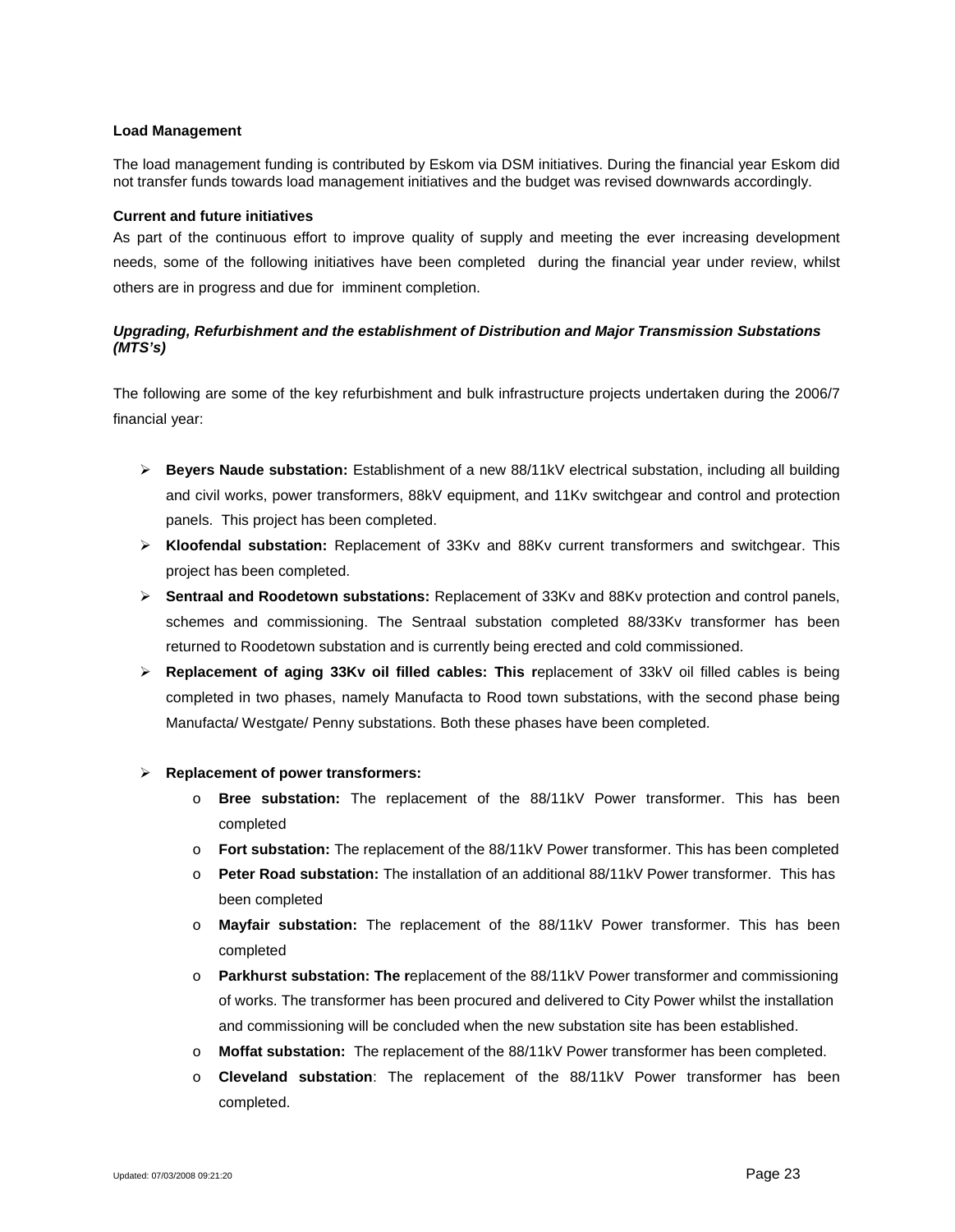**Load Management**

The load management funding is contributed by Eskom via DSM initiatives. During the financial year Eskom did not transfer funds towards load management initiatives and the budget was revised downwards accordingly.

**Current and future initiatives**

As part of the continuous effort to improve quality of supply and meeting the ever increasing development needs, some of the following initiatives have been completed during the financial year under review, whilst others are in progress and due for imminent completion.

***Upgrading, Refurbishment and the establishment of Distribution and Major Transmission Substations (MTS's)***

The following are some of the key refurbishment and bulk infrastructure projects undertaken during the 2006/7 financial year:

- **Beyers Naude substation:** Establishment of a new 88/11kV electrical substation, including all building and civil works, power transformers, 88kV equipment, and 11Kv switchgear and control and protection panels. This project has been completed.
- **Kloofendal substation:** Replacement of 33Kv and 88Kv current transformers and switchgear. This project has been completed.
- **Sentraal and Roodetown substations:** Replacement of 33Kv and 88Kv protection and control panels, schemes and commissioning. The Sentraal substation completed 88/33Kv transformer has been returned to Roodetown substation and is currently being erected and cold commissioned.
- **Replacement of aging 33Kv oil filled cables: This r**eplacement of 33kV oil filled cables is being completed in two phases, namely Manufacta to Rood town substations, with the second phase being Manufacta/ Westgate/ Penny substations. Both these phases have been completed.
- **Replacement of power transformers:**
  - **Bree substation:** The replacement of the 88/11kV Power transformer. This has been completed
  - **Fort substation:** The replacement of the 88/11kV Power transformer. This has been completed
  - **Peter Road substation:** The installation of an additional 88/11kV Power transformer. This has been completed
  - **Mayfair substation:** The replacement of the 88/11kV Power transformer. This has been completed
  - **Parkhurst substation: The r**eplacement of the 88/11kV Power transformer and commissioning of works. The transformer has been procured and delivered to City Power whilst the installation and commissioning will be concluded when the new substation site has been established.
  - **Moffat substation:** The replacement of the 88/11kV Power transformer has been completed.
  - **Cleveland substation**: The replacement of the 88/11kV Power transformer has been completed.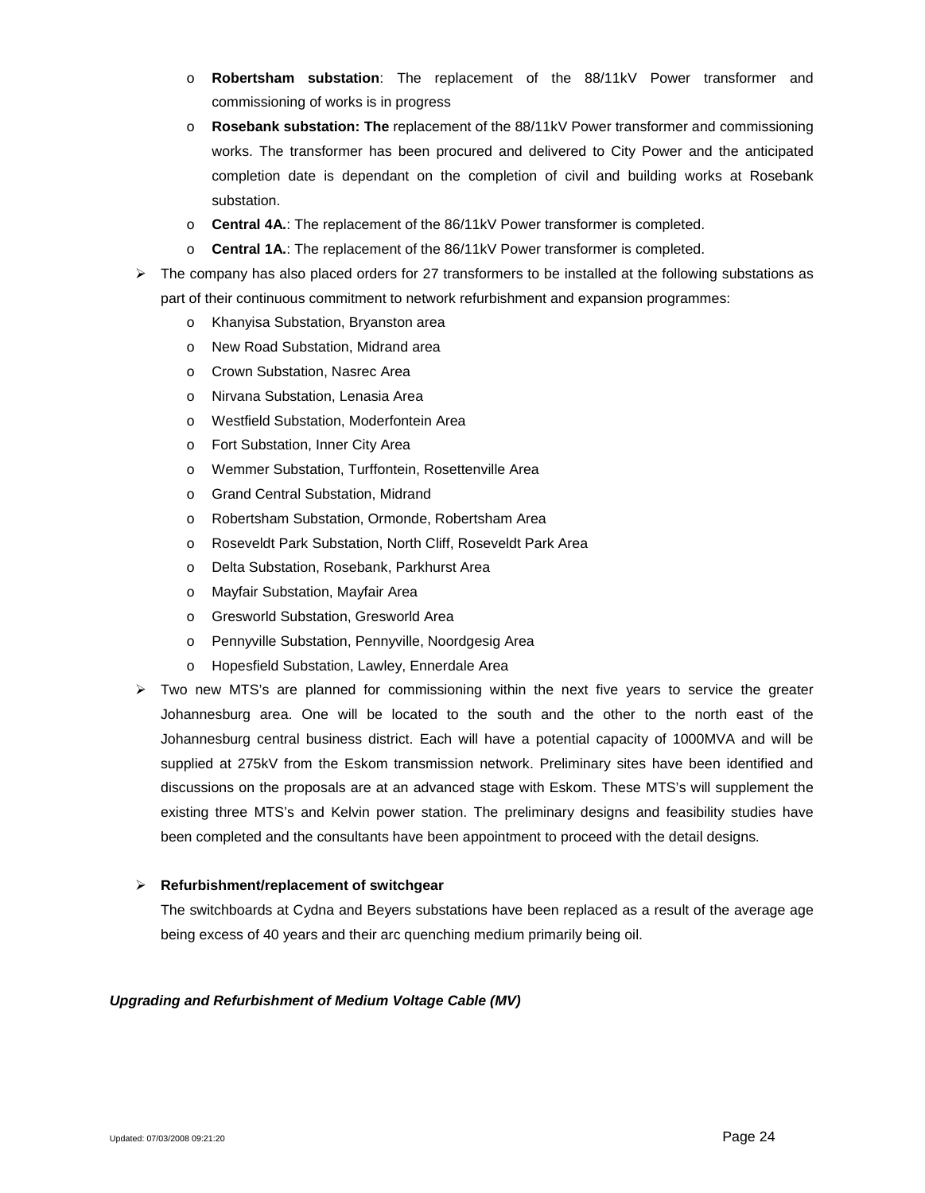- **Robertsham substation**: The replacement of the 88/11kV Power transformer and commissioning of works is in progress
- **Rosebank substation: The** replacement of the 88/11kV Power transformer and commissioning works. The transformer has been procured and delivered to City Power and the anticipated completion date is dependant on the completion of civil and building works at Rosebank substation.
- **Central 4A.**: The replacement of the 86/11kV Power transformer is completed.
- **Central 1A.**: The replacement of the 86/11kV Power transformer is completed.

- The company has also placed orders for 27 transformers to be installed at the following substations as part of their continuous commitment to network refurbishment and expansion programmes:
  - Khanyisa Substation, Bryanston area
  - New Road Substation, Midrand area
  - Crown Substation, Nasrec Area
  - Nirvana Substation, Lenasia Area
  - Westfield Substation, Moderfontein Area
  - Fort Substation, Inner City Area
  - Wemmer Substation, Turffontein, Rosettenville Area
  - Grand Central Substation, Midrand
  - Robertsham Substation, Ormonde, Robertsham Area
  - Roseveldt Park Substation, North Cliff, Roseveldt Park Area
  - Delta Substation, Rosebank, Parkhurst Area
  - Mayfair Substation, Mayfair Area
  - Gresworld Substation, Gresworld Area
  - Pennyville Substation, Pennyville, Noordgesig Area
  - Hopesfield Substation, Lawley, Ennerdale Area
- Two new MTS's are planned for commissioning within the next five years to service the greater Johannesburg area. One will be located to the south and the other to the north east of the Johannesburg central business district. Each will have a potential capacity of 1000MVA and will be supplied at 275kV from the Eskom transmission network. Preliminary sites have been identified and discussions on the proposals are at an advanced stage with Eskom. These MTS's will supplement the existing three MTS's and Kelvin power station. The preliminary designs and feasibility studies have been completed and the consultants have been appointment to proceed with the detail designs.

- **Refurbishment/replacement of switchgear**

  The switchboards at Cydna and Beyers substations have been replaced as a result of the average age being excess of 40 years and their arc quenching medium primarily being oil.

***Upgrading and Refurbishment of Medium Voltage Cable (MV)***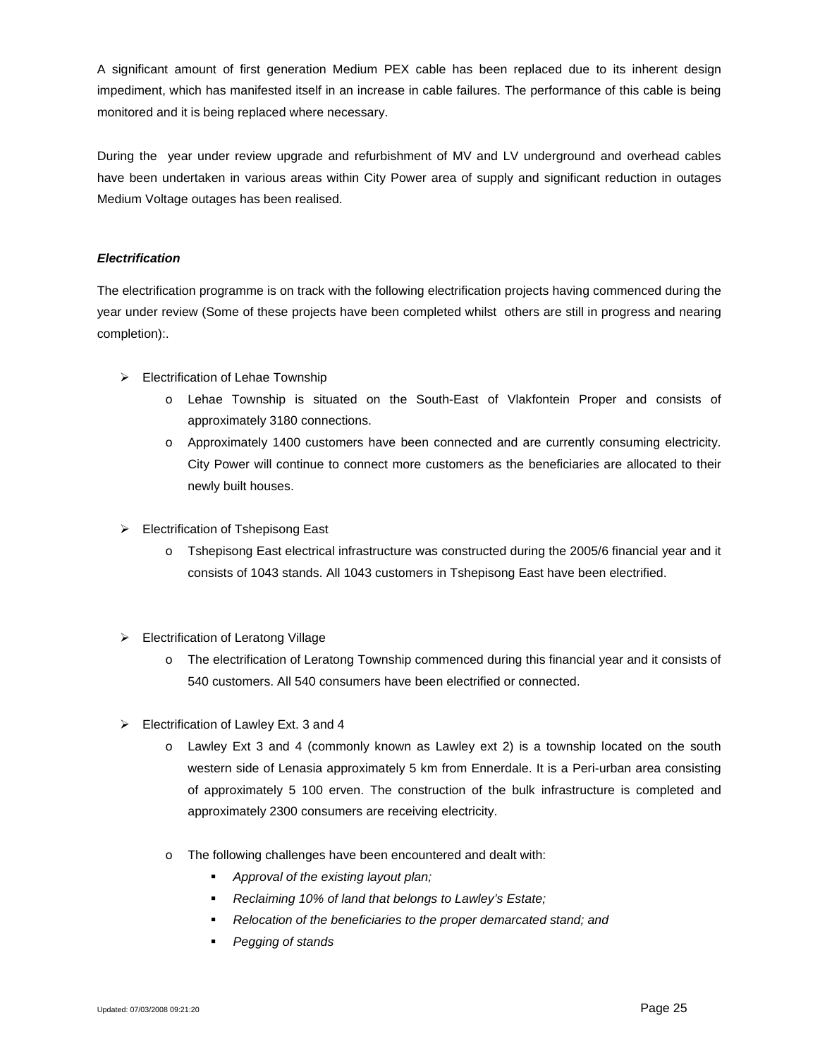A significant amount of first generation Medium PEX cable has been replaced due to its inherent design impediment, which has manifested itself in an increase in cable failures. The performance of this cable is being monitored and it is being replaced where necessary.

During the year under review upgrade and refurbishment of MV and LV underground and overhead cables have been undertaken in various areas within City Power area of supply and significant reduction in outages Medium Voltage outages has been realised.

***Electrification***

The electrification programme is on track with the following electrification projects having commenced during the year under review (Some of these projects have been completed whilst others are still in progress and nearing completion):.

- Electrification of Lehae Township
  - Lehae Township is situated on the South-East of Vlakfontein Proper and consists of approximately 3180 connections.
  - Approximately 1400 customers have been connected and are currently consuming electricity. City Power will continue to connect more customers as the beneficiaries are allocated to their newly built houses.

- Electrification of Tshepisong East
  - Tshepisong East electrical infrastructure was constructed during the 2005/6 financial year and it consists of 1043 stands. All 1043 customers in Tshepisong East have been electrified.

- Electrification of Leratong Village
  - The electrification of Leratong Township commenced during this financial year and it consists of 540 customers. All 540 consumers have been electrified or connected.

- Electrification of Lawley Ext. 3 and 4
  - Lawley Ext 3 and 4 (commonly known as Lawley ext 2) is a township located on the south western side of Lenasia approximately 5 km from Ennerdale. It is a Peri-urban area consisting of approximately 5 100 erven. The construction of the bulk infrastructure is completed and approximately 2300 consumers are receiving electricity.
  - The following challenges have been encountered and dealt with:
    - *Approval of the existing layout plan;*
    - *Reclaiming 10% of land that belongs to Lawley's Estate;*
    - *Relocation of the beneficiaries to the proper demarcated stand; and*
    - *Pegging of stands*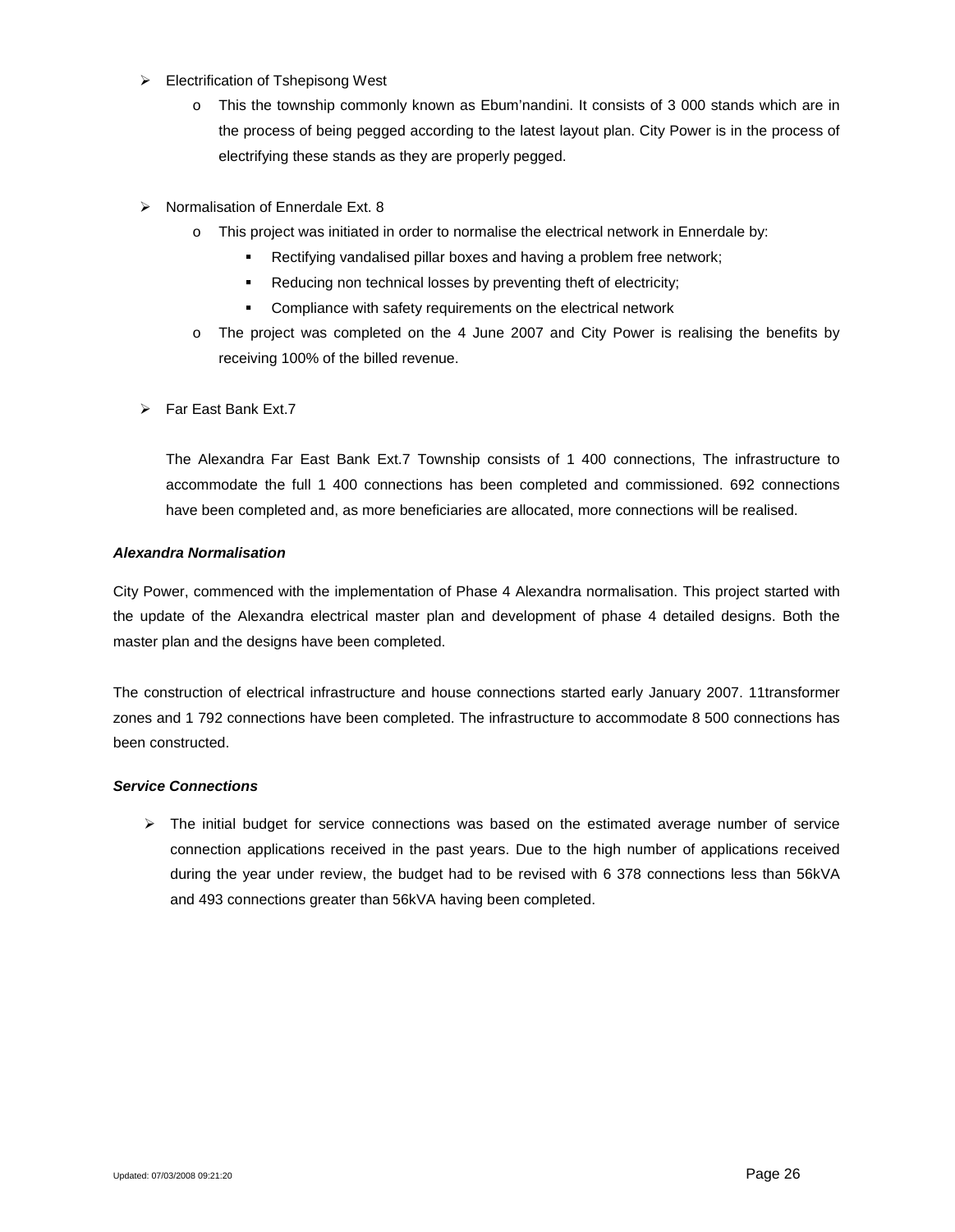- Electrification of Tshepisong West
    - This the township commonly known as Ebum'nandini. It consists of 3 000 stands which are in the process of being pegged according to the latest layout plan. City Power is in the process of electrifying these stands as they are properly pegged.

- Normalisation of Ennerdale Ext. 8
    - This project was initiated in order to normalise the electrical network in Ennerdale by:
        - Rectifying vandalised pillar boxes and having a problem free network;
        - Reducing non technical losses by preventing theft of electricity;
        - Compliance with safety requirements on the electrical network
    - The project was completed on the 4 June 2007 and City Power is realising the benefits by receiving 100% of the billed revenue.

- Far East Bank Ext.7

    The Alexandra Far East Bank Ext.7 Township consists of 1 400 connections, The infrastructure to accommodate the full 1 400 connections has been completed and commissioned. 692 connections have been completed and, as more beneficiaries are allocated, more connections will be realised.

***Alexandra Normalisation***

City Power, commenced with the implementation of Phase 4 Alexandra normalisation. This project started with the update of the Alexandra electrical master plan and development of phase 4 detailed designs. Both the master plan and the designs have been completed.

The construction of electrical infrastructure and house connections started early January 2007. 11transformer zones and 1 792 connections have been completed. The infrastructure to accommodate 8 500 connections has been constructed.

***Service Connections***

- The initial budget for service connections was based on the estimated average number of service connection applications received in the past years. Due to the high number of applications received during the year under review, the budget had to be revised with 6 378 connections less than 56kVA and 493 connections greater than 56kVA having been completed.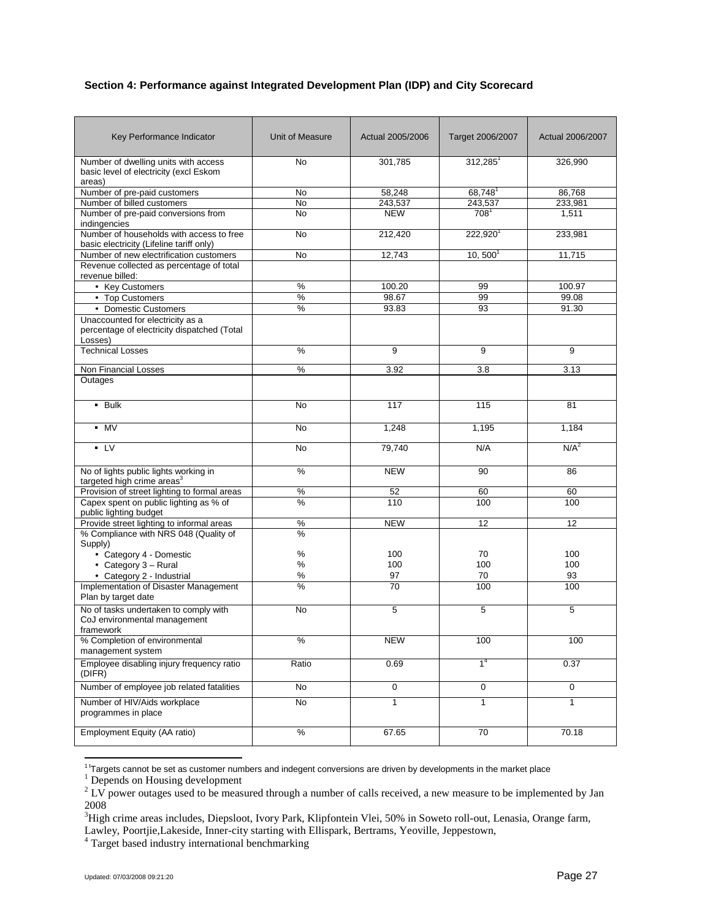### Section 4: Performance against Integrated Development Plan (IDP) and City Scorecard

| Key Performance Indicator | Unit of Measure | Actual 2005/2006 | Target 2006/2007 | Actual 2006/2007 |
|---|---|---|---|---|
| Number of dwelling units with access basic level of electricity (excl Eskom areas) | No | 301,785 | 312,285[1] | 326,990 |
| Number of pre-paid customers | No | 58,248 | 68,748[1] | 86,768 |
| Number of billed customers | No | 243,537 | 243,537 | 233,981 |
| Number of pre-paid conversions from indingencies | No | NEW | 708[1] | 1,511 |
| Number of households with access to free basic electricity (Lifeline tariff only) | No | 212,420 | 222,920[1] | 233,981 |
| Number of new electrification customers | No | 12,743 | 10, 500[1] | 11,715 |
| Revenue collected as percentage of total revenue billed: | | | | |
| • Key Customers | % | 100.20 | 99 | 100.97 |
| • Top Customers | % | 98.67 | 99 | 99.08 |
| • Domestic Customers | % | 93.83 | 93 | 91.30 |
| Unaccounted for electricity as a percentage of electricity dispatched (Total Losses) | | | | |
| Technical Losses | % | 9 | 9 | 9 |
| Non Financial Losses | % | 3.92 | 3.8 | 3.13 |
| Outages | | | | |
| ▪ Bulk | No | 117 | 115 | 81 |
| ▪ MV | No | 1,248 | 1,195 | 1,184 |
| ▪ LV | No | 79,740 | N/A | N/A[2] |
| No of lights public lights working in targeted high crime areas[3] | % | NEW | 90 | 86 |
| Provision of street lighting to formal areas | % | 52 | 60 | 60 |
| Capex spent on public lighting as % of public lighting budget | % | 110 | 100 | 100 |
| Provide street lighting to informal areas | % | NEW | 12 | 12 |
| % Compliance with NRS 048 (Quality of Supply) | % | | | |
| • Category 4 - Domestic | % | 100 | 70 | 100 |
| • Category 3 – Rural | % | 100 | 100 | 100 |
| • Category 2 - Industrial | % | 97 | 70 | 93 |
| Implementation of Disaster Management Plan by target date | % | 70 | 100 | 100 |
| No of tasks undertaken to comply with CoJ environmental management framework | No | 5 | 5 | 5 |
| % Completion of environmental management system | % | NEW | 100 | 100 |
| Employee disabling injury frequency ratio (DIFR) | Ratio | 0.69 | 1[4] | 0.37 |
| Number of employee job related fatalities | No | 0 | 0 | 0 |
| Number of HIV/Aids workplace programmes in place | No | 1 | 1 | 1 |
| Employment Equity (AA ratio) | % | 67.65 | 70 | 70.18 |

[1] [1]Targets cannot be set as customer numbers and indegent conversions are driven by developments in the market place

[1] Depends on Housing development

[2] LV power outages used to be measured through a number of calls received, a new measure to be implemented by Jan 2008

[3] High crime areas includes, Diepsloot, Ivory Park, Klipfontein Vlei, 50% in Soweto roll-out, Lenasia, Orange farm, Lawley, Poortjie,Lakeside, Inner-city starting with Ellispark, Bertrams, Yeoville, Jeppestown,

[4] Target based industry international benchmarking

Updated: 07/03/2008 09:21:20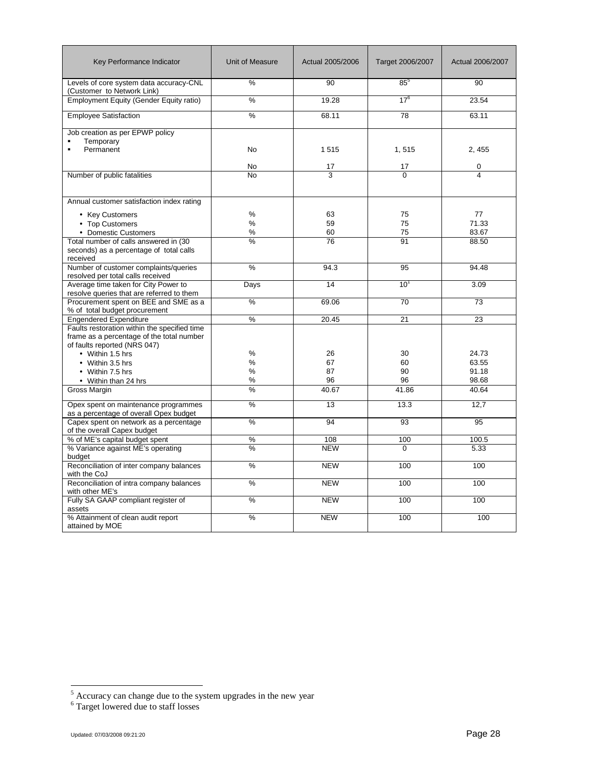| Key Performance Indicator | Unit of Measure | Actual 2005/2006 | Target 2006/2007 | Actual 2006/2007 |
|---|---|---|---|---|
| Levels of core system data accuracy-CNL (Customer to Network Link) | % | 90 | 85[5] | 90 |
| Employment Equity (Gender Equity ratio) | % | 19.28 | 17[6] | 23.54 |
| Employee Satisfaction | % | 68.11 | 78 | 63.11 |
| Job creation as per EPWP policy | | | | |
| ▪ Temporary | No | 1 515 | 1, 515 | 2, 455 |
| ▪ Permanent | No | 17 | 17 | 0 |
| Number of public fatalities | No | 3 | 0 | 4 |
| Annual customer satisfaction index rating | | | | |
| • Key Customers | % | 63 | 75 | 77 |
| • Top Customers | % | 59 | 75 | 71.33 |
| • Domestic Customers | % | 60 | 75 | 83.67 |
| Total number of calls answered in (30 seconds) as a percentage of total calls received | % | 76 | 91 | 88.50 |
| Number of customer complaints/queries resolved per total calls received | % | 94.3 | 95 | 94.48 |
| Average time taken for City Power to resolve queries that are referred to them | Days | 14 | 10[1] | 3.09 |
| Procurement spent on BEE and SME as a % of total budget procurement | % | 69.06 | 70 | 73 |
| Engendered Expenditure | % | 20.45 | 21 | 23 |
| Faults restoration within the specified time frame as a percentage of the total number of faults reported (NRS 047) | | | | |
| • Within 1.5 hrs | % | 26 | 30 | 24.73 |
| • Within 3.5 hrs | % | 67 | 60 | 63.55 |
| • Within 7.5 hrs | % | 87 | 90 | 91.18 |
| • Within than 24 hrs | % | 96 | 96 | 98.68 |
| Gross Margin | % | 40.67 | 41.86 | 40.64 |
| Opex spent on maintenance programmes as a percentage of overall Opex budget | % | 13 | 13.3 | 12,7 |
| Capex spent on network as a percentage of the overall Capex budget | % | 94 | 93 | 95 |
| % of ME's capital budget spent | % | 108 | 100 | 100.5 |
| % Variance against ME's operating budget | % | NEW | 0 | 5.33 |
| Reconciliation of inter company balances with the CoJ | % | NEW | 100 | 100 |
| Reconciliation of intra company balances with other ME's | % | NEW | 100 | 100 |
| Fully SA GAAP compliant register of assets | % | NEW | 100 | 100 |
| % Attainment of clean audit report attained by MOE | % | NEW | 100 | 100 |

[5] Accuracy can change due to the system upgrades in the new year

[6] Target lowered due to staff losses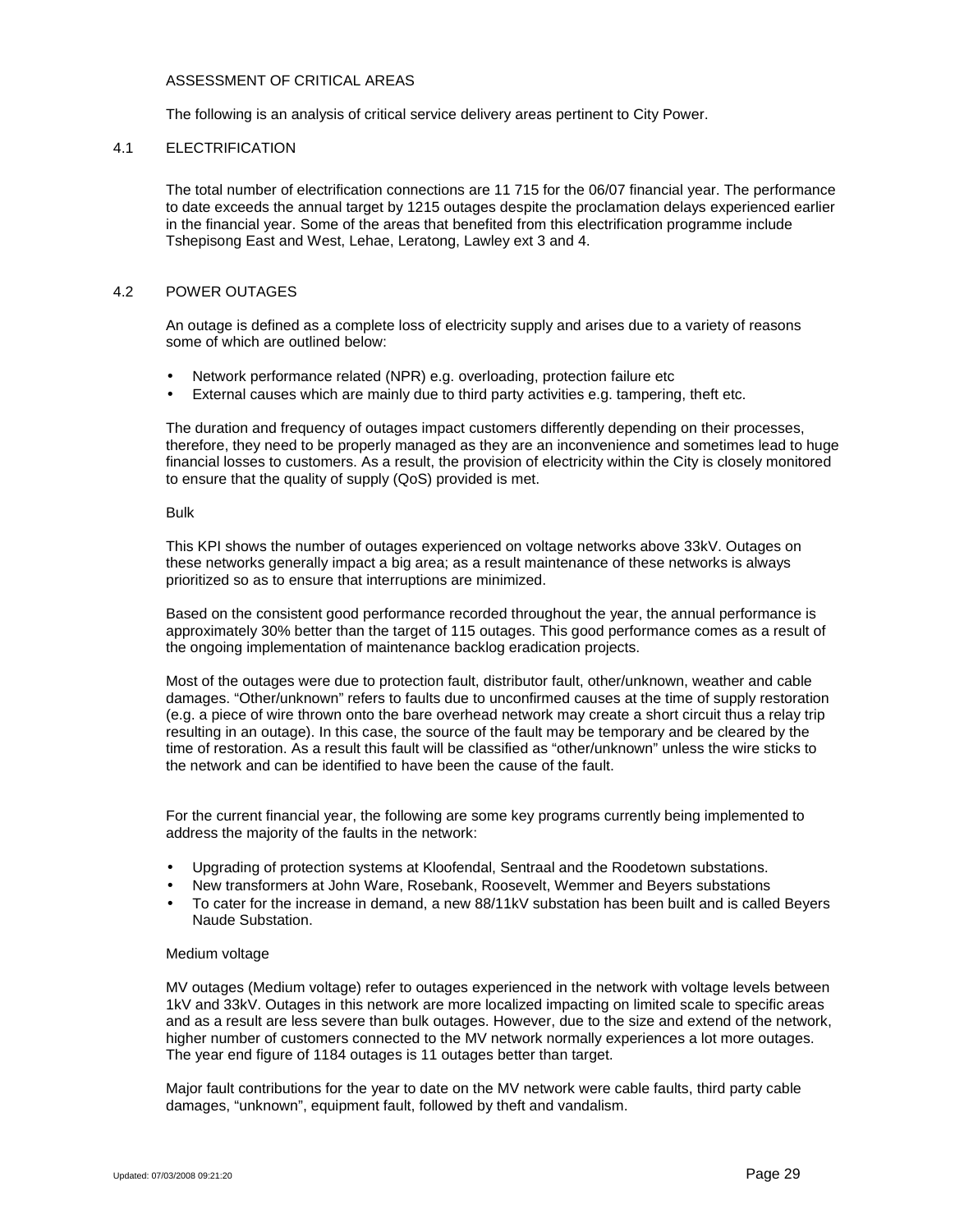## ASSESSMENT OF CRITICAL AREAS

The following is an analysis of critical service delivery areas pertinent to City Power.

### 4.1 ELECTRIFICATION

The total number of electrification connections are 11 715 for the 06/07 financial year. The performance to date exceeds the annual target by 1215 outages despite the proclamation delays experienced earlier in the financial year. Some of the areas that benefited from this electrification programme include Tshepisong East and West, Lehae, Leratong, Lawley ext 3 and 4.

### 4.2 POWER OUTAGES

An outage is defined as a complete loss of electricity supply and arises due to a variety of reasons some of which are outlined below:

- Network performance related (NPR) e.g. overloading, protection failure etc
- External causes which are mainly due to third party activities e.g. tampering, theft etc.

The duration and frequency of outages impact customers differently depending on their processes, therefore, they need to be properly managed as they are an inconvenience and sometimes lead to huge financial losses to customers. As a result, the provision of electricity within the City is closely monitored to ensure that the quality of supply (QoS) provided is met.

#### Bulk

This KPI shows the number of outages experienced on voltage networks above 33kV. Outages on these networks generally impact a big area; as a result maintenance of these networks is always prioritized so as to ensure that interruptions are minimized.

Based on the consistent good performance recorded throughout the year, the annual performance is approximately 30% better than the target of 115 outages. This good performance comes as a result of the ongoing implementation of maintenance backlog eradication projects.

Most of the outages were due to protection fault, distributor fault, other/unknown, weather and cable damages. "Other/unknown" refers to faults due to unconfirmed causes at the time of supply restoration (e.g. a piece of wire thrown onto the bare overhead network may create a short circuit thus a relay trip resulting in an outage). In this case, the source of the fault may be temporary and be cleared by the time of restoration. As a result this fault will be classified as "other/unknown" unless the wire sticks to the network and can be identified to have been the cause of the fault.

For the current financial year, the following are some key programs currently being implemented to address the majority of the faults in the network:

- Upgrading of protection systems at Kloofendal, Sentraal and the Roodetown substations.
- New transformers at John Ware, Rosebank, Roosevelt, Wemmer and Beyers substations
- To cater for the increase in demand, a new 88/11kV substation has been built and is called Beyers Naude Substation.

#### Medium voltage

MV outages (Medium voltage) refer to outages experienced in the network with voltage levels between 1kV and 33kV. Outages in this network are more localized impacting on limited scale to specific areas and as a result are less severe than bulk outages. However, due to the size and extend of the network, higher number of customers connected to the MV network normally experiences a lot more outages. The year end figure of 1184 outages is 11 outages better than target.

Major fault contributions for the year to date on the MV network were cable faults, third party cable damages, "unknown", equipment fault, followed by theft and vandalism.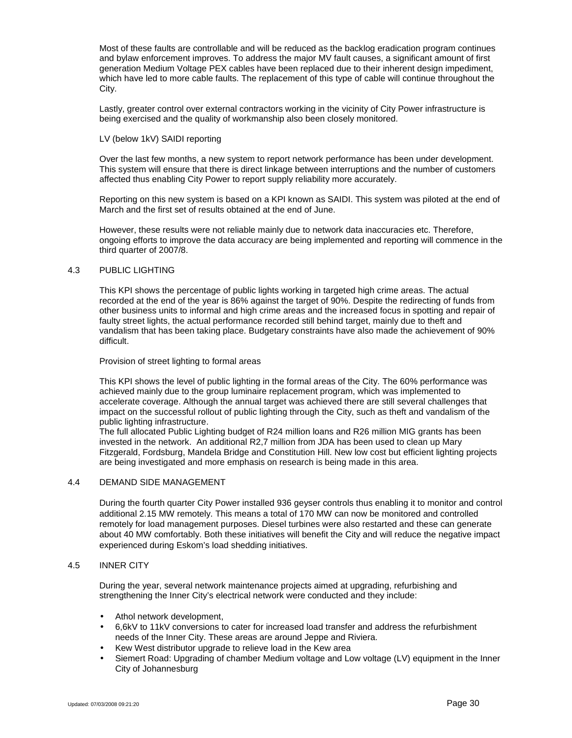Most of these faults are controllable and will be reduced as the backlog eradication program continues and bylaw enforcement improves. To address the major MV fault causes, a significant amount of first generation Medium Voltage PEX cables have been replaced due to their inherent design impediment, which have led to more cable faults. The replacement of this type of cable will continue throughout the City.

Lastly, greater control over external contractors working in the vicinity of City Power infrastructure is being exercised and the quality of workmanship also been closely monitored.

LV (below 1kV) SAIDI reporting

Over the last few months, a new system to report network performance has been under development. This system will ensure that there is direct linkage between interruptions and the number of customers affected thus enabling City Power to report supply reliability more accurately.

Reporting on this new system is based on a KPI known as SAIDI. This system was piloted at the end of March and the first set of results obtained at the end of June.

However, these results were not reliable mainly due to network data inaccuracies etc. Therefore, ongoing efforts to improve the data accuracy are being implemented and reporting will commence in the third quarter of 2007/8.

## 4.3 PUBLIC LIGHTING

This KPI shows the percentage of public lights working in targeted high crime areas. The actual recorded at the end of the year is 86% against the target of 90%. Despite the redirecting of funds from other business units to informal and high crime areas and the increased focus in spotting and repair of faulty street lights, the actual performance recorded still behind target, mainly due to theft and vandalism that has been taking place. Budgetary constraints have also made the achievement of 90% difficult.

Provision of street lighting to formal areas

This KPI shows the level of public lighting in the formal areas of the City. The 60% performance was achieved mainly due to the group luminaire replacement program, which was implemented to accelerate coverage. Although the annual target was achieved there are still several challenges that impact on the successful rollout of public lighting through the City, such as theft and vandalism of the public lighting infrastructure.
The full allocated Public Lighting budget of R24 million loans and R26 million MIG grants has been invested in the network. An additional R2,7 million from JDA has been used to clean up Mary Fitzgerald, Fordsburg, Mandela Bridge and Constitution Hill. New low cost but efficient lighting projects are being investigated and more emphasis on research is being made in this area.

## 4.4 DEMAND SIDE MANAGEMENT

During the fourth quarter City Power installed 936 geyser controls thus enabling it to monitor and control additional 2.15 MW remotely. This means a total of 170 MW can now be monitored and controlled remotely for load management purposes. Diesel turbines were also restarted and these can generate about 40 MW comfortably. Both these initiatives will benefit the City and will reduce the negative impact experienced during Eskom's load shedding initiatives.

## 4.5 INNER CITY

During the year, several network maintenance projects aimed at upgrading, refurbishing and strengthening the Inner City's electrical network were conducted and they include:

- Athol network development,
- 6,6kV to 11kV conversions to cater for increased load transfer and address the refurbishment needs of the Inner City. These areas are around Jeppe and Riviera.
- Kew West distributor upgrade to relieve load in the Kew area
- Siemert Road: Upgrading of chamber Medium voltage and Low voltage (LV) equipment in the Inner City of Johannesburg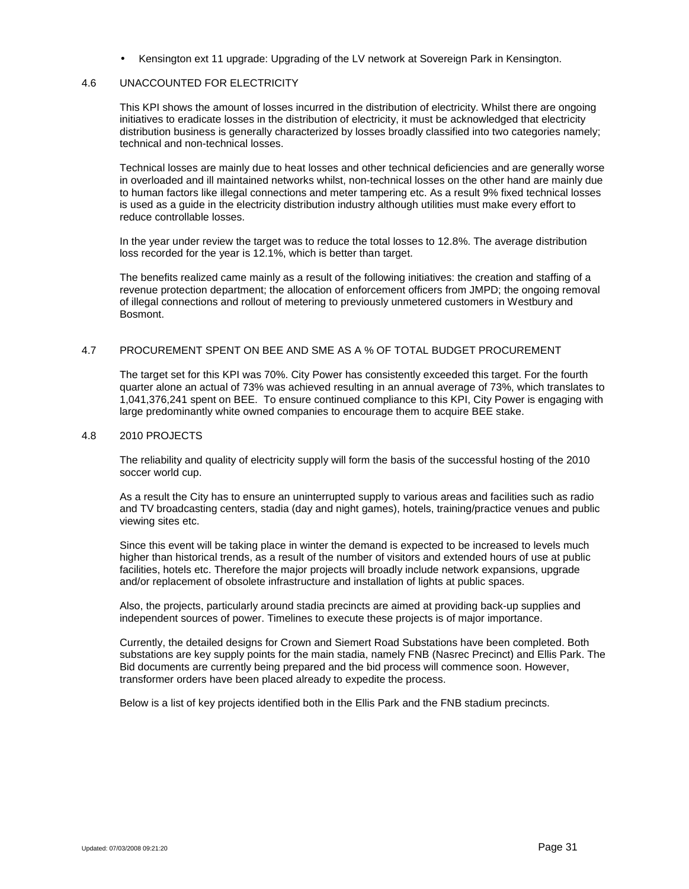- Kensington ext 11 upgrade: Upgrading of the LV network at Sovereign Park in Kensington.

### 4.6 UNACCOUNTED FOR ELECTRICITY

This KPI shows the amount of losses incurred in the distribution of electricity. Whilst there are ongoing initiatives to eradicate losses in the distribution of electricity, it must be acknowledged that electricity distribution business is generally characterized by losses broadly classified into two categories namely; technical and non-technical losses.

Technical losses are mainly due to heat losses and other technical deficiencies and are generally worse in overloaded and ill maintained networks whilst, non-technical losses on the other hand are mainly due to human factors like illegal connections and meter tampering etc. As a result 9% fixed technical losses is used as a guide in the electricity distribution industry although utilities must make every effort to reduce controllable losses.

In the year under review the target was to reduce the total losses to 12.8%. The average distribution loss recorded for the year is 12.1%, which is better than target.

The benefits realized came mainly as a result of the following initiatives: the creation and staffing of a revenue protection department; the allocation of enforcement officers from JMPD; the ongoing removal of illegal connections and rollout of metering to previously unmetered customers in Westbury and Bosmont.

### 4.7 PROCUREMENT SPENT ON BEE AND SME AS A % OF TOTAL BUDGET PROCUREMENT

The target set for this KPI was 70%. City Power has consistently exceeded this target. For the fourth quarter alone an actual of 73% was achieved resulting in an annual average of 73%, which translates to 1,041,376,241 spent on BEE. To ensure continued compliance to this KPI, City Power is engaging with large predominantly white owned companies to encourage them to acquire BEE stake.

### 4.8 2010 PROJECTS

The reliability and quality of electricity supply will form the basis of the successful hosting of the 2010 soccer world cup.

As a result the City has to ensure an uninterrupted supply to various areas and facilities such as radio and TV broadcasting centers, stadia (day and night games), hotels, training/practice venues and public viewing sites etc.

Since this event will be taking place in winter the demand is expected to be increased to levels much higher than historical trends, as a result of the number of visitors and extended hours of use at public facilities, hotels etc. Therefore the major projects will broadly include network expansions, upgrade and/or replacement of obsolete infrastructure and installation of lights at public spaces.

Also, the projects, particularly around stadia precincts are aimed at providing back-up supplies and independent sources of power. Timelines to execute these projects is of major importance.

Currently, the detailed designs for Crown and Siemert Road Substations have been completed. Both substations are key supply points for the main stadia, namely FNB (Nasrec Precinct) and Ellis Park. The Bid documents are currently being prepared and the bid process will commence soon. However, transformer orders have been placed already to expedite the process.

Below is a list of key projects identified both in the Ellis Park and the FNB stadium precincts.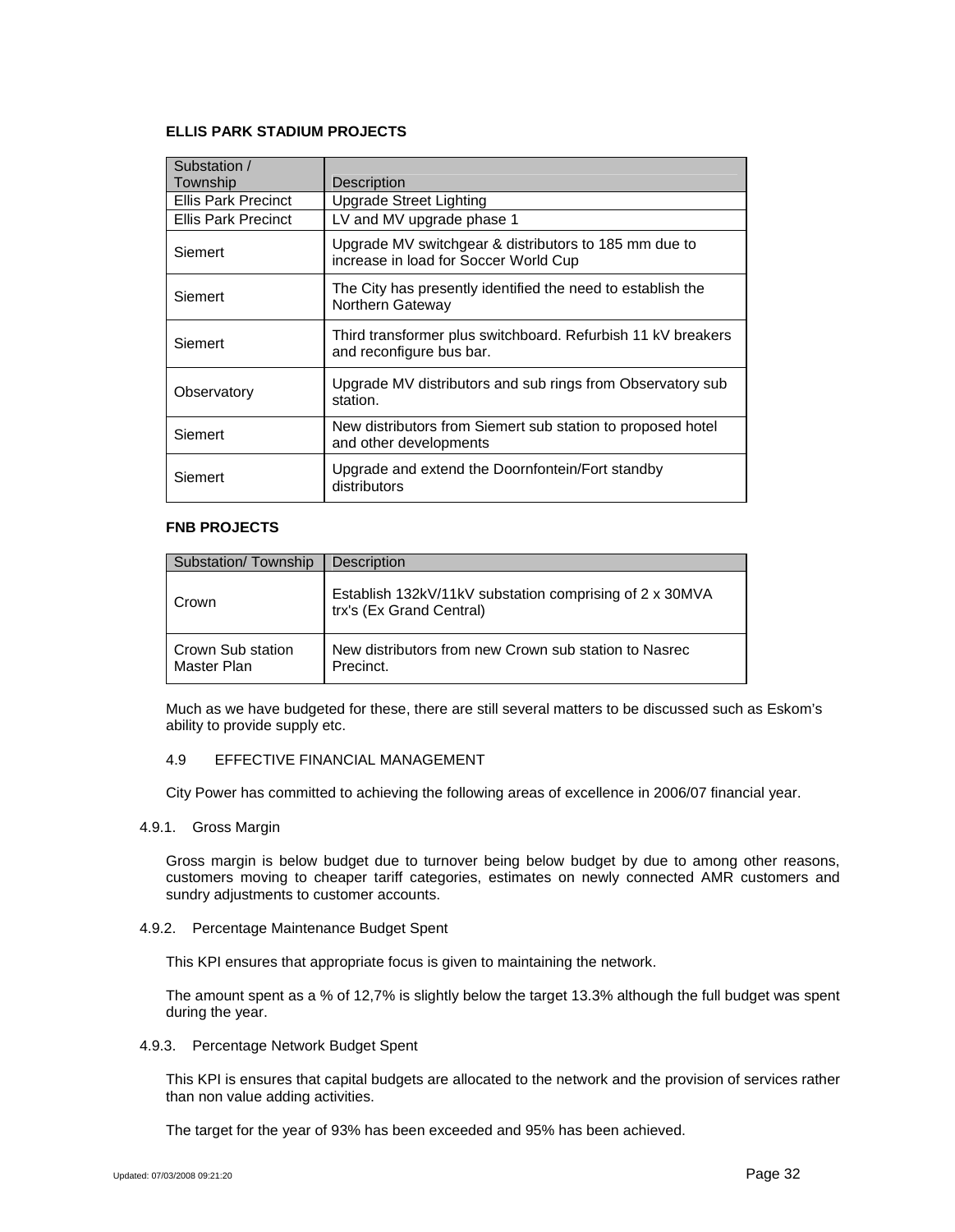**ELLIS PARK STADIUM PROJECTS**

| Substation / Township | Description |
|---|---|
| Ellis Park Precinct | Upgrade Street Lighting |
| Ellis Park Precinct | LV and MV upgrade phase 1 |
| Siemert | Upgrade MV switchgear & distributors to 185 mm due to increase in load for Soccer World Cup |
| Siemert | The City has presently identified the need to establish the Northern Gateway |
| Siemert | Third transformer plus switchboard. Refurbish 11 kV breakers and reconfigure bus bar. |
| Observatory | Upgrade MV distributors and sub rings from Observatory sub station. |
| Siemert | New distributors from Siemert sub station to proposed hotel and other developments |
| Siemert | Upgrade and extend the Doornfontein/Fort standby distributors |

**FNB PROJECTS**

| Substation/ Township | Description |
|---|---|
| Crown | Establish 132kV/11kV substation comprising of 2 x 30MVA trx's (Ex Grand Central) |
| Crown Sub station Master Plan | New distributors from new Crown sub station to Nasrec Precinct. |

Much as we have budgeted for these, there are still several matters to be discussed such as Eskom's ability to provide supply etc.

## 4.9 EFFECTIVE FINANCIAL MANAGEMENT

City Power has committed to achieving the following areas of excellence in 2006/07 financial year.

### 4.9.1. Gross Margin

Gross margin is below budget due to turnover being below budget by due to among other reasons, customers moving to cheaper tariff categories, estimates on newly connected AMR customers and sundry adjustments to customer accounts.

### 4.9.2. Percentage Maintenance Budget Spent

This KPI ensures that appropriate focus is given to maintaining the network.

The amount spent as a % of 12,7% is slightly below the target 13.3% although the full budget was spent during the year.

### 4.9.3. Percentage Network Budget Spent

This KPI is ensures that capital budgets are allocated to the network and the provision of services rather than non value adding activities.

The target for the year of 93% has been exceeded and 95% has been achieved.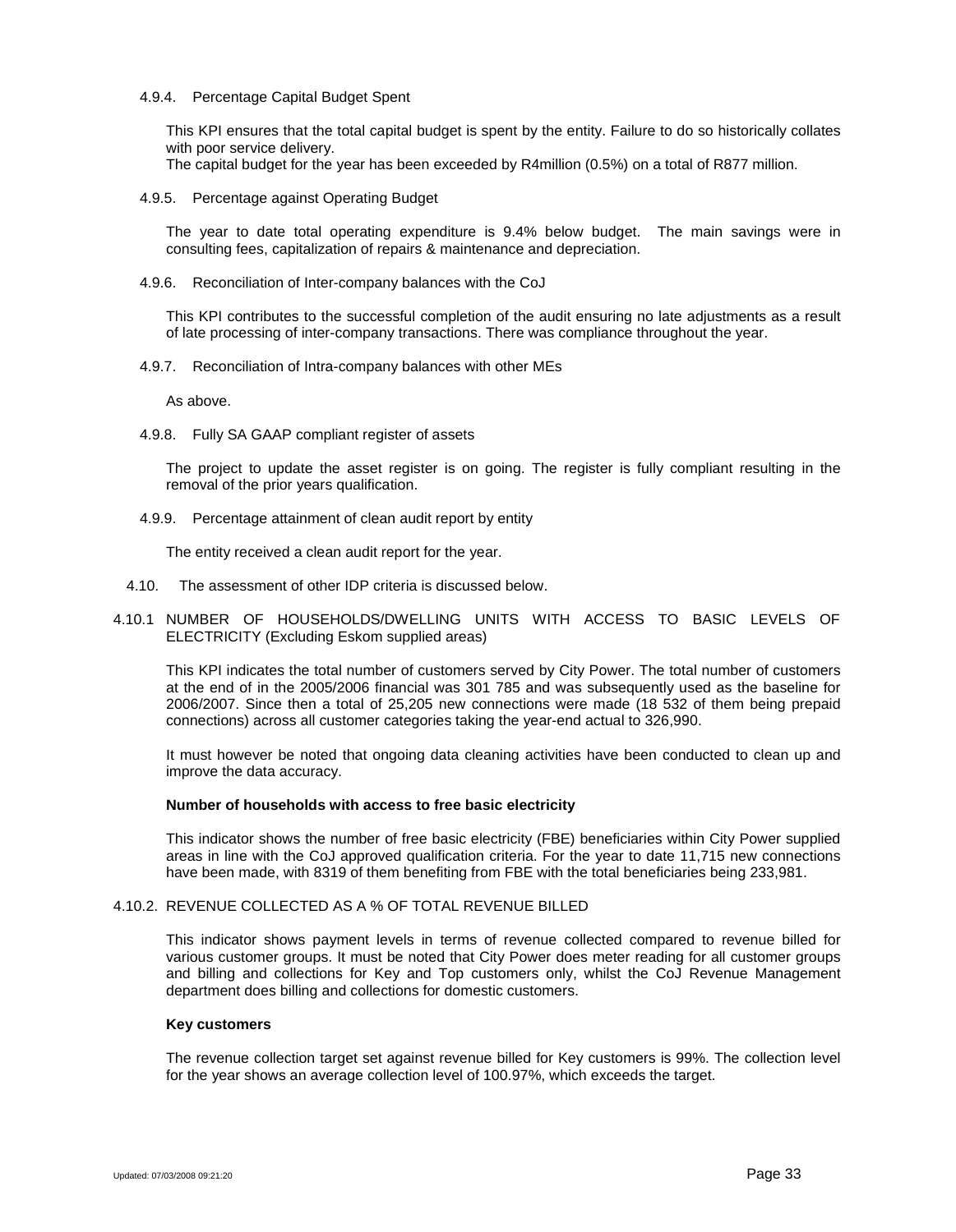#### 4.9.4. Percentage Capital Budget Spent

This KPI ensures that the total capital budget is spent by the entity. Failure to do so historically collates with poor service delivery.
The capital budget for the year has been exceeded by R4million (0.5%) on a total of R877 million.

#### 4.9.5. Percentage against Operating Budget

The year to date total operating expenditure is 9.4% below budget. The main savings were in consulting fees, capitalization of repairs & maintenance and depreciation.

#### 4.9.6. Reconciliation of Inter-company balances with the CoJ

This KPI contributes to the successful completion of the audit ensuring no late adjustments as a result of late processing of inter-company transactions. There was compliance throughout the year.

#### 4.9.7. Reconciliation of Intra-company balances with other MEs

As above.

#### 4.9.8. Fully SA GAAP compliant register of assets

The project to update the asset register is on going. The register is fully compliant resulting in the removal of the prior years qualification.

#### 4.9.9. Percentage attainment of clean audit report by entity

The entity received a clean audit report for the year.

### 4.10. The assessment of other IDP criteria is discussed below.

#### 4.10.1 NUMBER OF HOUSEHOLDS/DWELLING UNITS WITH ACCESS TO BASIC LEVELS OF ELECTRICITY (Excluding Eskom supplied areas)

This KPI indicates the total number of customers served by City Power. The total number of customers at the end of in the 2005/2006 financial was 301 785 and was subsequently used as the baseline for 2006/2007. Since then a total of 25,205 new connections were made (18 532 of them being prepaid connections) across all customer categories taking the year-end actual to 326,990.

It must however be noted that ongoing data cleaning activities have been conducted to clean up and improve the data accuracy.

**Number of households with access to free basic electricity**

This indicator shows the number of free basic electricity (FBE) beneficiaries within City Power supplied areas in line with the CoJ approved qualification criteria. For the year to date 11,715 new connections have been made, with 8319 of them benefiting from FBE with the total beneficiaries being 233,981.

#### 4.10.2. REVENUE COLLECTED AS A % OF TOTAL REVENUE BILLED

This indicator shows payment levels in terms of revenue collected compared to revenue billed for various customer groups. It must be noted that City Power does meter reading for all customer groups and billing and collections for Key and Top customers only, whilst the CoJ Revenue Management department does billing and collections for domestic customers.

**Key customers**

The revenue collection target set against revenue billed for Key customers is 99%. The collection level for the year shows an average collection level of 100.97%, which exceeds the target.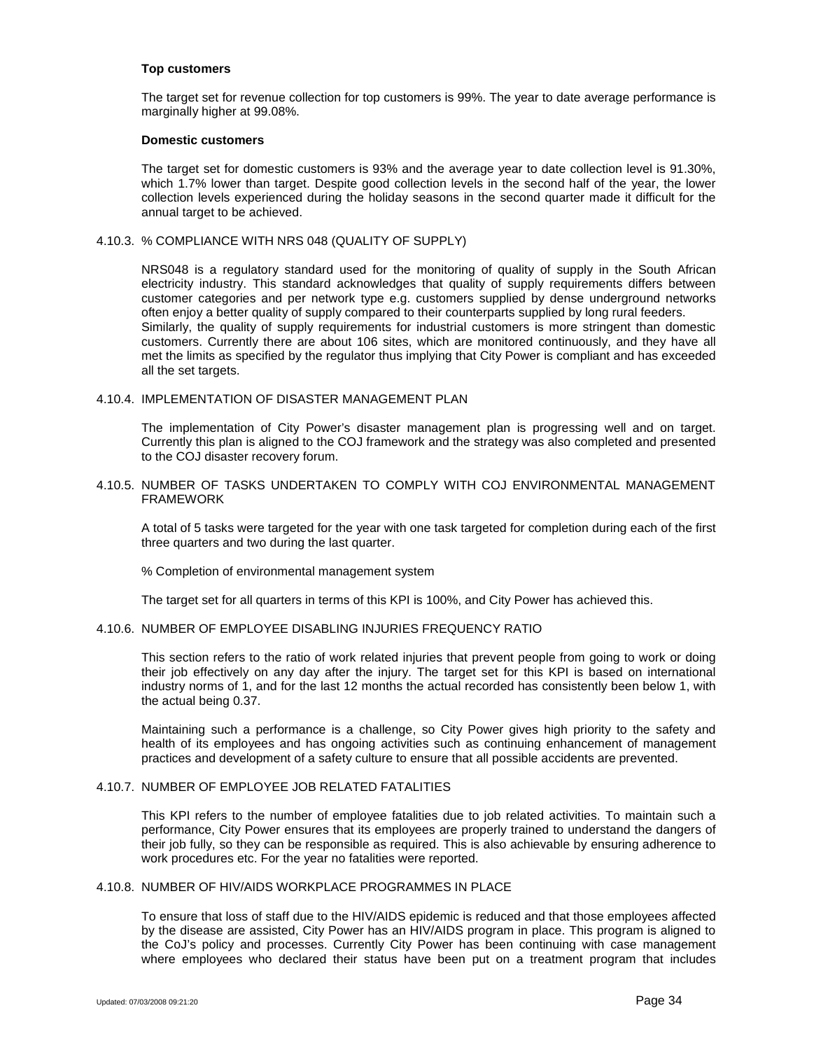**Top customers**

The target set for revenue collection for top customers is 99%. The year to date average performance is marginally higher at 99.08%.

**Domestic customers**

The target set for domestic customers is 93% and the average year to date collection level is 91.30%, which 1.7% lower than target. Despite good collection levels in the second half of the year, the lower collection levels experienced during the holiday seasons in the second quarter made it difficult for the annual target to be achieved.

### 4.10.3. % COMPLIANCE WITH NRS 048 (QUALITY OF SUPPLY)

NRS048 is a regulatory standard used for the monitoring of quality of supply in the South African electricity industry. This standard acknowledges that quality of supply requirements differs between customer categories and per network type e.g. customers supplied by dense underground networks often enjoy a better quality of supply compared to their counterparts supplied by long rural feeders.
Similarly, the quality of supply requirements for industrial customers is more stringent than domestic customers. Currently there are about 106 sites, which are monitored continuously, and they have all met the limits as specified by the regulator thus implying that City Power is compliant and has exceeded all the set targets.

### 4.10.4. IMPLEMENTATION OF DISASTER MANAGEMENT PLAN

The implementation of City Power's disaster management plan is progressing well and on target. Currently this plan is aligned to the COJ framework and the strategy was also completed and presented to the COJ disaster recovery forum.

### 4.10.5. NUMBER OF TASKS UNDERTAKEN TO COMPLY WITH COJ ENVIRONMENTAL MANAGEMENT FRAMEWORK

A total of 5 tasks were targeted for the year with one task targeted for completion during each of the first three quarters and two during the last quarter.

% Completion of environmental management system

The target set for all quarters in terms of this KPI is 100%, and City Power has achieved this.

### 4.10.6. NUMBER OF EMPLOYEE DISABLING INJURIES FREQUENCY RATIO

This section refers to the ratio of work related injuries that prevent people from going to work or doing their job effectively on any day after the injury. The target set for this KPI is based on international industry norms of 1, and for the last 12 months the actual recorded has consistently been below 1, with the actual being 0.37.

Maintaining such a performance is a challenge, so City Power gives high priority to the safety and health of its employees and has ongoing activities such as continuing enhancement of management practices and development of a safety culture to ensure that all possible accidents are prevented.

### 4.10.7. NUMBER OF EMPLOYEE JOB RELATED FATALITIES

This KPI refers to the number of employee fatalities due to job related activities. To maintain such a performance, City Power ensures that its employees are properly trained to understand the dangers of their job fully, so they can be responsible as required. This is also achievable by ensuring adherence to work procedures etc. For the year no fatalities were reported.

### 4.10.8. NUMBER OF HIV/AIDS WORKPLACE PROGRAMMES IN PLACE

To ensure that loss of staff due to the HIV/AIDS epidemic is reduced and that those employees affected by the disease are assisted, City Power has an HIV/AIDS program in place. This program is aligned to the CoJ's policy and processes. Currently City Power has been continuing with case management where employees who declared their status have been put on a treatment program that includes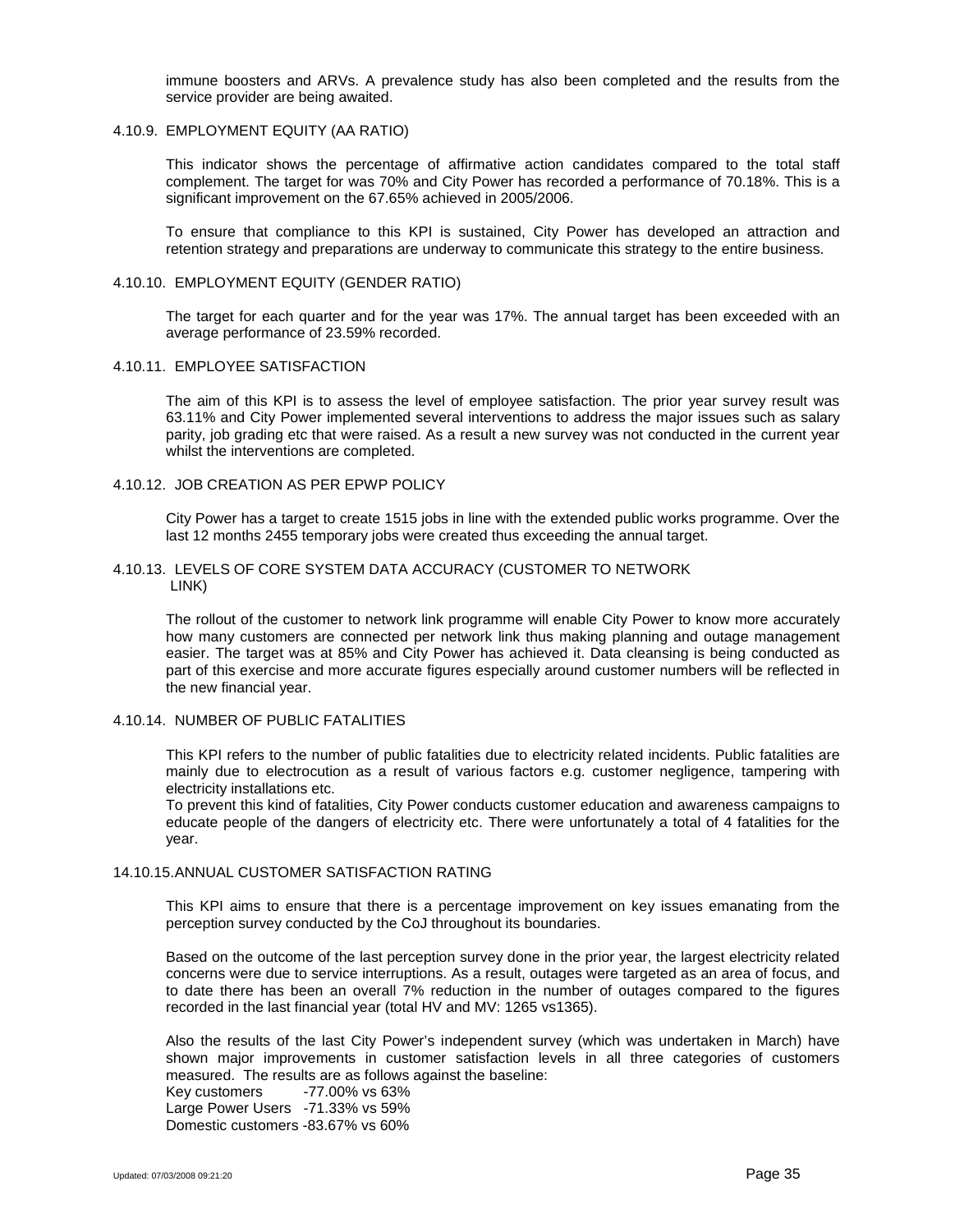immune boosters and ARVs. A prevalence study has also been completed and the results from the service provider are being awaited.

### 4.10.9. EMPLOYMENT EQUITY (AA RATIO)

This indicator shows the percentage of affirmative action candidates compared to the total staff complement. The target for was 70% and City Power has recorded a performance of 70.18%. This is a significant improvement on the 67.65% achieved in 2005/2006.

To ensure that compliance to this KPI is sustained, City Power has developed an attraction and retention strategy and preparations are underway to communicate this strategy to the entire business.

### 4.10.10. EMPLOYMENT EQUITY (GENDER RATIO)

The target for each quarter and for the year was 17%. The annual target has been exceeded with an average performance of 23.59% recorded.

### 4.10.11. EMPLOYEE SATISFACTION

The aim of this KPI is to assess the level of employee satisfaction. The prior year survey result was 63.11% and City Power implemented several interventions to address the major issues such as salary parity, job grading etc that were raised. As a result a new survey was not conducted in the current year whilst the interventions are completed.

### 4.10.12. JOB CREATION AS PER EPWP POLICY

City Power has a target to create 1515 jobs in line with the extended public works programme. Over the last 12 months 2455 temporary jobs were created thus exceeding the annual target.

### 4.10.13. LEVELS OF CORE SYSTEM DATA ACCURACY (CUSTOMER TO NETWORK LINK)

The rollout of the customer to network link programme will enable City Power to know more accurately how many customers are connected per network link thus making planning and outage management easier. The target was at 85% and City Power has achieved it. Data cleansing is being conducted as part of this exercise and more accurate figures especially around customer numbers will be reflected in the new financial year.

### 4.10.14. NUMBER OF PUBLIC FATALITIES

This KPI refers to the number of public fatalities due to electricity related incidents. Public fatalities are mainly due to electrocution as a result of various factors e.g. customer negligence, tampering with electricity installations etc.
To prevent this kind of fatalities, City Power conducts customer education and awareness campaigns to educate people of the dangers of electricity etc. There were unfortunately a total of 4 fatalities for the year.

### 14.10.15. ANNUAL CUSTOMER SATISFACTION RATING

This KPI aims to ensure that there is a percentage improvement on key issues emanating from the perception survey conducted by the CoJ throughout its boundaries.

Based on the outcome of the last perception survey done in the prior year, the largest electricity related concerns were due to service interruptions. As a result, outages were targeted as an area of focus, and to date there has been an overall 7% reduction in the number of outages compared to the figures recorded in the last financial year (total HV and MV: 1265 vs1365).

Also the results of the last City Power's independent survey (which was undertaken in March) have shown major improvements in customer satisfaction levels in all three categories of customers measured. The results are as follows against the baseline:
Key customers -77.00% vs 63%
Large Power Users -71.33% vs 59%
Domestic customers -83.67% vs 60%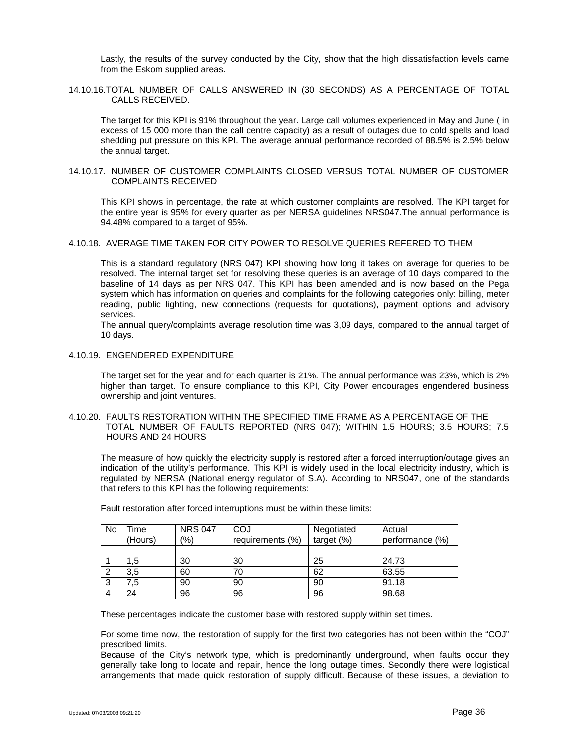Lastly, the results of the survey conducted by the City, show that the high dissatisfaction levels came from the Eskom supplied areas.

### 14.10.16. TOTAL NUMBER OF CALLS ANSWERED IN (30 SECONDS) AS A PERCENTAGE OF TOTAL CALLS RECEIVED.

The target for this KPI is 91% throughout the year. Large call volumes experienced in May and June ( in excess of 15 000 more than the call centre capacity) as a result of outages due to cold spells and load shedding put pressure on this KPI. The average annual performance recorded of 88.5% is 2.5% below the annual target.

### 14.10.17. NUMBER OF CUSTOMER COMPLAINTS CLOSED VERSUS TOTAL NUMBER OF CUSTOMER COMPLAINTS RECEIVED

This KPI shows in percentage, the rate at which customer complaints are resolved. The KPI target for the entire year is 95% for every quarter as per NERSA guidelines NRS047.The annual performance is 94.48% compared to a target of 95%.

### 4.10.18. AVERAGE TIME TAKEN FOR CITY POWER TO RESOLVE QUERIES REFERED TO THEM

This is a standard regulatory (NRS 047) KPI showing how long it takes on average for queries to be resolved. The internal target set for resolving these queries is an average of 10 days compared to the baseline of 14 days as per NRS 047. This KPI has been amended and is now based on the Pega system which has information on queries and complaints for the following categories only: billing, meter reading, public lighting, new connections (requests for quotations), payment options and advisory services.

The annual query/complaints average resolution time was 3,09 days, compared to the annual target of 10 days.

### 4.10.19. ENGENDERED EXPENDITURE

The target set for the year and for each quarter is 21%. The annual performance was 23%, which is 2% higher than target. To ensure compliance to this KPI, City Power encourages engendered business ownership and joint ventures.

### 4.10.20. FAULTS RESTORATION WITHIN THE SPECIFIED TIME FRAME AS A PERCENTAGE OF THE TOTAL NUMBER OF FAULTS REPORTED (NRS 047); WITHIN 1.5 HOURS; 3.5 HOURS; 7.5 HOURS AND 24 HOURS

The measure of how quickly the electricity supply is restored after a forced interruption/outage gives an indication of the utility's performance. This KPI is widely used in the local electricity industry, which is regulated by NERSA (National energy regulator of S.A). According to NRS047, one of the standards that refers to this KPI has the following requirements:

Fault restoration after forced interruptions must be within these limits:

| No | Time (Hours) | NRS 047 (%) | COJ requirements (%) | Negotiated target (%) | Actual performance (%) |
|---|---|---|---|---|---|
| | | | | | |
| 1 | 1,5 | 30 | 30 | 25 | 24.73 |
| 2 | 3,5 | 60 | 70 | 62 | 63.55 |
| 3 | 7,5 | 90 | 90 | 90 | 91.18 |
| 4 | 24 | 96 | 96 | 96 | 98.68 |

These percentages indicate the customer base with restored supply within set times.

For some time now, the restoration of supply for the first two categories has not been within the "COJ" prescribed limits.

Because of the City's network type, which is predominantly underground, when faults occur they generally take long to locate and repair, hence the long outage times. Secondly there were logistical arrangements that made quick restoration of supply difficult. Because of these issues, a deviation to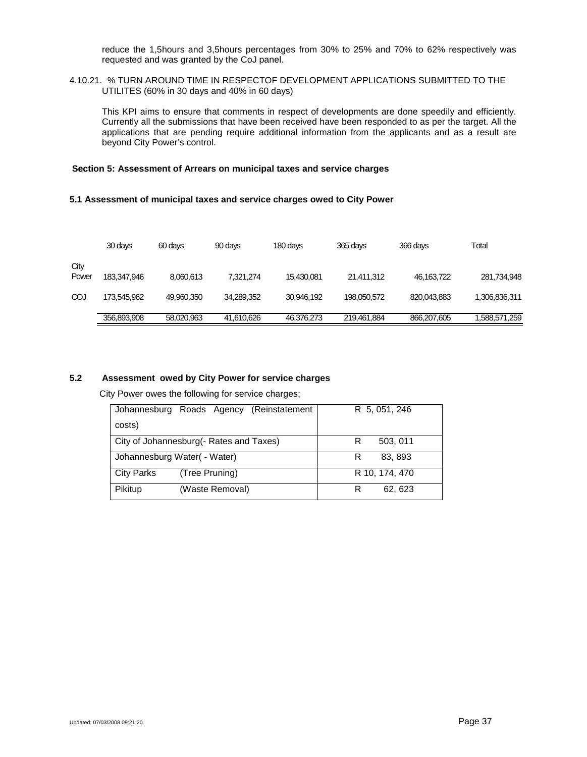reduce the 1,5hours and 3,5hours percentages from 30% to 25% and 70% to 62% respectively was requested and was granted by the CoJ panel.

4.10.21. % TURN AROUND TIME IN RESPECTOF DEVELOPMENT APPLICATIONS SUBMITTED TO THE UTILITES (60% in 30 days and 40% in 60 days)

This KPI aims to ensure that comments in respect of developments are done speedily and efficiently. Currently all the submissions that have been received have been responded to as per the target. All the applications that are pending require additional information from the applicants and as a result are beyond City Power's control.

### Section 5: Assessment of Arrears on municipal taxes and service charges

#### 5.1 Assessment of municipal taxes and service charges owed to City Power

| | 30 days | 60 days | 90 days | 180 days | 365 days | 366 days | Total |
|---|---|---|---|---|---|---|---|
| City Power | 183,347,946 | 8,060,613 | 7,321,274 | 15,430,081 | 21,411,312 | 46,163,722 | 281,734,948 |
| COJ | 173,545,962 | 49,960,350 | 34,289,352 | 30,946,192 | 198,050,572 | 820,043,883 | 1,306,836,311 |
| | 356,893,908 | 58,020,963 | 41,610,626 | 46,376,273 | 219,461,884 | 866,207,605 | 1,588,571,259 |

#### 5.2 Assessment owed by City Power for service charges

City Power owes the following for service charges;

| | |
|---|---|
| Johannesburg Roads Agency (Reinstatement costs) | R 5, 051, 246 |
| City of Johannesburg(- Rates and Taxes) | R 503, 011 |
| Johannesburg Water( - Water) | R 83, 893 |
| City Parks (Tree Pruning) | R 10, 174, 470 |
| Pikitup (Waste Removal) | R 62, 623 |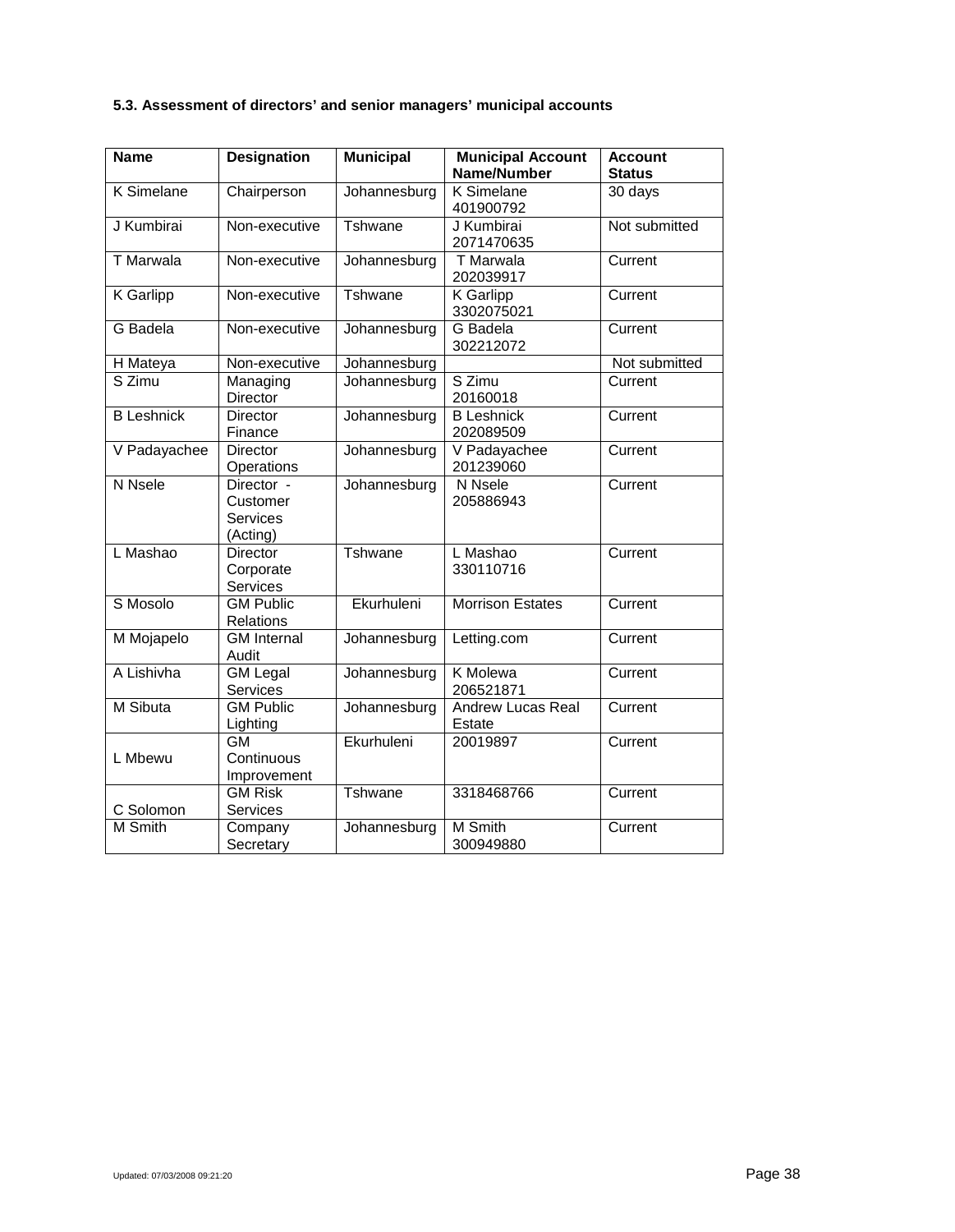### 5.3. Assessment of directors' and senior managers' municipal accounts

| Name | Designation | Municipal | Municipal Account Name/Number | Account Status |
|---|---|---|---|---|
| K Simelane | Chairperson | Johannesburg | K Simelane 401900792 | 30 days |
| J Kumbirai | Non-executive | Tshwane | J Kumbirai 2071470635 | Not submitted |
| T Marwala | Non-executive | Johannesburg | T Marwala 202039917 | Current |
| K Garlipp | Non-executive | Tshwane | K Garlipp 3302075021 | Current |
| G Badela | Non-executive | Johannesburg | G Badela 302212072 | Current |
| H Mateya | Non-executive | Johannesburg | | Not submitted |
| S Zimu | Managing Director | Johannesburg | S Zimu 20160018 | Current |
| B Leshnick | Director Finance | Johannesburg | B Leshnick 202089509 | Current |
| V Padayachee | Director Operations | Johannesburg | V Padayachee 201239060 | Current |
| N Nsele | Director - Customer Services (Acting) | Johannesburg | N Nsele 205886943 | Current |
| L Mashao | Director Corporate Services | Tshwane | L Mashao 330110716 | Current |
| S Mosolo | GM Public Relations | Ekurhuleni | Morrison Estates | Current |
| M Mojapelo | GM Internal Audit | Johannesburg | Letting.com | Current |
| A Lishivha | GM Legal Services | Johannesburg | K Molewa 206521871 | Current |
| M Sibuta | GM Public Lighting | Johannesburg | Andrew Lucas Real Estate | Current |
| L Mbewu | GM Continuous Improvement | Ekurhuleni | 20019897 | Current |
| C Solomon | GM Risk Services | Tshwane | 3318468766 | Current |
| M Smith | Company Secretary | Johannesburg | M Smith 300949880 | Current |

Updated: 07/03/2008 09:21:20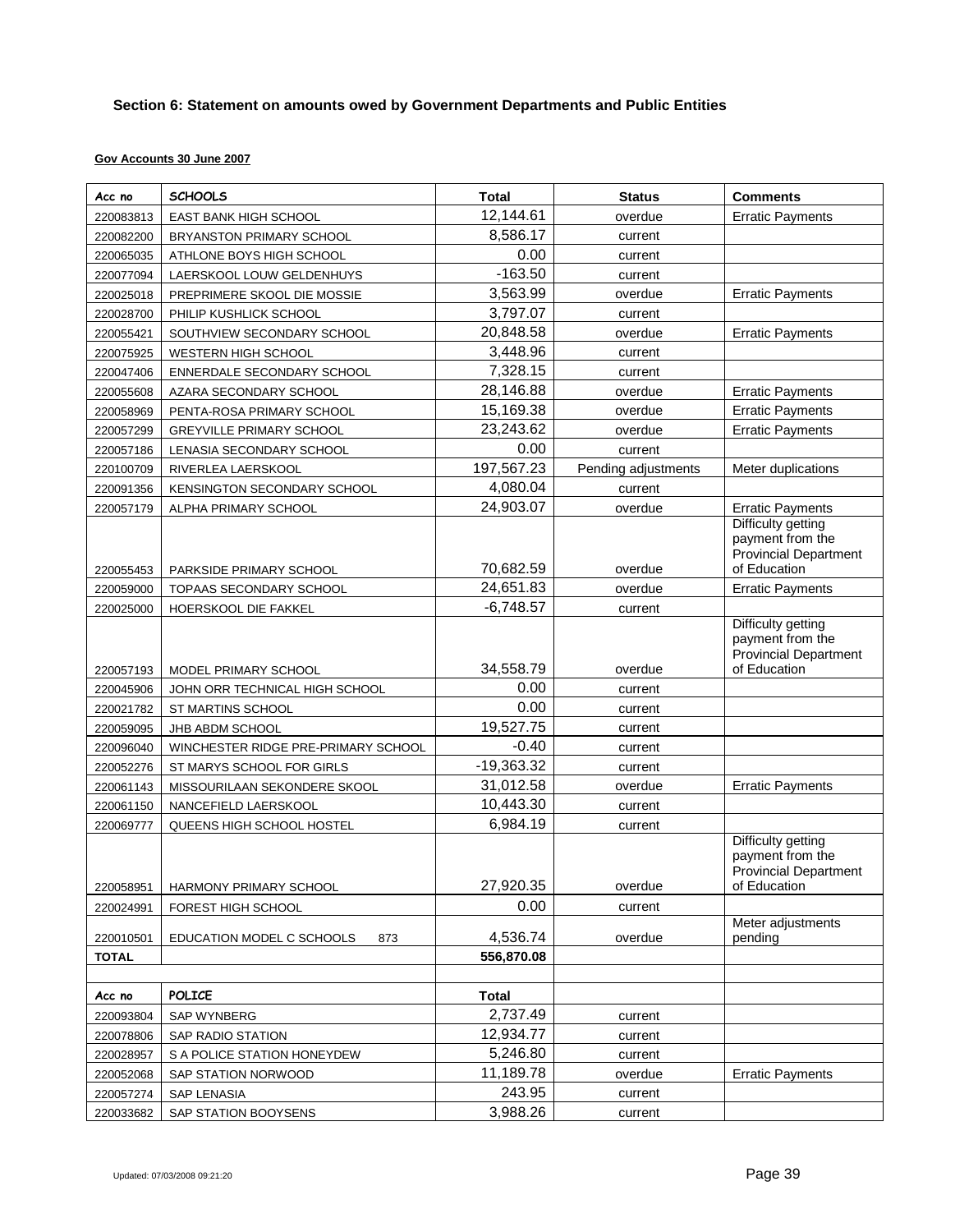### Section 6: Statement on amounts owed by Government Departments and Public Entities

**Gov Accounts 30 June 2007**

| Acc no | SCHOOLS | Total | Status | Comments |
|---|---|---|---|---|
| 220083813 | EAST BANK HIGH SCHOOL | 12,144.61 | overdue | Erratic Payments |
| 220082200 | BRYANSTON PRIMARY SCHOOL | 8,586.17 | current | |
| 220065035 | ATHLONE BOYS HIGH SCHOOL | 0.00 | current | |
| 220077094 | LAERSKOOL LOUW GELDENHUYS | -163.50 | current | |
| 220025018 | PREPRIMERE SKOOL DIE MOSSIE | 3,563.99 | overdue | Erratic Payments |
| 220028700 | PHILIP KUSHLICK SCHOOL | 3,797.07 | current | |
| 220055421 | SOUTHVIEW SECONDARY SCHOOL | 20,848.58 | overdue | Erratic Payments |
| 220075925 | WESTERN HIGH SCHOOL | 3,448.96 | current | |
| 220047406 | ENNERDALE SECONDARY SCHOOL | 7,328.15 | current | |
| 220055608 | AZARA SECONDARY SCHOOL | 28,146.88 | overdue | Erratic Payments |
| 220058969 | PENTA-ROSA PRIMARY SCHOOL | 15,169.38 | overdue | Erratic Payments |
| 220057299 | GREYVILLE PRIMARY SCHOOL | 23,243.62 | overdue | Erratic Payments |
| 220057186 | LENASIA SECONDARY SCHOOL | 0.00 | current | |
| 220100709 | RIVERLEA LAERSKOOL | 197,567.23 | Pending adjustments | Meter duplications |
| 220091356 | KENSINGTON SECONDARY SCHOOL | 4,080.04 | current | |
| 220057179 | ALPHA PRIMARY SCHOOL | 24,903.07 | overdue | Erratic Payments |
| 220055453 | PARKSIDE PRIMARY SCHOOL | 70,682.59 | overdue | Difficulty getting payment from the Provincial Department of Education |
| 220059000 | TOPAAS SECONDARY SCHOOL | 24,651.83 | overdue | Erratic Payments |
| 220025000 | HOERSKOOL DIE FAKKEL | -6,748.57 | current | |
| 220057193 | MODEL PRIMARY SCHOOL | 34,558.79 | overdue | Difficulty getting payment from the Provincial Department of Education |
| 220045906 | JOHN ORR TECHNICAL HIGH SCHOOL | 0.00 | current | |
| 220021782 | ST MARTINS SCHOOL | 0.00 | current | |
| 220059095 | JHB ABDM SCHOOL | 19,527.75 | current | |
| 220096040 | WINCHESTER RIDGE PRE-PRIMARY SCHOOL | -0.40 | current | |
| 220052276 | ST MARYS SCHOOL FOR GIRLS | -19,363.32 | current | |
| 220061143 | MISSOURILAAN SEKONDERE SKOOL | 31,012.58 | overdue | Erratic Payments |
| 220061150 | NANCEFIELD LAERSKOOL | 10,443.30 | current | |
| 220069777 | QUEENS HIGH SCHOOL HOSTEL | 6,984.19 | current | |
| 220058951 | HARMONY PRIMARY SCHOOL | 27,920.35 | overdue | Difficulty getting payment from the Provincial Department of Education |
| 220024991 | FOREST HIGH SCHOOL | 0.00 | current | |
| 220010501 | EDUCATION MODEL C SCHOOLS 873 | 4,536.74 | overdue | Meter adjustments pending |
| **TOTAL** | | **556,870.08** | | |
| | | | | |
| Acc no | POLICE | Total | | |
| 220093804 | SAP WYNBERG | 2,737.49 | current | |
| 220078806 | SAP RADIO STATION | 12,934.77 | current | |
| 220028957 | S A POLICE STATION HONEYDEW | 5,246.80 | current | |
| 220052068 | SAP STATION NORWOOD | 11,189.78 | overdue | Erratic Payments |
| 220057274 | SAP LENASIA | 243.95 | current | |
| 220033682 | SAP STATION BOOYSENS | 3,988.26 | current | |

Updated: 07/03/2008 09:21:20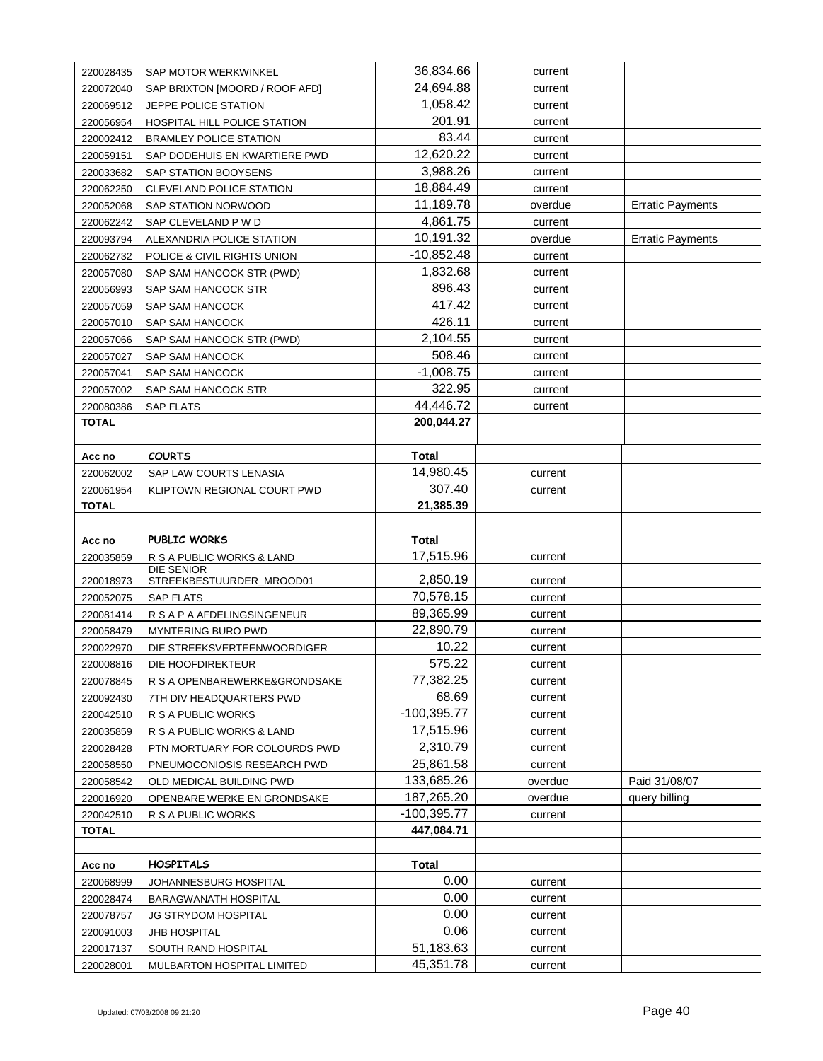| | | | | |
|---|---|---|---|---|
| 220028435 | SAP MOTOR WERKWINKEL | 36,834.66 | current | |
| 220072040 | SAP BRIXTON [MOORD / ROOF AFD] | 24,694.88 | current | |
| 220069512 | JEPPE POLICE STATION | 1,058.42 | current | |
| 220056954 | HOSPITAL HILL POLICE STATION | 201.91 | current | |
| 220002412 | BRAMLEY POLICE STATION | 83.44 | current | |
| 220059151 | SAP DODEHUIS EN KWARTIERE PWD | 12,620.22 | current | |
| 220033682 | SAP STATION BOOYSENS | 3,988.26 | current | |
| 220062250 | CLEVELAND POLICE STATION | 18,884.49 | current | |
| 220052068 | SAP STATION NORWOOD | 11,189.78 | overdue | Erratic Payments |
| 220062242 | SAP CLEVELAND P W D | 4,861.75 | current | |
| 220093794 | ALEXANDRIA POLICE STATION | 10,191.32 | overdue | Erratic Payments |
| 220062732 | POLICE & CIVIL RIGHTS UNION | -10,852.48 | current | |
| 220057080 | SAP SAM HANCOCK STR (PWD) | 1,832.68 | current | |
| 220056993 | SAP SAM HANCOCK STR | 896.43 | current | |
| 220057059 | SAP SAM HANCOCK | 417.42 | current | |
| 220057010 | SAP SAM HANCOCK | 426.11 | current | |
| 220057066 | SAP SAM HANCOCK STR (PWD) | 2,104.55 | current | |
| 220057027 | SAP SAM HANCOCK | 508.46 | current | |
| 220057041 | SAP SAM HANCOCK | -1,008.75 | current | |
| 220057002 | SAP SAM HANCOCK STR | 322.95 | current | |
| 220080386 | SAP FLATS | 44,446.72 | current | |
| **TOTAL** | | **200,044.27** | | |

| Acc no | COURTS | Total | | |
|---|---|---|---|---|
| 220062002 | SAP LAW COURTS LENASIA | 14,980.45 | current | |
| 220061954 | KLIPTOWN REGIONAL COURT PWD | 307.40 | current | |
| **TOTAL** | | **21,385.39** | | |

| Acc no | PUBLIC WORKS | Total | | |
|---|---|---|---|---|
| 220035859 | R S A PUBLIC WORKS & LAND | 17,515.96 | current | |
| 220018973 | DIE SENIOR STREEKBESTUURDER_MROOD01 | 2,850.19 | current | |
| 220052075 | SAP FLATS | 70,578.15 | current | |
| 220081414 | R S A P A AFDELINGSINGENEUR | 89,365.99 | current | |
| 220058479 | MYNTERING BURO PWD | 22,890.79 | current | |
| 220022970 | DIE STREEKSVERTEENWOORDIGER | 10.22 | current | |
| 220008816 | DIE HOOFDIREKTEUR | 575.22 | current | |
| 220078845 | R S A OPENBAREWERKE&GRONDSAKE | 77,382.25 | current | |
| 220092430 | 7TH DIV HEADQUARTERS PWD | 68.69 | current | |
| 220042510 | R S A PUBLIC WORKS | -100,395.77 | current | |
| 220035859 | R S A PUBLIC WORKS & LAND | 17,515.96 | current | |
| 220028428 | PTN MORTUARY FOR COLOURDS PWD | 2,310.79 | current | |
| 220058550 | PNEUMOCONIOSIS RESEARCH PWD | 25,861.58 | current | |
| 220058542 | OLD MEDICAL BUILDING PWD | 133,685.26 | overdue | Paid 31/08/07 |
| 220016920 | OPENBARE WERKE EN GRONDSAKE | 187,265.20 | overdue | query billing |
| 220042510 | R S A PUBLIC WORKS | -100,395.77 | current | |
| **TOTAL** | | **447,084.71** | | |

| Acc no | HOSPITALS | Total | | |
|---|---|---|---|---|
| 220068999 | JOHANNESBURG HOSPITAL | 0.00 | current | |
| 220028474 | BARAGWANATH HOSPITAL | 0.00 | current | |
| 220078757 | JG STRYDOM HOSPITAL | 0.00 | current | |
| 220091003 | JHB HOSPITAL | 0.06 | current | |
| 220017137 | SOUTH RAND HOSPITAL | 51,183.63 | current | |
| 220028001 | MULBARTON HOSPITAL LIMITED | 45,351.78 | current | |

Updated: 07/03/2008 09:21:20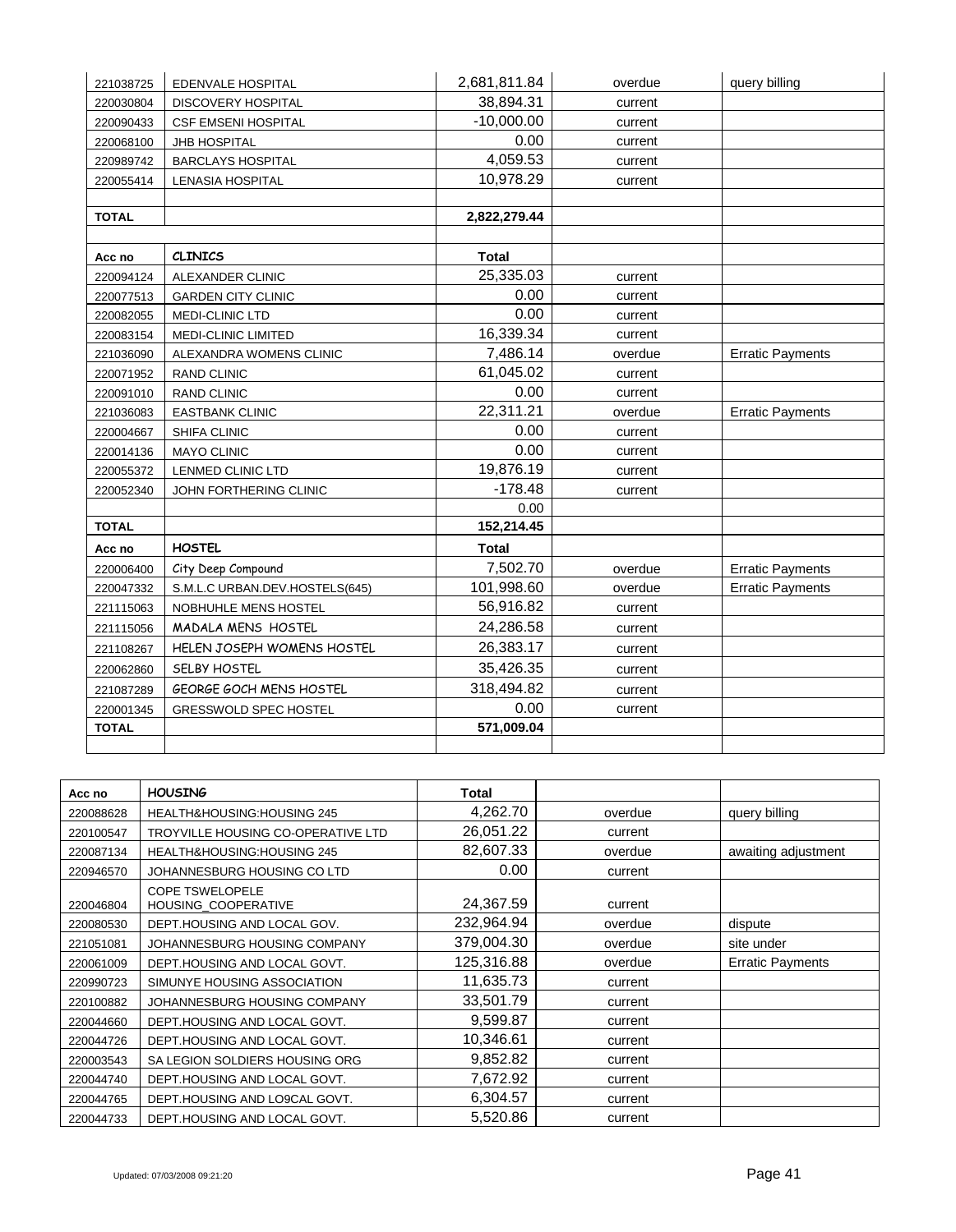| | | | | |
|---|---|---|---|---|
| 221038725 | EDENVALE HOSPITAL | 2,681,811.84 | overdue | query billing |
| 220030804 | DISCOVERY HOSPITAL | 38,894.31 | current | |
| 220090433 | CSF EMSENI HOSPITAL | -10,000.00 | current | |
| 220068100 | JHB HOSPITAL | 0.00 | current | |
| 220989742 | BARCLAYS HOSPITAL | 4,059.53 | current | |
| 220055414 | LENASIA HOSPITAL | 10,978.29 | current | |
| | | | | |
| **TOTAL** | | **2,822,279.44** | | |
| | | | | |
| **Acc no** | **CLINICS** | **Total** | | |
| 220094124 | ALEXANDER CLINIC | 25,335.03 | current | |
| 220077513 | GARDEN CITY CLINIC | 0.00 | current | |
| 220082055 | MEDI-CLINIC LTD | 0.00 | current | |
| 220083154 | MEDI-CLINIC LIMITED | 16,339.34 | current | |
| 221036090 | ALEXANDRA WOMENS CLINIC | 7,486.14 | overdue | Erratic Payments |
| 220071952 | RAND CLINIC | 61,045.02 | current | |
| 220091010 | RAND CLINIC | 0.00 | current | |
| 221036083 | EASTBANK CLINIC | 22,311.21 | overdue | Erratic Payments |
| 220004667 | SHIFA CLINIC | 0.00 | current | |
| 220014136 | MAYO CLINIC | 0.00 | current | |
| 220055372 | LENMED CLINIC LTD | 19,876.19 | current | |
| 220052340 | JOHN FORTHERING CLINIC | -178.48 | current | |
| | | 0.00 | | |
| **TOTAL** | | **152,214.45** | | |
| **Acc no** | **HOSTEL** | **Total** | | |
| 220006400 | City Deep Compound | 7,502.70 | overdue | Erratic Payments |
| 220047332 | S.M.L.C URBAN.DEV.HOSTELS(645) | 101,998.60 | overdue | Erratic Payments |
| 221115063 | NOBHUHLE MENS HOSTEL | 56,916.82 | current | |
| 221115056 | MADALA MENS HOSTEL | 24,286.58 | current | |
| 221108267 | HELEN JOSEPH WOMENS HOSTEL | 26,383.17 | current | |
| 220062860 | SELBY HOSTEL | 35,426.35 | current | |
| 221087289 | GEORGE GOCH MENS HOSTEL | 318,494.82 | current | |
| 220001345 | GRESSWOLD SPEC HOSTEL | 0.00 | current | |
| **TOTAL** | | **571,009.04** | | |
| | | | | |

| Acc no | HOUSING | Total | | |
|---|---|---|---|---|
| 220088628 | HEALTH&HOUSING:HOUSING 245 | 4,262.70 | overdue | query billing |
| 220100547 | TROYVILLE HOUSING CO-OPERATIVE LTD | 26,051.22 | current | |
| 220087134 | HEALTH&HOUSING:HOUSING 245 | 82,607.33 | overdue | awaiting adjustment |
| 220946570 | JOHANNESBURG HOUSING CO LTD | 0.00 | current | |
| 220046804 | COPE TSWELOPELE HOUSING_COOPERATIVE | 24,367.59 | current | |
| 220080530 | DEPT.HOUSING AND LOCAL GOV. | 232,964.94 | overdue | dispute |
| 221051081 | JOHANNESBURG HOUSING COMPANY | 379,004.30 | overdue | site under |
| 220061009 | DEPT.HOUSING AND LOCAL GOVT. | 125,316.88 | overdue | Erratic Payments |
| 220990723 | SIMUNYE HOUSING ASSOCIATION | 11,635.73 | current | |
| 220100882 | JOHANNESBURG HOUSING COMPANY | 33,501.79 | current | |
| 220044660 | DEPT.HOUSING AND LOCAL GOVT. | 9,599.87 | current | |
| 220044726 | DEPT.HOUSING AND LOCAL GOVT. | 10,346.61 | current | |
| 220003543 | SA LEGION SOLDIERS HOUSING ORG | 9,852.82 | current | |
| 220044740 | DEPT.HOUSING AND LOCAL GOVT. | 7,672.92 | current | |
| 220044765 | DEPT.HOUSING AND LO9CAL GOVT. | 6,304.57 | current | |
| 220044733 | DEPT.HOUSING AND LOCAL GOVT. | 5,520.86 | current | |

Updated: 07/03/2008 09:21:20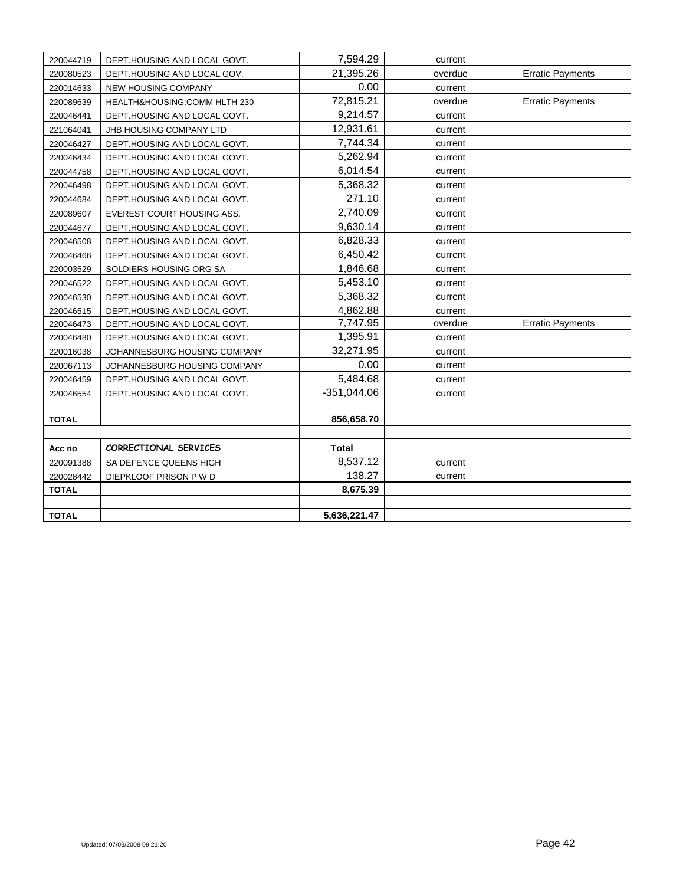| | | | | |
|---|---|---|---|---|
| 220044719 | DEPT.HOUSING AND LOCAL GOVT. | 7,594.29 | current | |
| 220080523 | DEPT.HOUSING AND LOCAL GOV. | 21,395.26 | overdue | Erratic Payments |
| 220014633 | NEW HOUSING COMPANY | 0.00 | current | |
| 220089639 | HEALTH&HOUSING:COMM HLTH 230 | 72,815.21 | overdue | Erratic Payments |
| 220046441 | DEPT.HOUSING AND LOCAL GOVT. | 9,214.57 | current | |
| 221064041 | JHB HOUSING COMPANY LTD | 12,931.61 | current | |
| 220046427 | DEPT.HOUSING AND LOCAL GOVT. | 7,744.34 | current | |
| 220046434 | DEPT.HOUSING AND LOCAL GOVT. | 5,262.94 | current | |
| 220044758 | DEPT.HOUSING AND LOCAL GOVT. | 6,014.54 | current | |
| 220046498 | DEPT.HOUSING AND LOCAL GOVT. | 5,368.32 | current | |
| 220044684 | DEPT.HOUSING AND LOCAL GOVT. | 271.10 | current | |
| 220089607 | EVEREST COURT HOUSING ASS. | 2,740.09 | current | |
| 220044677 | DEPT.HOUSING AND LOCAL GOVT. | 9,630.14 | current | |
| 220046508 | DEPT.HOUSING AND LOCAL GOVT. | 6,828.33 | current | |
| 220046466 | DEPT.HOUSING AND LOCAL GOVT. | 6,450.42 | current | |
| 220003529 | SOLDIERS HOUSING ORG SA | 1,846.68 | current | |
| 220046522 | DEPT.HOUSING AND LOCAL GOVT. | 5,453.10 | current | |
| 220046530 | DEPT.HOUSING AND LOCAL GOVT. | 5,368.32 | current | |
| 220046515 | DEPT.HOUSING AND LOCAL GOVT. | 4,862.88 | current | |
| 220046473 | DEPT.HOUSING AND LOCAL GOVT. | 7,747.95 | overdue | Erratic Payments |
| 220046480 | DEPT.HOUSING AND LOCAL GOVT. | 1,395.91 | current | |
| 220016038 | JOHANNESBURG HOUSING COMPANY | 32,271.95 | current | |
| 220067113 | JOHANNESBURG HOUSING COMPANY | 0.00 | current | |
| 220046459 | DEPT.HOUSING AND LOCAL GOVT. | 5,484.68 | current | |
| 220046554 | DEPT.HOUSING AND LOCAL GOVT. | -351,044.06 | current | |
| | | | | |
| **TOTAL** | | **856,658.70** | | |
| | | | | |
| **Acc no** | ***CORRECTIONAL SERVICES*** | **Total** | | |
| 220091388 | SA DEFENCE QUEENS HIGH | 8,537.12 | current | |
| 220028442 | DIEPKLOOF PRISON P W D | 138.27 | current | |
| **TOTAL** | | **8,675.39** | | |
| | | | | |
| **TOTAL** | | **5,636,221.47** | | |

Updated: 07/03/2008 09:21:20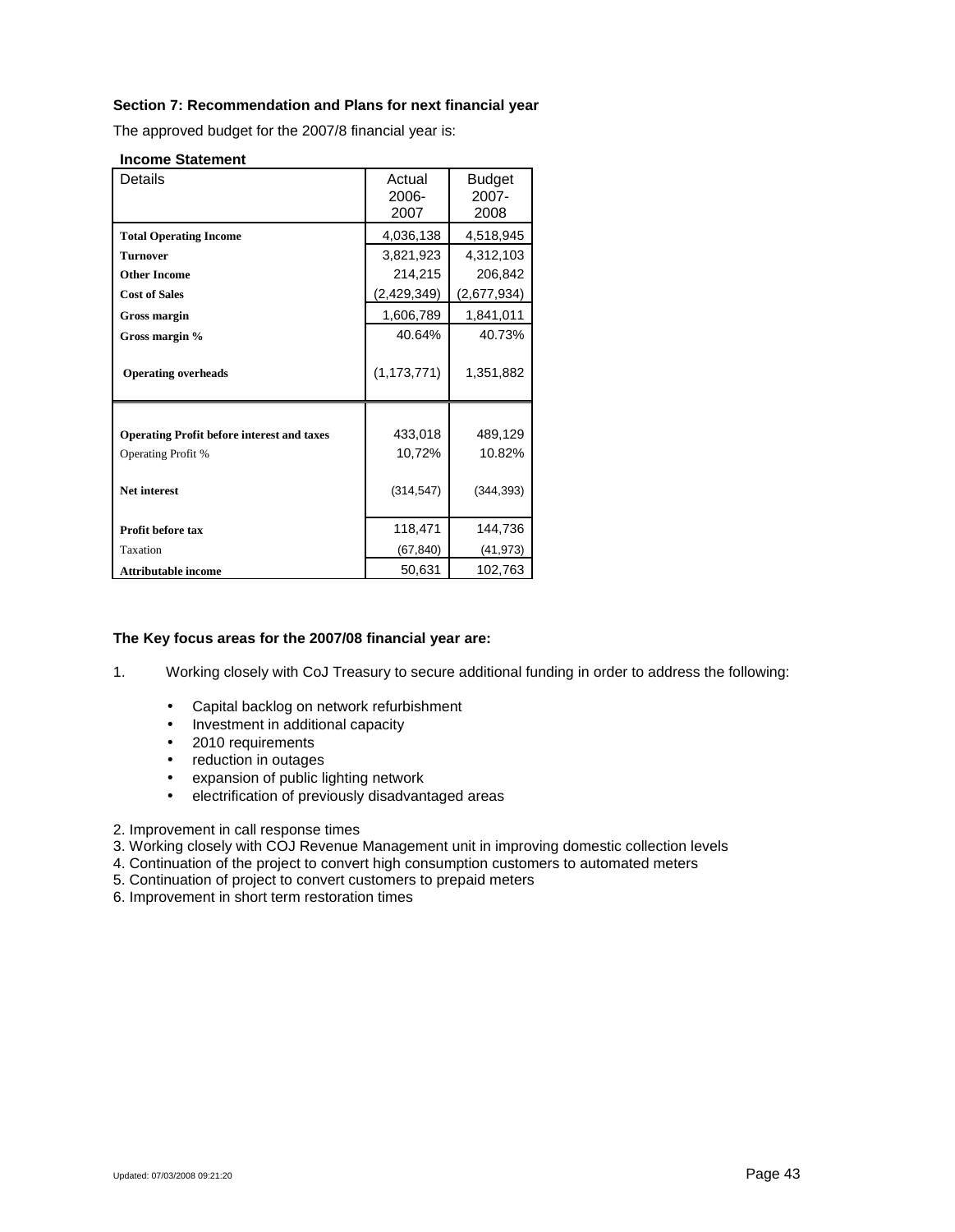**Section 7: Recommendation and Plans for next financial year**

The approved budget for the 2007/8 financial year is:

**Income Statement**

| Details | Actual 2006-2007 | Budget 2007-2008 |
|---|---|---|
| **Total Operating Income** | 4,036,138 | 4,518,945 |
| **Turnover** | 3,821,923 | 4,312,103 |
| **Other Income** | 214,215 | 206,842 |
| **Cost of Sales** | (2,429,349) | (2,677,934) |
| **Gross margin** | 1,606,789 | 1,841,011 |
| **Gross margin %** | 40.64% | 40.73% |
| **Operating overheads** | (1,173,771) | 1,351,882 |
| | | |
| **Operating Profit before interest and taxes** | 433,018 | 489,129 |
| Operating Profit % | 10,72% | 10.82% |
| **Net interest** | (314,547) | (344,393) |
| **Profit before tax** | 118,471 | 144,736 |
| Taxation | (67,840) | (41,973) |
| **Attributable income** | 50,631 | 102,763 |

**The Key focus areas for the 2007/08 financial year are:**

1. Working closely with CoJ Treasury to secure additional funding in order to address the following:
   - Capital backlog on network refurbishment
   - Investment in additional capacity
   - 2010 requirements
   - reduction in outages
   - expansion of public lighting network
   - electrification of previously disadvantaged areas
2. Improvement in call response times
3. Working closely with COJ Revenue Management unit in improving domestic collection levels
4. Continuation of the project to convert high consumption customers to automated meters
5. Continuation of project to convert customers to prepaid meters
6. Improvement in short term restoration times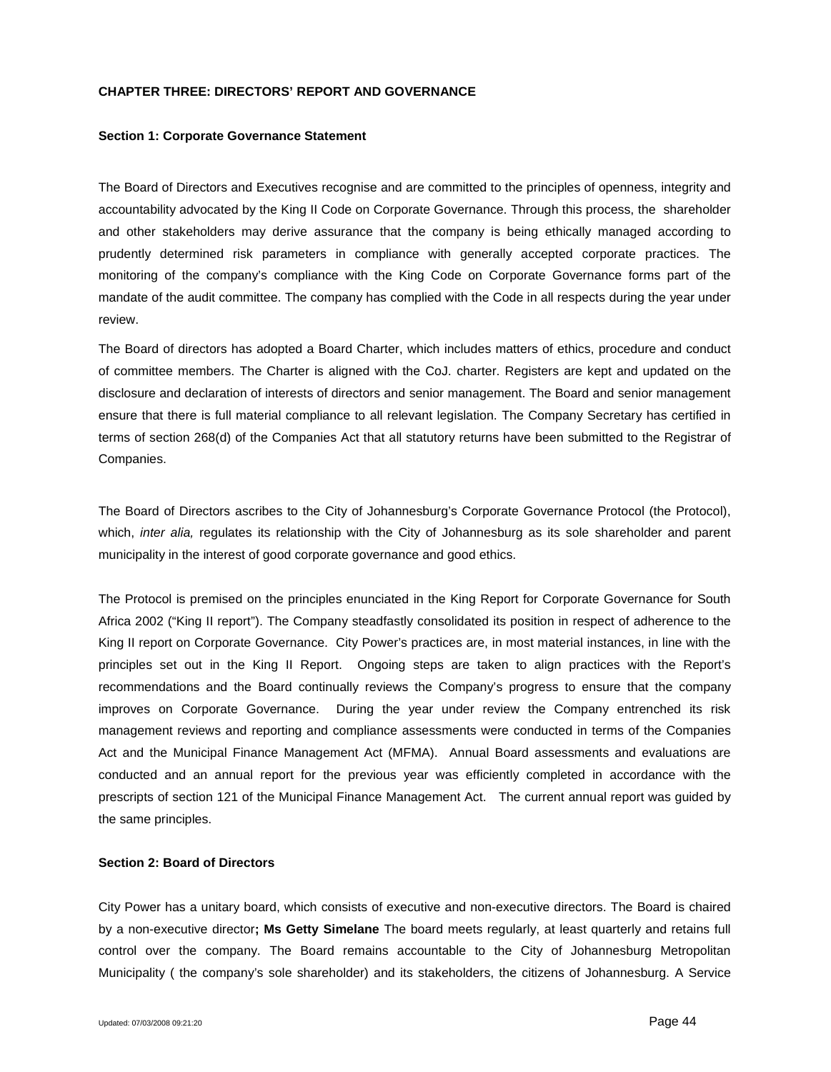## CHAPTER THREE: DIRECTORS' REPORT AND GOVERNANCE

### Section 1: Corporate Governance Statement

The Board of Directors and Executives recognise and are committed to the principles of openness, integrity and accountability advocated by the King II Code on Corporate Governance. Through this process, the shareholder and other stakeholders may derive assurance that the company is being ethically managed according to prudently determined risk parameters in compliance with generally accepted corporate practices. The monitoring of the company's compliance with the King Code on Corporate Governance forms part of the mandate of the audit committee. The company has complied with the Code in all respects during the year under review.

The Board of directors has adopted a Board Charter, which includes matters of ethics, procedure and conduct of committee members. The Charter is aligned with the CoJ. charter. Registers are kept and updated on the disclosure and declaration of interests of directors and senior management. The Board and senior management ensure that there is full material compliance to all relevant legislation. The Company Secretary has certified in terms of section 268(d) of the Companies Act that all statutory returns have been submitted to the Registrar of Companies.

The Board of Directors ascribes to the City of Johannesburg's Corporate Governance Protocol (the Protocol), which, *inter alia,* regulates its relationship with the City of Johannesburg as its sole shareholder and parent municipality in the interest of good corporate governance and good ethics.

The Protocol is premised on the principles enunciated in the King Report for Corporate Governance for South Africa 2002 ("King II report"). The Company steadfastly consolidated its position in respect of adherence to the King II report on Corporate Governance. City Power's practices are, in most material instances, in line with the principles set out in the King II Report. Ongoing steps are taken to align practices with the Report's recommendations and the Board continually reviews the Company's progress to ensure that the company improves on Corporate Governance. During the year under review the Company entrenched its risk management reviews and reporting and compliance assessments were conducted in terms of the Companies Act and the Municipal Finance Management Act (MFMA). Annual Board assessments and evaluations are conducted and an annual report for the previous year was efficiently completed in accordance with the prescripts of section 121 of the Municipal Finance Management Act. The current annual report was guided by the same principles.

### Section 2: Board of Directors

City Power has a unitary board, which consists of executive and non-executive directors. The Board is chaired by a non-executive director**; Ms Getty Simelane** The board meets regularly, at least quarterly and retains full control over the company. The Board remains accountable to the City of Johannesburg Metropolitan Municipality ( the company's sole shareholder) and its stakeholders, the citizens of Johannesburg. A Service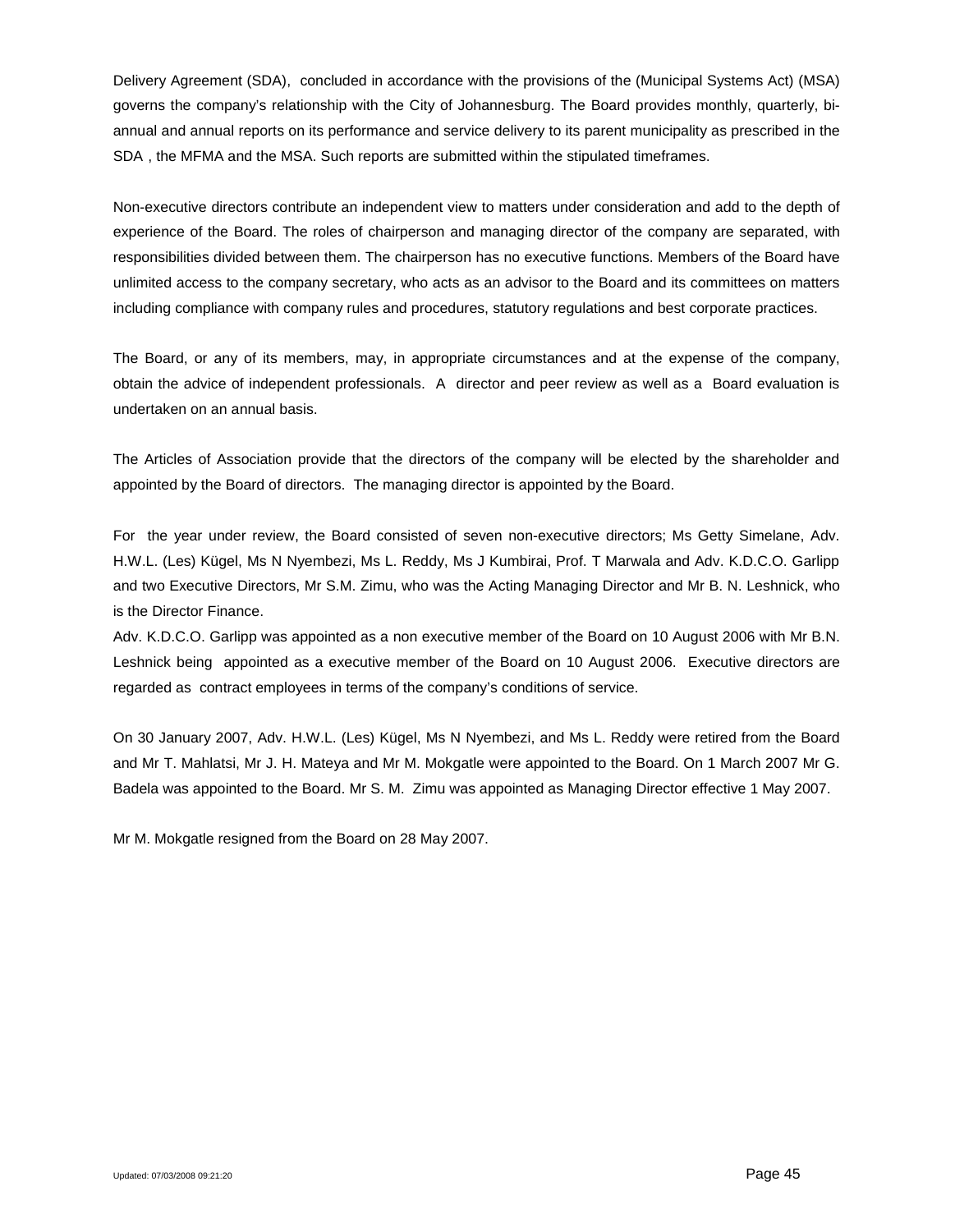Delivery Agreement (SDA), concluded in accordance with the provisions of the (Municipal Systems Act) (MSA) governs the company's relationship with the City of Johannesburg. The Board provides monthly, quarterly, bi-annual and annual reports on its performance and service delivery to its parent municipality as prescribed in the SDA , the MFMA and the MSA. Such reports are submitted within the stipulated timeframes.

Non-executive directors contribute an independent view to matters under consideration and add to the depth of experience of the Board. The roles of chairperson and managing director of the company are separated, with responsibilities divided between them. The chairperson has no executive functions. Members of the Board have unlimited access to the company secretary, who acts as an advisor to the Board and its committees on matters including compliance with company rules and procedures, statutory regulations and best corporate practices.

The Board, or any of its members, may, in appropriate circumstances and at the expense of the company, obtain the advice of independent professionals. A director and peer review as well as a Board evaluation is undertaken on an annual basis.

The Articles of Association provide that the directors of the company will be elected by the shareholder and appointed by the Board of directors. The managing director is appointed by the Board.

For the year under review, the Board consisted of seven non-executive directors; Ms Getty Simelane, Adv. H.W.L. (Les) Kügel, Ms N Nyembezi, Ms L. Reddy, Ms J Kumbirai, Prof. T Marwala and Adv. K.D.C.O. Garlipp and two Executive Directors, Mr S.M. Zimu, who was the Acting Managing Director and Mr B. N. Leshnick, who is the Director Finance.

Adv. K.D.C.O. Garlipp was appointed as a non executive member of the Board on 10 August 2006 with Mr B.N. Leshnick being appointed as a executive member of the Board on 10 August 2006. Executive directors are regarded as contract employees in terms of the company's conditions of service.

On 30 January 2007, Adv. H.W.L. (Les) Kügel, Ms N Nyembezi, and Ms L. Reddy were retired from the Board and Mr T. Mahlatsi, Mr J. H. Mateya and Mr M. Mokgatle were appointed to the Board. On 1 March 2007 Mr G. Badela was appointed to the Board. Mr S. M. Zimu was appointed as Managing Director effective 1 May 2007.

Mr M. Mokgatle resigned from the Board on 28 May 2007.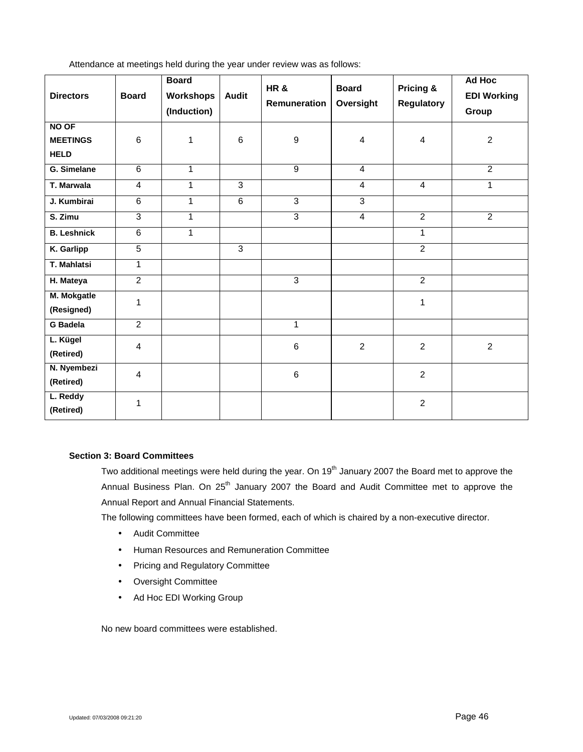Attendance at meetings held during the year under review was as follows:

| Directors | Board | Board Workshops (Induction) | Audit | HR & Remuneration | Board Oversight | Pricing & Regulatory | Ad Hoc EDI Working Group |
|---|---|---|---|---|---|---|---|
| **NO OF MEETINGS HELD** | 6 | 1 | 6 | 9 | 4 | 4 | 2 |
| **G. Simelane** | 6 | 1 | | 9 | 4 | | 2 |
| **T. Marwala** | 4 | 1 | 3 | | 4 | 4 | 1 |
| **J. Kumbirai** | 6 | 1 | 6 | 3 | 3 | | |
| **S. Zimu** | 3 | 1 | | 3 | 4 | 2 | 2 |
| **B. Leshnick** | 6 | 1 | | | | 1 | |
| **K. Garlipp** | 5 | | 3 | | | 2 | |
| **T. Mahlatsi** | 1 | | | | | | |
| **H. Mateya** | 2 | | | 3 | | 2 | |
| **M. Mokgatle (Resigned)** | 1 | | | | | 1 | |
| **G Badela** | 2 | | | 1 | | | |
| **L. Kügel (Retired)** | 4 | | | 6 | 2 | 2 | 2 |
| **N. Nyembezi (Retired)** | 4 | | | 6 | | 2 | |
| **L. Reddy (Retired)** | 1 | | | | | 2 | |

**Section 3: Board Committees**

Two additional meetings were held during the year. On 19th January 2007 the Board met to approve the Annual Business Plan. On 25th January 2007 the Board and Audit Committee met to approve the Annual Report and Annual Financial Statements.

The following committees have been formed, each of which is chaired by a non-executive director.

- Audit Committee
- Human Resources and Remuneration Committee
- Pricing and Regulatory Committee
- Oversight Committee
- Ad Hoc EDI Working Group

No new board committees were established.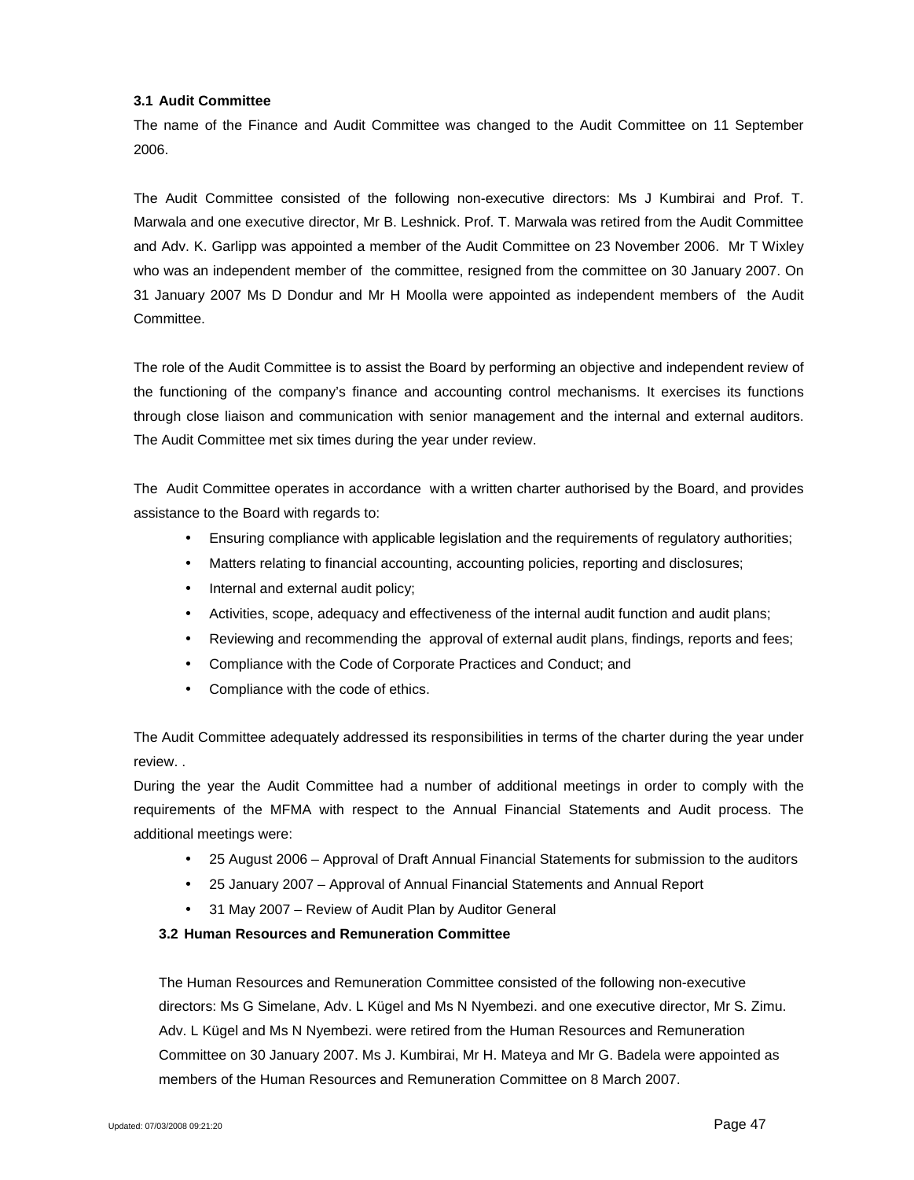### 3.1 Audit Committee

The name of the Finance and Audit Committee was changed to the Audit Committee on 11 September 2006.

The Audit Committee consisted of the following non-executive directors: Ms J Kumbirai and Prof. T. Marwala and one executive director, Mr B. Leshnick. Prof. T. Marwala was retired from the Audit Committee and Adv. K. Garlipp was appointed a member of the Audit Committee on 23 November 2006. Mr T Wixley who was an independent member of the committee, resigned from the committee on 30 January 2007. On 31 January 2007 Ms D Dondur and Mr H Moolla were appointed as independent members of the Audit Committee.

The role of the Audit Committee is to assist the Board by performing an objective and independent review of the functioning of the company's finance and accounting control mechanisms. It exercises its functions through close liaison and communication with senior management and the internal and external auditors. The Audit Committee met six times during the year under review.

The Audit Committee operates in accordance with a written charter authorised by the Board, and provides assistance to the Board with regards to:

- Ensuring compliance with applicable legislation and the requirements of regulatory authorities;
- Matters relating to financial accounting, accounting policies, reporting and disclosures;
- Internal and external audit policy;
- Activities, scope, adequacy and effectiveness of the internal audit function and audit plans;
- Reviewing and recommending the approval of external audit plans, findings, reports and fees;
- Compliance with the Code of Corporate Practices and Conduct; and
- Compliance with the code of ethics.

The Audit Committee adequately addressed its responsibilities in terms of the charter during the year under review. .

During the year the Audit Committee had a number of additional meetings in order to comply with the requirements of the MFMA with respect to the Annual Financial Statements and Audit process. The additional meetings were:

- 25 August 2006 – Approval of Draft Annual Financial Statements for submission to the auditors
- 25 January 2007 – Approval of Annual Financial Statements and Annual Report
- 31 May 2007 – Review of Audit Plan by Auditor General

### 3.2 Human Resources and Remuneration Committee

The Human Resources and Remuneration Committee consisted of the following non-executive directors: Ms G Simelane, Adv. L Kügel and Ms N Nyembezi. and one executive director, Mr S. Zimu. Adv. L Kügel and Ms N Nyembezi. were retired from the Human Resources and Remuneration Committee on 30 January 2007. Ms J. Kumbirai, Mr H. Mateya and Mr G. Badela were appointed as members of the Human Resources and Remuneration Committee on 8 March 2007.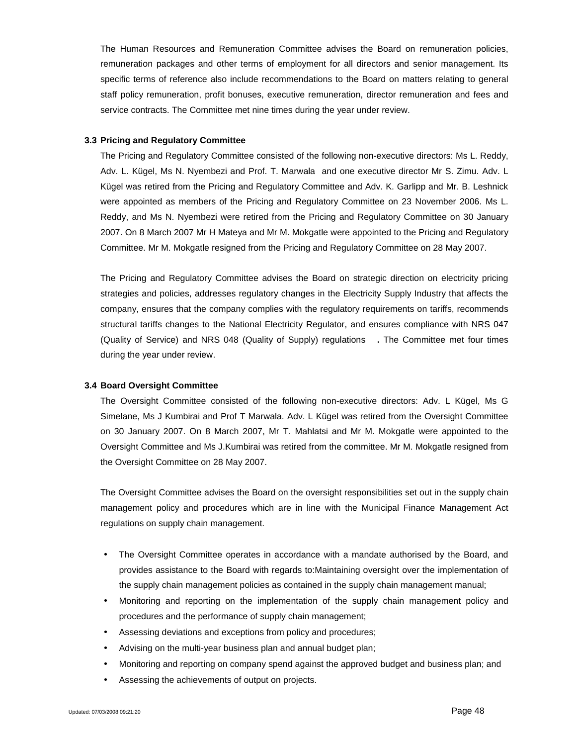The Human Resources and Remuneration Committee advises the Board on remuneration policies, remuneration packages and other terms of employment for all directors and senior management. Its specific terms of reference also include recommendations to the Board on matters relating to general staff policy remuneration, profit bonuses, executive remuneration, director remuneration and fees and service contracts. The Committee met nine times during the year under review.

### 3.3 Pricing and Regulatory Committee

The Pricing and Regulatory Committee consisted of the following non-executive directors: Ms L. Reddy, Adv. L. Kügel, Ms N. Nyembezi and Prof. T. Marwala and one executive director Mr S. Zimu. Adv. L Kügel was retired from the Pricing and Regulatory Committee and Adv. K. Garlipp and Mr. B. Leshnick were appointed as members of the Pricing and Regulatory Committee on 23 November 2006. Ms L. Reddy, and Ms N. Nyembezi were retired from the Pricing and Regulatory Committee on 30 January 2007. On 8 March 2007 Mr H Mateya and Mr M. Mokgatle were appointed to the Pricing and Regulatory Committee. Mr M. Mokgatle resigned from the Pricing and Regulatory Committee on 28 May 2007.

The Pricing and Regulatory Committee advises the Board on strategic direction on electricity pricing strategies and policies, addresses regulatory changes in the Electricity Supply Industry that affects the company, ensures that the company complies with the regulatory requirements on tariffs, recommends structural tariffs changes to the National Electricity Regulator, and ensures compliance with NRS 047 (Quality of Service) and NRS 048 (Quality of Supply) regulations **.** The Committee met four times during the year under review.

### 3.4 Board Oversight Committee

The Oversight Committee consisted of the following non-executive directors: Adv. L Kügel, Ms G Simelane, Ms J Kumbirai and Prof T Marwala. Adv. L Kügel was retired from the Oversight Committee on 30 January 2007. On 8 March 2007, Mr T. Mahlatsi and Mr M. Mokgatle were appointed to the Oversight Committee and Ms J.Kumbirai was retired from the committee. Mr M. Mokgatle resigned from the Oversight Committee on 28 May 2007.

The Oversight Committee advises the Board on the oversight responsibilities set out in the supply chain management policy and procedures which are in line with the Municipal Finance Management Act regulations on supply chain management.

- The Oversight Committee operates in accordance with a mandate authorised by the Board, and provides assistance to the Board with regards to:Maintaining oversight over the implementation of the supply chain management policies as contained in the supply chain management manual;
- Monitoring and reporting on the implementation of the supply chain management policy and procedures and the performance of supply chain management;
- Assessing deviations and exceptions from policy and procedures;
- Advising on the multi-year business plan and annual budget plan;
- Monitoring and reporting on company spend against the approved budget and business plan; and
- Assessing the achievements of output on projects.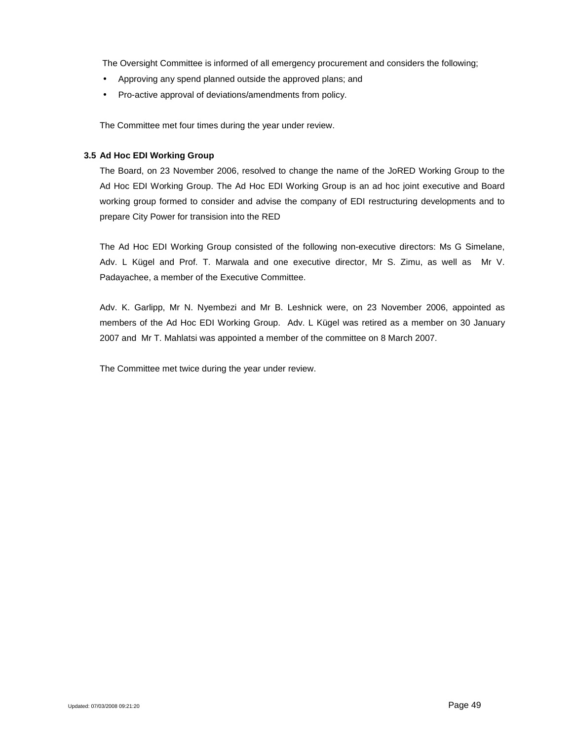The Oversight Committee is informed of all emergency procurement and considers the following;

- Approving any spend planned outside the approved plans; and
- Pro-active approval of deviations/amendments from policy.

The Committee met four times during the year under review.

### 3.5 Ad Hoc EDI Working Group

The Board, on 23 November 2006, resolved to change the name of the JoRED Working Group to the Ad Hoc EDI Working Group. The Ad Hoc EDI Working Group is an ad hoc joint executive and Board working group formed to consider and advise the company of EDI restructuring developments and to prepare City Power for transision into the RED

The Ad Hoc EDI Working Group consisted of the following non-executive directors: Ms G Simelane, Adv. L Kügel and Prof. T. Marwala and one executive director, Mr S. Zimu, as well as Mr V. Padayachee, a member of the Executive Committee.

Adv. K. Garlipp, Mr N. Nyembezi and Mr B. Leshnick were, on 23 November 2006, appointed as members of the Ad Hoc EDI Working Group. Adv. L Kügel was retired as a member on 30 January 2007 and Mr T. Mahlatsi was appointed a member of the committee on 8 March 2007.

The Committee met twice during the year under review.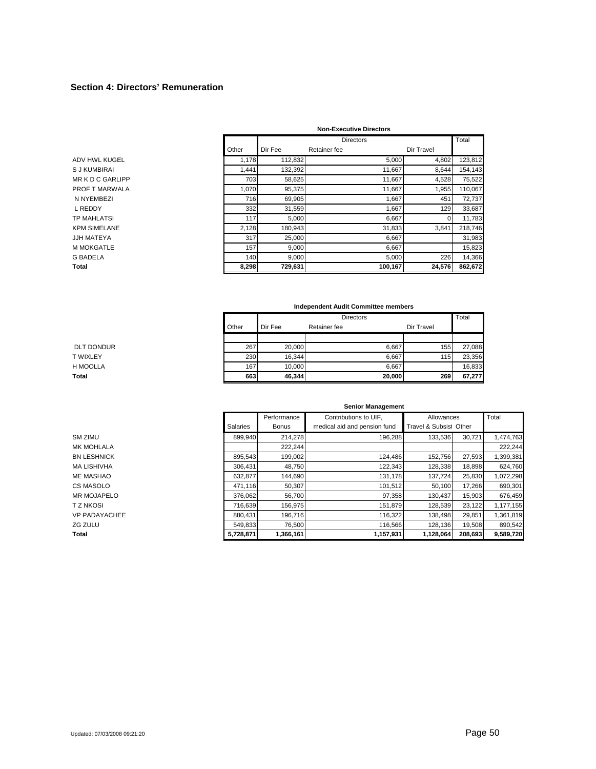## Section 4: Directors' Remuneration

**Non-Executive Directors**

| | | Directors | | | Total |
|---|---|---|---|---|---|
| | Other | Dir Fee | Retainer fee | Dir Travel | |
| ADV HWL KUGEL | 1,178 | 112,832 | 5,000 | 4,802 | 123,812 |
| S J KUMBIRAI | 1,441 | 132,392 | 11,667 | 8,644 | 154,143 |
| MR K D C GARLIPP | 703 | 58,625 | 11,667 | 4,528 | 75,522 |
| PROF T MARWALA | 1,070 | 95,375 | 11,667 | 1,955 | 110,067 |
| N NYEMBEZI | 716 | 69,905 | 1,667 | 451 | 72,737 |
| L REDDY | 332 | 31,559 | 1,667 | 129 | 33,687 |
| TP MAHLATSI | 117 | 5,000 | 6,667 | 0 | 11,783 |
| KPM SIMELANE | 2,128 | 180,943 | 31,833 | 3,841 | 218,746 |
| JJH MATEYA | 317 | 25,000 | 6,667 | | 31,983 |
| M MOKGATLE | 157 | 9,000 | 6,667 | | 15,823 |
| G BADELA | 140 | 9,000 | 5,000 | 226 | 14,366 |
| **Total** | **8,298** | **729,631** | **100,167** | **24,576** | **862,672** |

**Independent Audit Committee members**

| | | Directors | | | Total |
|---|---|---|---|---|---|
| | Other | Dir Fee | Retainer fee | Dir Travel | |
| DLT DONDUR | 267 | 20,000 | 6,667 | 155 | 27,088 |
| T WIXLEY | 230 | 16,344 | 6,667 | 115 | 23,356 |
| H MOOLLA | 167 | 10,000 | 6,667 | | 16,833 |
| **Total** | **663** | **46,344** | **20,000** | **269** | **67,277** |

**Senior Management**

| | Salaries | Performance Bonus | Contributions to UIF, medical aid and pension fund | Allowances Travel & Subsist | Other | Total |
|---|---|---|---|---|---|---|
| SM ZIMU | 899,940 | 214,278 | 196,288 | 133,536 | 30,721 | 1,474,763 |
| MK MOHLALA | | 222,244 | | | | 222,244 |
| BN LESHNICK | 895,543 | 199,002 | 124,486 | 152,756 | 27,593 | 1,399,381 |
| MA LISHIVHA | 306,431 | 48,750 | 122,343 | 128,338 | 18,898 | 624,760 |
| ME MASHAO | 632,877 | 144,690 | 131,178 | 137,724 | 25,830 | 1,072,298 |
| CS MASOLO | 471,116 | 50,307 | 101,512 | 50,100 | 17,266 | 690,301 |
| MR MOJAPELO | 376,062 | 56,700 | 97,358 | 130,437 | 15,903 | 676,459 |
| T Z NKOSI | 716,639 | 156,975 | 151,879 | 128,539 | 23,122 | 1,177,155 |
| VP PADAYACHEE | 880,431 | 196,716 | 116,322 | 138,498 | 29,851 | 1,361,819 |
| ZG ZULU | 549,833 | 76,500 | 116,566 | 128,136 | 19,508 | 890,542 |
| **Total** | **5,728,871** | **1,366,161** | **1,157,931** | **1,128,064** | **208,693** | **9,589,720** |

Updated: 07/03/2008 09:21:20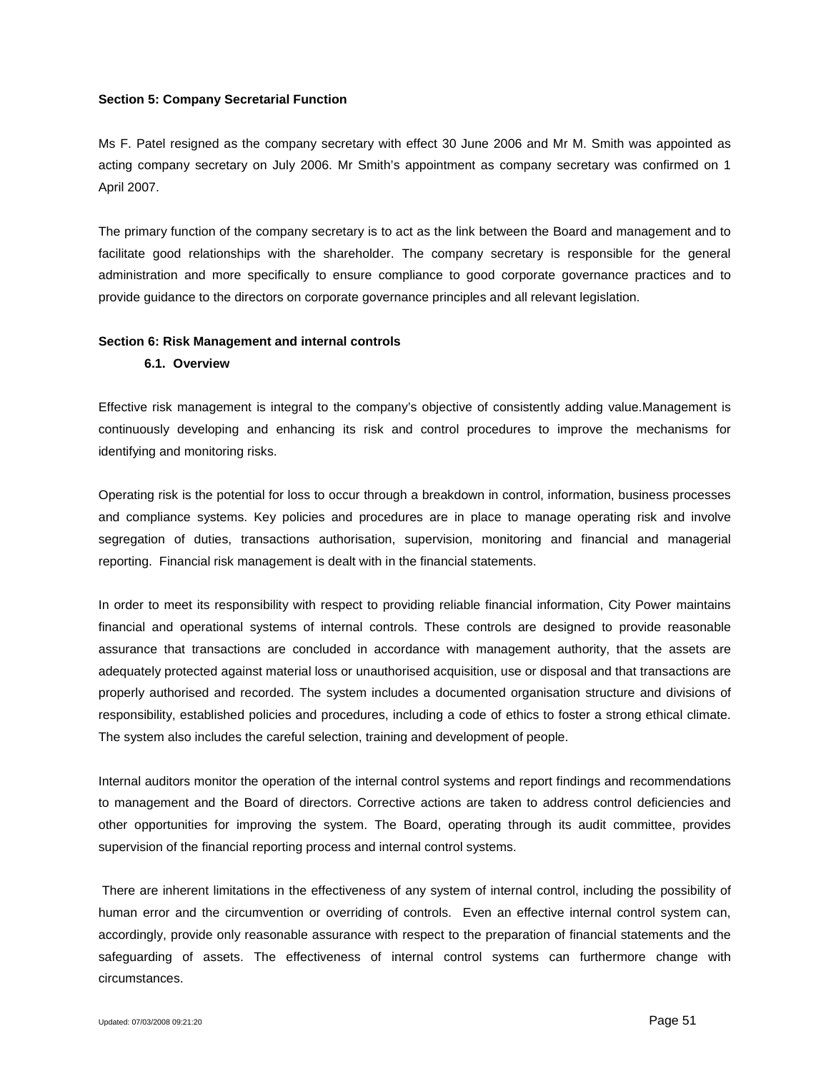**Section 5: Company Secretarial Function**

Ms F. Patel resigned as the company secretary with effect 30 June 2006 and Mr M. Smith was appointed as acting company secretary on July 2006. Mr Smith's appointment as company secretary was confirmed on 1 April 2007.

The primary function of the company secretary is to act as the link between the Board and management and to facilitate good relationships with the shareholder. The company secretary is responsible for the general administration and more specifically to ensure compliance to good corporate governance practices and to provide guidance to the directors on corporate governance principles and all relevant legislation.

**Section 6: Risk Management and internal controls**

**6.1. Overview**

Effective risk management is integral to the company's objective of consistently adding value.Management is continuously developing and enhancing its risk and control procedures to improve the mechanisms for identifying and monitoring risks.

Operating risk is the potential for loss to occur through a breakdown in control, information, business processes and compliance systems. Key policies and procedures are in place to manage operating risk and involve segregation of duties, transactions authorisation, supervision, monitoring and financial and managerial reporting. Financial risk management is dealt with in the financial statements.

In order to meet its responsibility with respect to providing reliable financial information, City Power maintains financial and operational systems of internal controls. These controls are designed to provide reasonable assurance that transactions are concluded in accordance with management authority, that the assets are adequately protected against material loss or unauthorised acquisition, use or disposal and that transactions are properly authorised and recorded. The system includes a documented organisation structure and divisions of responsibility, established policies and procedures, including a code of ethics to foster a strong ethical climate. The system also includes the careful selection, training and development of people.

Internal auditors monitor the operation of the internal control systems and report findings and recommendations to management and the Board of directors. Corrective actions are taken to address control deficiencies and other opportunities for improving the system. The Board, operating through its audit committee, provides supervision of the financial reporting process and internal control systems.

There are inherent limitations in the effectiveness of any system of internal control, including the possibility of human error and the circumvention or overriding of controls. Even an effective internal control system can, accordingly, provide only reasonable assurance with respect to the preparation of financial statements and the safeguarding of assets. The effectiveness of internal control systems can furthermore change with circumstances.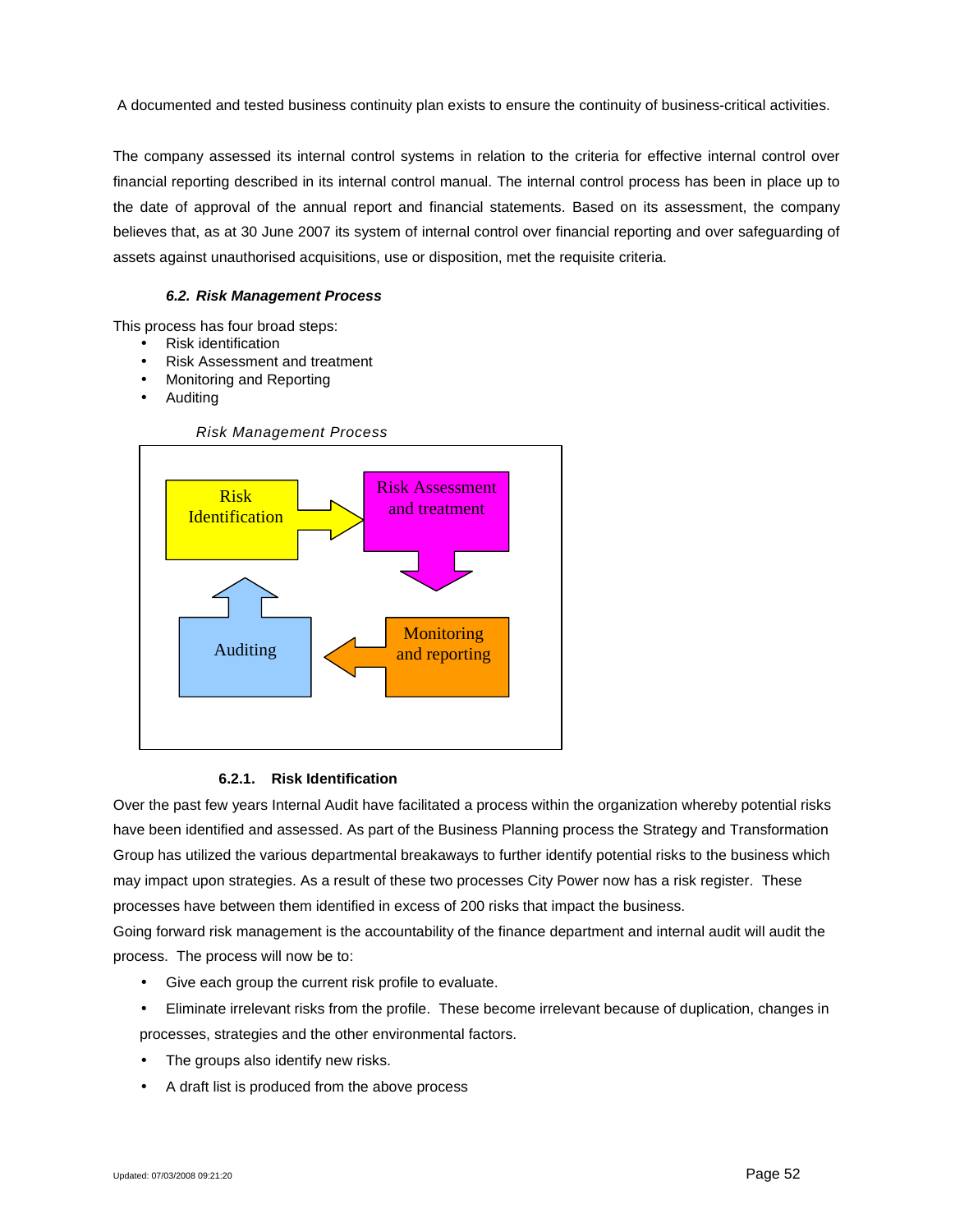A documented and tested business continuity plan exists to ensure the continuity of business-critical activities.

The company assessed its internal control systems in relation to the criteria for effective internal control over financial reporting described in its internal control manual. The internal control process has been in place up to the date of approval of the annual report and financial statements. Based on its assessment, the company believes that, as at 30 June 2007 its system of internal control over financial reporting and over safeguarding of assets against unauthorised acquisitions, use or disposition, met the requisite criteria.

### *6.2. Risk Management Process*

This process has four broad steps:

- Risk identification
- Risk Assessment and treatment
- Monitoring and Reporting
- Auditing

*Risk Management Process*

Risk Identification → Risk Assessment and treatment → Monitoring and reporting → Auditing → Risk Identification

#### 6.2.1. Risk Identification

Over the past few years Internal Audit have facilitated a process within the organization whereby potential risks have been identified and assessed. As part of the Business Planning process the Strategy and Transformation Group has utilized the various departmental breakaways to further identify potential risks to the business which may impact upon strategies. As a result of these two processes City Power now has a risk register. These processes have between them identified in excess of 200 risks that impact the business.

Going forward risk management is the accountability of the finance department and internal audit will audit the process. The process will now be to:

- Give each group the current risk profile to evaluate.
- Eliminate irrelevant risks from the profile. These become irrelevant because of duplication, changes in processes, strategies and the other environmental factors.
- The groups also identify new risks.
- A draft list is produced from the above process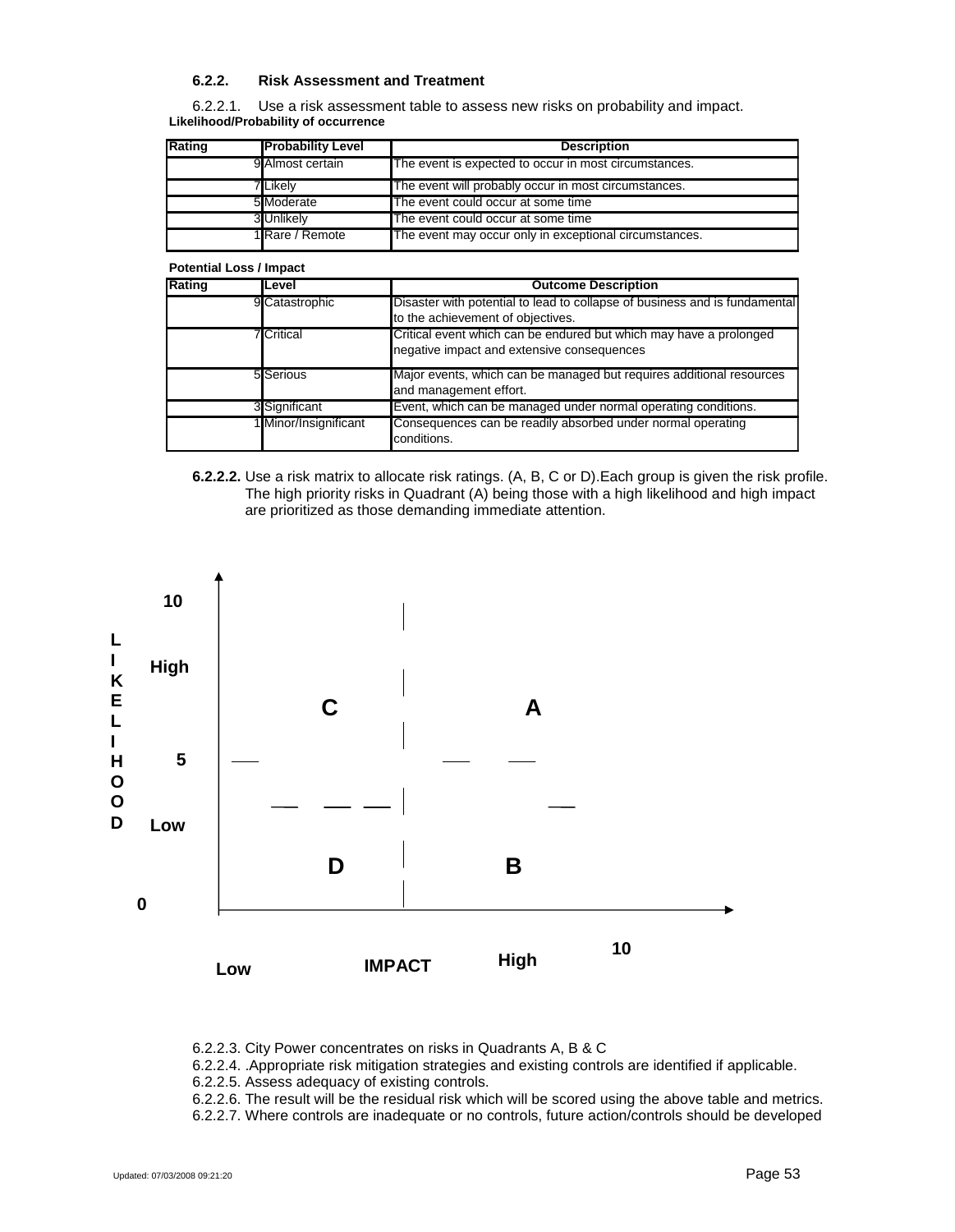### 6.2.2. Risk Assessment and Treatment

6.2.2.1. Use a risk assessment table to assess new risks on probability and impact.

**Likelihood/Probability of occurrence**

| Rating | Probability Level | Description |
|---|---|---|
| 9 | Almost certain | The event is expected to occur in most circumstances. |
| 7 | Likely | The event will probably occur in most circumstances. |
| 5 | Moderate | The event could occur at some time |
| 3 | Unlikely | The event could occur at some time |
| 1 | Rare / Remote | The event may occur only in exceptional circumstances. |

**Potential Loss / Impact**

| Rating | Level | Outcome Description |
|---|---|---|
| 9 | Catastrophic | Disaster with potential to lead to collapse of business and is fundamental to the achievement of objectives. |
| 7 | Critical | Critical event which can be endured but which may have a prolonged negative impact and extensive consequences |
| 5 | Serious | Major events, which can be managed but requires additional resources and management effort. |
| 3 | Significant | Event, which can be managed under normal operating conditions. |
| 1 | Minor/Insignificant | Consequences can be readily absorbed under normal operating conditions. |

**6.2.2.2.** Use a risk matrix to allocate risk ratings. (A, B, C or D).Each group is given the risk profile. The high priority risks in Quadrant (A) being those with a high likelihood and high impact are prioritized as those demanding immediate attention.

| LIKELIHOOD | Low IMPACT | High IMPACT |
|---|---|---|
| High (5–10) | C | A |
| Low (0–5) | D | B |

6.2.2.3. City Power concentrates on risks in Quadrants A, B & C

6.2.2.4. .Appropriate risk mitigation strategies and existing controls are identified if applicable.

6.2.2.5. Assess adequacy of existing controls.

6.2.2.6. The result will be the residual risk which will be scored using the above table and metrics.

6.2.2.7. Where controls are inadequate or no controls, future action/controls should be developed

Updated: 07/03/2008 09:21:20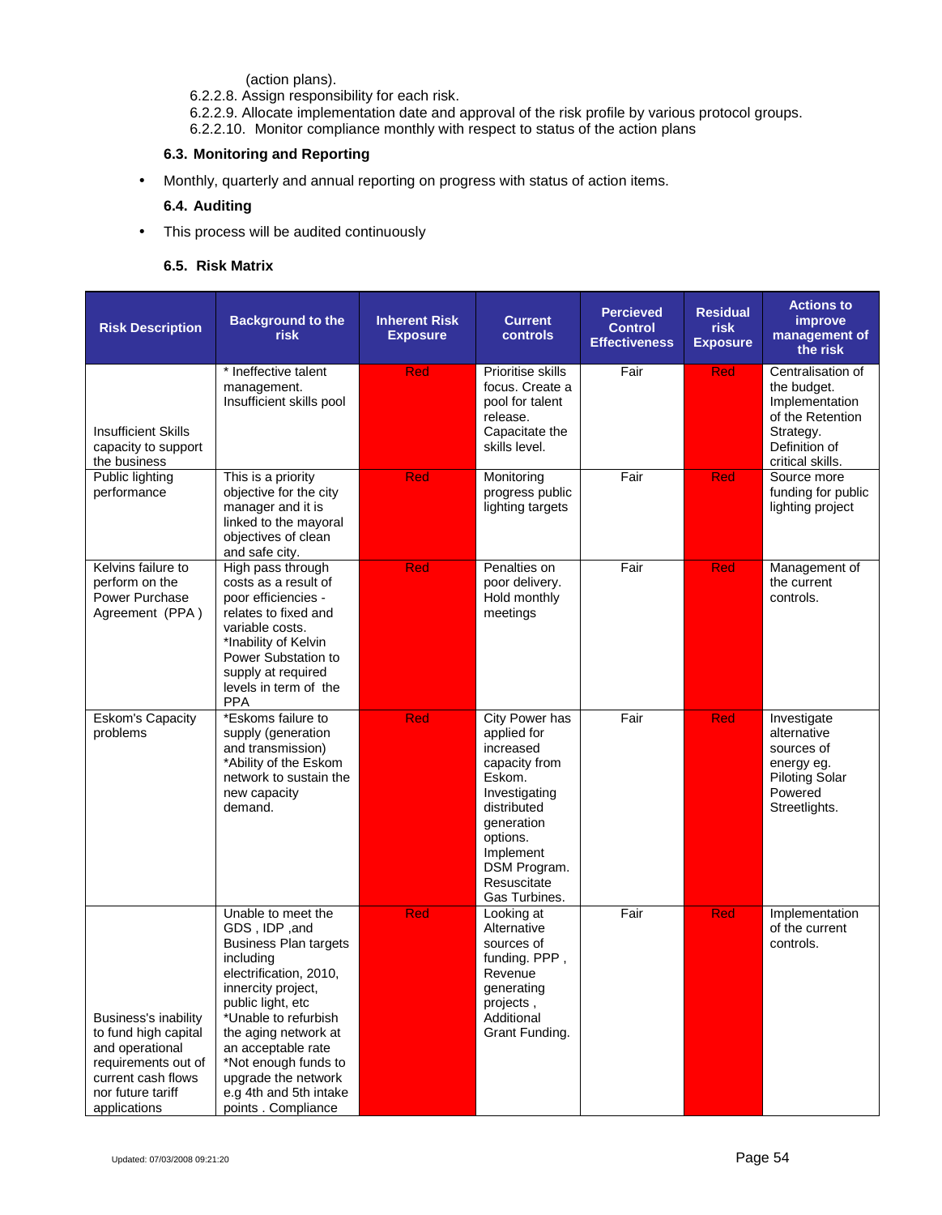(action plans).

6.2.2.8. Assign responsibility for each risk.

6.2.2.9. Allocate implementation date and approval of the risk profile by various protocol groups.

6.2.2.10. Monitor compliance monthly with respect to status of the action plans

### 6.3. Monitoring and Reporting

- Monthly, quarterly and annual reporting on progress with status of action items.

### 6.4. Auditing

- This process will be audited continuously

### 6.5. Risk Matrix

| Risk Description | Background to the risk | Inherent Risk Exposure | Current controls | Percieved Control Effectiveness | Residual risk Exposure | Actions to improve management of the risk |
|---|---|---|---|---|---|---|
| Insufficient Skills capacity to support the business | * Ineffective talent management. Insufficient skills pool | Red | Prioritise skills focus. Create a pool for talent release. Capacitate the skills level. | Fair | Red | Centralisation of the budget. Implementation of the Retention Strategy. Definition of critical skills. |
| Public lighting performance | This is a priority objective for the city manager and it is linked to the mayoral objectives of clean and safe city. | Red | Monitoring progress public lighting targets | Fair | Red | Source more funding for public lighting project |
| Kelvins failure to perform on the Power Purchase Agreement (PPA) | High pass through costs as a result of poor efficiencies - relates to fixed and variable costs. *Inability of Kelvin Power Substation to supply at required levels in term of the PPA | Red | Penalties on poor delivery. Hold monthly meetings | Fair | Red | Management of the current controls. |
| Eskom's Capacity problems | *Eskoms failure to supply (generation and transmission) *Ability of the Eskom network to sustain the new capacity demand. | Red | City Power has applied for increased capacity from Eskom. Investigating distributed generation options. Implement DSM Program. Resuscitate Gas Turbines. | Fair | Red | Investigate alternative sources of energy eg. Piloting Solar Powered Streetlights. |
| Business's inability to fund high capital and operational requirements out of current cash flows nor future tariff applications | Unable to meet the GDS , IDP ,and Business Plan targets including electrification, 2010, innercity project, public light, etc *Unable to refurbish the aging network at an acceptable rate *Not enough funds to upgrade the network e.g 4th and 5th intake points . Compliance | Red | Looking at Alternative sources of funding. PPP , Revenue generating projects , Additional Grant Funding. | Fair | Red | Implementation of the current controls. |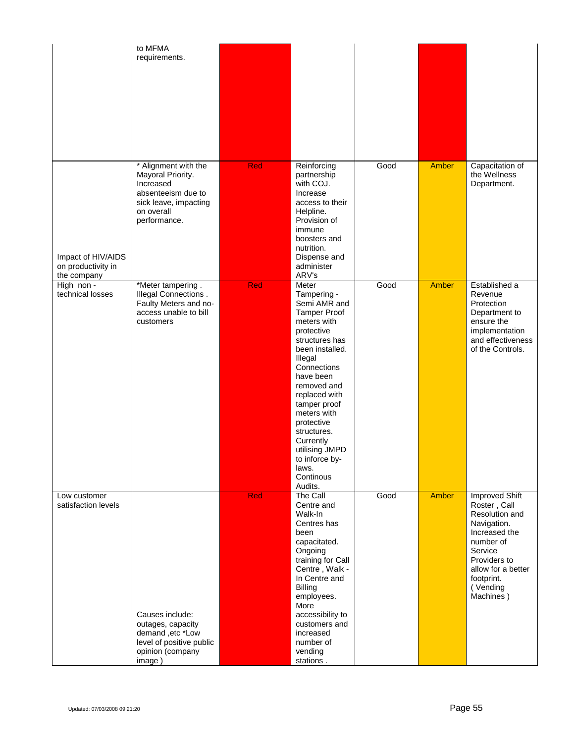| | | | | | | |
|---|---|---|---|---|---|---|
| | to MFMA requirements. | | | | | |
| Impact of HIV/AIDS on productivity in the company | * Alignment with the Mayoral Priority. Increased absenteeism due to sick leave, impacting on overall performance. | Red | Reinforcing partnership with COJ. Increase access to their Helpline. Provision of immune boosters and nutrition. Dispense and administer ARV's | Good | Amber | Capacitation of the Wellness Department. |
| High non - technical losses | *Meter tampering . Illegal Connections . Faulty Meters and no-access unable to bill customers | Red | Meter Tampering - Semi AMR and Tamper Proof meters with protective structures has been installed. Illegal Connections have been removed and replaced with tamper proof meters with protective structures. Currently utilising JMPD to inforce by-laws. Continous Audits. | Good | Amber | Established a Revenue Protection Department to ensure the implementation and effectiveness of the Controls. |
| Low customer satisfaction levels | Causes include: outages, capacity demand ,etc *Low level of positive public opinion (company image ) | Red | The Call Centre and Walk-In Centres has been capacitated. Ongoing training for Call Centre , Walk - In Centre and Billing employees. More accessibility to customers and increased number of vending stations . | Good | Amber | Improved Shift Roster , Call Resolution and Navigation. Increased the number of Service Providers to allow for a better footprint. ( Vending Machines ) |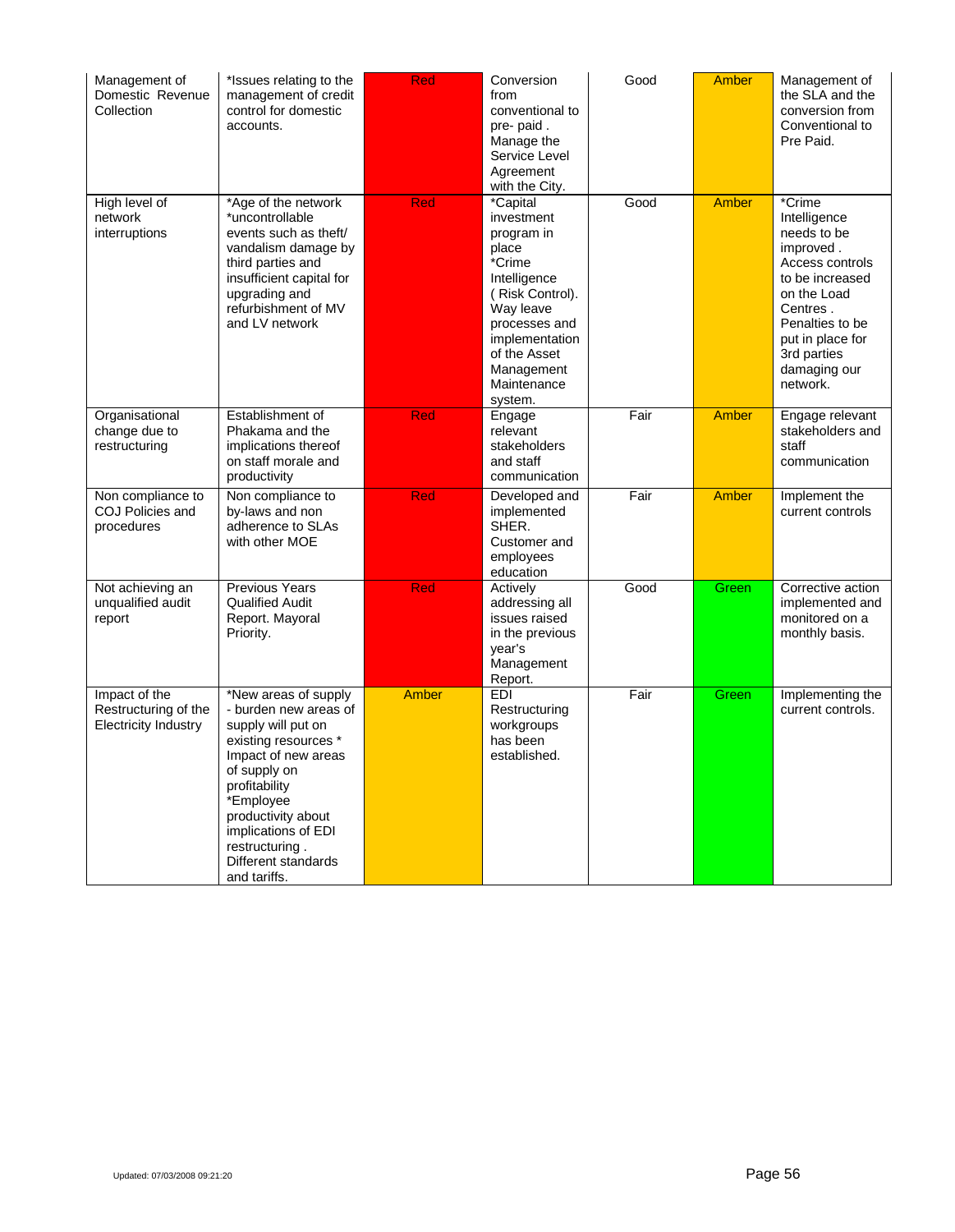| Management of Domestic Revenue Collection | *Issues relating to the management of credit control for domestic accounts. | Red | Conversion from conventional to pre- paid . Manage the Service Level Agreement with the City. | Good | Amber | Management of the SLA and the conversion from Conventional to Pre Paid. |
|---|---|---|---|---|---|---|
| High level of network interruptions | *Age of the network *uncontrollable events such as theft/ vandalism damage by third parties and insufficient capital for upgrading and refurbishment of MV and LV network | Red | *Capital investment program in place *Crime Intelligence ( Risk Control). Way leave processes and implementation of the Asset Management Maintenance system. | Good | Amber | *Crime Intelligence needs to be improved . Access controls to be increased on the Load Centres . Penalties to be put in place for 3rd parties damaging our network. |
| Organisational change due to restructuring | Establishment of Phakama and the implications thereof on staff morale and productivity | Red | Engage relevant stakeholders and staff communication | Fair | Amber | Engage relevant stakeholders and staff communication |
| Non compliance to COJ Policies and procedures | Non compliance to by-laws and non adherence to SLAs with other MOE | Red | Developed and implemented SHER. Customer and employees education | Fair | Amber | Implement the current controls |
| Not achieving an unqualified audit report | Previous Years Qualified Audit Report. Mayoral Priority. | Red | Actively addressing all issues raised in the previous year's Management Report. | Good | Green | Corrective action implemented and monitored on a monthly basis. |
| Impact of the Restructuring of the Electricity Industry | *New areas of supply - burden new areas of supply will put on existing resources * Impact of new areas of supply on profitability *Employee productivity about implications of EDI restructuring . Different standards and tariffs. | Amber | EDI Restructuring workgroups has been established. | Fair | Green | Implementing the current controls. |

Updated: 07/03/2008 09:21:20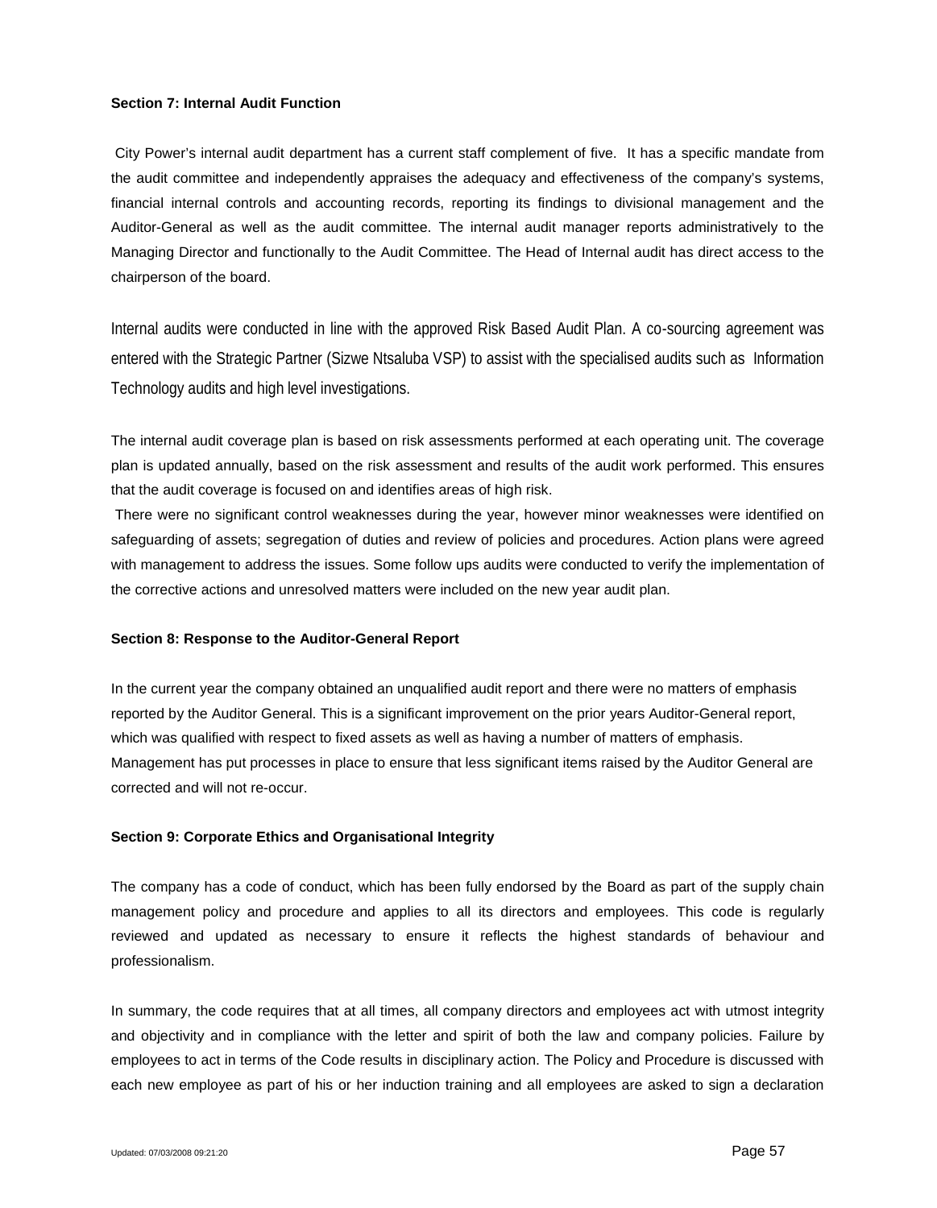**Section 7: Internal Audit Function**

City Power's internal audit department has a current staff complement of five. It has a specific mandate from the audit committee and independently appraises the adequacy and effectiveness of the company's systems, financial internal controls and accounting records, reporting its findings to divisional management and the Auditor-General as well as the audit committee. The internal audit manager reports administratively to the Managing Director and functionally to the Audit Committee. The Head of Internal audit has direct access to the chairperson of the board.

Internal audits were conducted in line with the approved Risk Based Audit Plan. A co-sourcing agreement was entered with the Strategic Partner (Sizwe Ntsaluba VSP) to assist with the specialised audits such as Information Technology audits and high level investigations.

The internal audit coverage plan is based on risk assessments performed at each operating unit. The coverage plan is updated annually, based on the risk assessment and results of the audit work performed. This ensures that the audit coverage is focused on and identifies areas of high risk.

There were no significant control weaknesses during the year, however minor weaknesses were identified on safeguarding of assets; segregation of duties and review of policies and procedures. Action plans were agreed with management to address the issues. Some follow ups audits were conducted to verify the implementation of the corrective actions and unresolved matters were included on the new year audit plan.

**Section 8: Response to the Auditor-General Report**

In the current year the company obtained an unqualified audit report and there were no matters of emphasis reported by the Auditor General. This is a significant improvement on the prior years Auditor-General report, which was qualified with respect to fixed assets as well as having a number of matters of emphasis. Management has put processes in place to ensure that less significant items raised by the Auditor General are corrected and will not re-occur.

**Section 9: Corporate Ethics and Organisational Integrity**

The company has a code of conduct, which has been fully endorsed by the Board as part of the supply chain management policy and procedure and applies to all its directors and employees. This code is regularly reviewed and updated as necessary to ensure it reflects the highest standards of behaviour and professionalism.

In summary, the code requires that at all times, all company directors and employees act with utmost integrity and objectivity and in compliance with the letter and spirit of both the law and company policies. Failure by employees to act in terms of the Code results in disciplinary action. The Policy and Procedure is discussed with each new employee as part of his or her induction training and all employees are asked to sign a declaration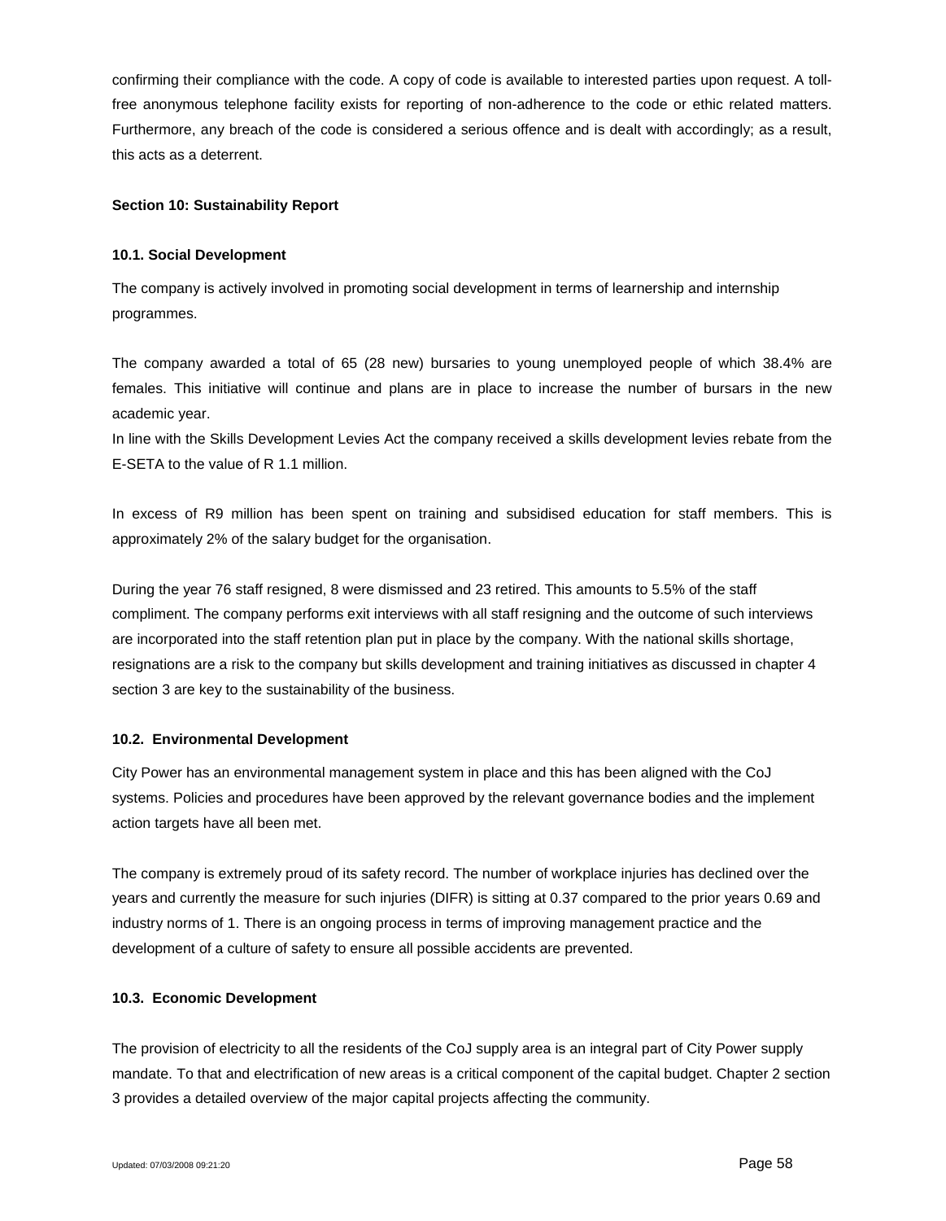confirming their compliance with the code. A copy of code is available to interested parties upon request. A toll-free anonymous telephone facility exists for reporting of non-adherence to the code or ethic related matters. Furthermore, any breach of the code is considered a serious offence and is dealt with accordingly; as a result, this acts as a deterrent.

## Section 10: Sustainability Report

### 10.1. Social Development

The company is actively involved in promoting social development in terms of learnership and internship programmes.

The company awarded a total of 65 (28 new) bursaries to young unemployed people of which 38.4% are females. This initiative will continue and plans are in place to increase the number of bursars in the new academic year.
In line with the Skills Development Levies Act the company received a skills development levies rebate from the E-SETA to the value of R 1.1 million.

In excess of R9 million has been spent on training and subsidised education for staff members. This is approximately 2% of the salary budget for the organisation.

During the year 76 staff resigned, 8 were dismissed and 23 retired. This amounts to 5.5% of the staff compliment. The company performs exit interviews with all staff resigning and the outcome of such interviews are incorporated into the staff retention plan put in place by the company. With the national skills shortage, resignations are a risk to the company but skills development and training initiatives as discussed in chapter 4 section 3 are key to the sustainability of the business.

### 10.2. Environmental Development

City Power has an environmental management system in place and this has been aligned with the CoJ systems. Policies and procedures have been approved by the relevant governance bodies and the implement action targets have all been met.

The company is extremely proud of its safety record. The number of workplace injuries has declined over the years and currently the measure for such injuries (DIFR) is sitting at 0.37 compared to the prior years 0.69 and industry norms of 1. There is an ongoing process in terms of improving management practice and the development of a culture of safety to ensure all possible accidents are prevented.

### 10.3. Economic Development

The provision of electricity to all the residents of the CoJ supply area is an integral part of City Power supply mandate. To that and electrification of new areas is a critical component of the capital budget. Chapter 2 section 3 provides a detailed overview of the major capital projects affecting the community.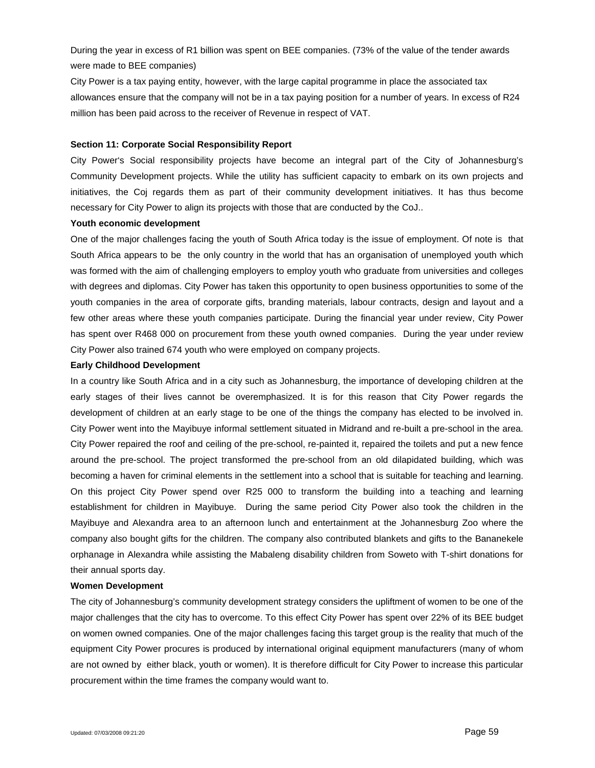During the year in excess of R1 billion was spent on BEE companies. (73% of the value of the tender awards were made to BEE companies)

City Power is a tax paying entity, however, with the large capital programme in place the associated tax allowances ensure that the company will not be in a tax paying position for a number of years. In excess of R24 million has been paid across to the receiver of Revenue in respect of VAT.

## Section 11: Corporate Social Responsibility Report

City Power's Social responsibility projects have become an integral part of the City of Johannesburg's Community Development projects. While the utility has sufficient capacity to embark on its own projects and initiatives, the Coj regards them as part of their community development initiatives. It has thus become necessary for City Power to align its projects with those that are conducted by the CoJ..

### Youth economic development

One of the major challenges facing the youth of South Africa today is the issue of employment. Of note is that South Africa appears to be the only country in the world that has an organisation of unemployed youth which was formed with the aim of challenging employers to employ youth who graduate from universities and colleges with degrees and diplomas. City Power has taken this opportunity to open business opportunities to some of the youth companies in the area of corporate gifts, branding materials, labour contracts, design and layout and a few other areas where these youth companies participate. During the financial year under review, City Power has spent over R468 000 on procurement from these youth owned companies. During the year under review City Power also trained 674 youth who were employed on company projects.

### Early Childhood Development

In a country like South Africa and in a city such as Johannesburg, the importance of developing children at the early stages of their lives cannot be overemphasized. It is for this reason that City Power regards the development of children at an early stage to be one of the things the company has elected to be involved in. City Power went into the Mayibuye informal settlement situated in Midrand and re-built a pre-school in the area. City Power repaired the roof and ceiling of the pre-school, re-painted it, repaired the toilets and put a new fence around the pre-school. The project transformed the pre-school from an old dilapidated building, which was becoming a haven for criminal elements in the settlement into a school that is suitable for teaching and learning. On this project City Power spend over R25 000 to transform the building into a teaching and learning establishment for children in Mayibuye. During the same period City Power also took the children in the Mayibuye and Alexandra area to an afternoon lunch and entertainment at the Johannesburg Zoo where the company also bought gifts for the children. The company also contributed blankets and gifts to the Bananekele orphanage in Alexandra while assisting the Mabaleng disability children from Soweto with T-shirt donations for their annual sports day.

### Women Development

The city of Johannesburg's community development strategy considers the upliftment of women to be one of the major challenges that the city has to overcome. To this effect City Power has spent over 22% of its BEE budget on women owned companies. One of the major challenges facing this target group is the reality that much of the equipment City Power procures is produced by international original equipment manufacturers (many of whom are not owned by either black, youth or women). It is therefore difficult for City Power to increase this particular procurement within the time frames the company would want to.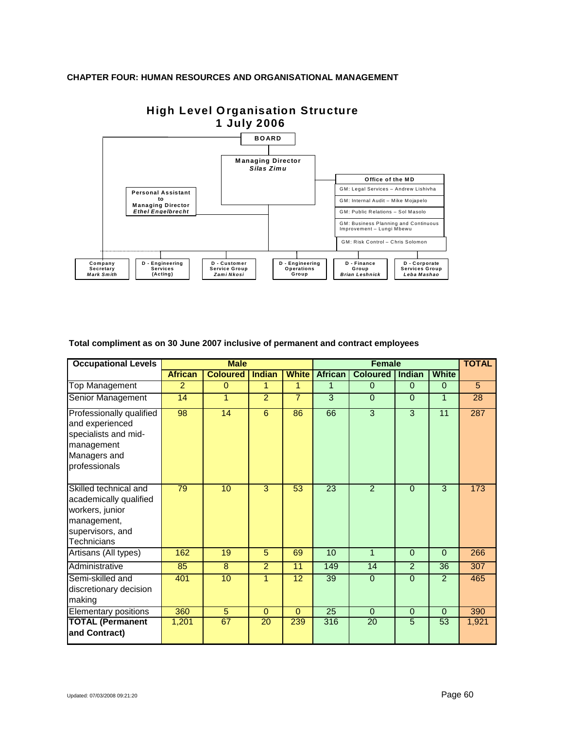**CHAPTER FOUR: HUMAN RESOURCES AND ORGANISATIONAL MANAGEMENT**

**High Level Organisation Structure**
**1 July 2006**

- **BOARD**
  - **Managing Director** – *Silas Zimu*
    - **Personal Assistant to Managing Director** – *Ethel Engelbrecht*
    - **Office of the MD**
      - GM: Legal Services – Andrew Lishivha
      - GM: Internal Audit – Mike Mojapelo
      - GM: Public Relations – Sol Masolo
      - GM: Business Planning and Continuous Improvement – Lungi Mbewu
      - GM: Risk Control – Chris Solomon
    - **Company Secretary** – *Mark Smith*
    - **D - Engineering Services** (Acting)
    - **D - Customer Service Group** – *Zami Nkosi*
    - **D - Engineering Operations Group**
    - **D - Finance Group** – *Brian Leshnick*
    - **D - Corporate Services Group** – *Leba Mashao*

**Total compliment as on 30 June 2007 inclusive of permanent and contract employees**

| Occupational Levels | Male | | | | Female | | | | TOTAL |
|---|---|---|---|---|---|---|---|---|---|
| | African | Coloured | Indian | White | African | Coloured | Indian | White | |
| Top Management | 2 | 0 | 1 | 1 | 1 | 0 | 0 | 0 | 5 |
| Senior Management | 14 | 1 | 2 | 7 | 3 | 0 | 0 | 1 | 28 |
| Professionally qualified and experienced specialists and mid-management Managers and professionals | 98 | 14 | 6 | 86 | 66 | 3 | 3 | 11 | 287 |
| Skilled technical and academically qualified workers, junior management, supervisors, and Technicians | 79 | 10 | 3 | 53 | 23 | 2 | 0 | 3 | 173 |
| Artisans (All types) | 162 | 19 | 5 | 69 | 10 | 1 | 0 | 0 | 266 |
| Administrative | 85 | 8 | 2 | 11 | 149 | 14 | 2 | 36 | 307 |
| Semi-skilled and discretionary decision making | 401 | 10 | 1 | 12 | 39 | 0 | 0 | 2 | 465 |
| Elementary positions | 360 | 5 | 0 | 0 | 25 | 0 | 0 | 0 | 390 |
| **TOTAL (Permanent and Contract)** | 1,201 | 67 | 20 | 239 | 316 | 20 | 5 | 53 | 1,921 |

Updated: 07/03/2008 09:21:20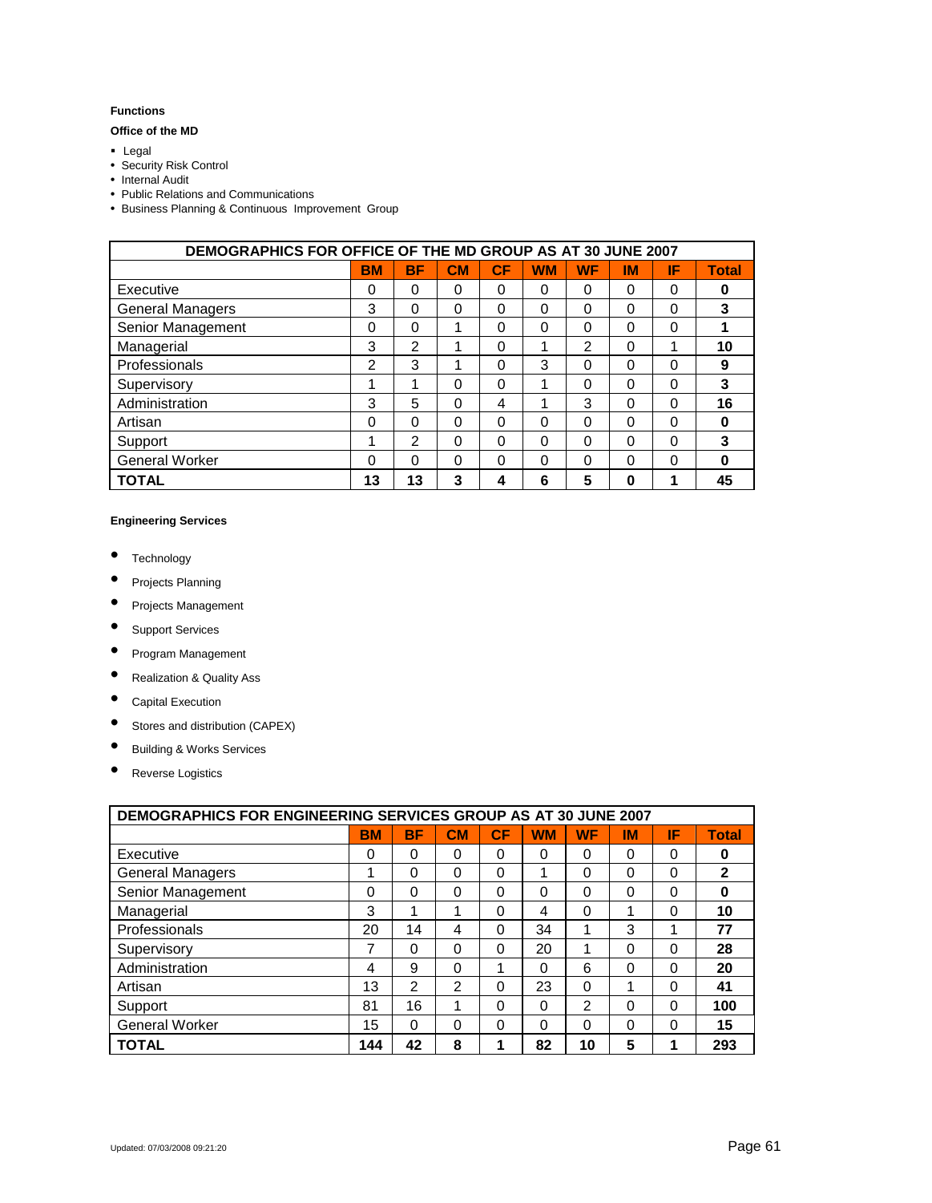**Functions**

**Office of the MD**

- Legal
- Security Risk Control
- Internal Audit
- Public Relations and Communications
- Business Planning & Continuous Improvement Group

| DEMOGRAPHICS FOR OFFICE OF THE MD GROUP AS AT 30 JUNE 2007 | | | | | | | | | |
|---|---|---|---|---|---|---|---|---|---|
| | **BM** | **BF** | **CM** | **CF** | **WM** | **WF** | **IM** | **IF** | **Total** |
| Executive | 0 | 0 | 0 | 0 | 0 | 0 | 0 | 0 | **0** |
| General Managers | 3 | 0 | 0 | 0 | 0 | 0 | 0 | 0 | **3** |
| Senior Management | 0 | 0 | 1 | 0 | 0 | 0 | 0 | 0 | **1** |
| Managerial | 3 | 2 | 1 | 0 | 1 | 2 | 0 | 1 | **10** |
| Professionals | 2 | 3 | 1 | 0 | 3 | 0 | 0 | 0 | **9** |
| Supervisory | 1 | 1 | 0 | 0 | 1 | 0 | 0 | 0 | **3** |
| Administration | 3 | 5 | 0 | 4 | 1 | 3 | 0 | 0 | **16** |
| Artisan | 0 | 0 | 0 | 0 | 0 | 0 | 0 | 0 | **0** |
| Support | 1 | 2 | 0 | 0 | 0 | 0 | 0 | 0 | **3** |
| General Worker | 0 | 0 | 0 | 0 | 0 | 0 | 0 | 0 | **0** |
| **TOTAL** | **13** | **13** | **3** | **4** | **6** | **5** | **0** | **1** | **45** |

**Engineering Services**

- Technology
- Projects Planning
- Projects Management
- Support Services
- Program Management
- Realization & Quality Ass
- Capital Execution
- Stores and distribution (CAPEX)
- Building & Works Services
- Reverse Logistics

| DEMOGRAPHICS FOR ENGINEERING SERVICES GROUP AS AT 30 JUNE 2007 | | | | | | | | | |
|---|---|---|---|---|---|---|---|---|---|
| | **BM** | **BF** | **CM** | **CF** | **WM** | **WF** | **IM** | **IF** | **Total** |
| Executive | 0 | 0 | 0 | 0 | 0 | 0 | 0 | 0 | **0** |
| General Managers | 1 | 0 | 0 | 0 | 1 | 0 | 0 | 0 | **2** |
| Senior Management | 0 | 0 | 0 | 0 | 0 | 0 | 0 | 0 | **0** |
| Managerial | 3 | 1 | 1 | 0 | 4 | 0 | 1 | 0 | **10** |
| Professionals | 20 | 14 | 4 | 0 | 34 | 1 | 3 | 1 | **77** |
| Supervisory | 7 | 0 | 0 | 0 | 20 | 1 | 0 | 0 | **28** |
| Administration | 4 | 9 | 0 | 1 | 0 | 6 | 0 | 0 | **20** |
| Artisan | 13 | 2 | 2 | 0 | 23 | 0 | 1 | 0 | **41** |
| Support | 81 | 16 | 1 | 0 | 0 | 2 | 0 | 0 | **100** |
| General Worker | 15 | 0 | 0 | 0 | 0 | 0 | 0 | 0 | **15** |
| **TOTAL** | **144** | **42** | **8** | **1** | **82** | **10** | **5** | **1** | **293** |

Updated: 07/03/2008 09:21:20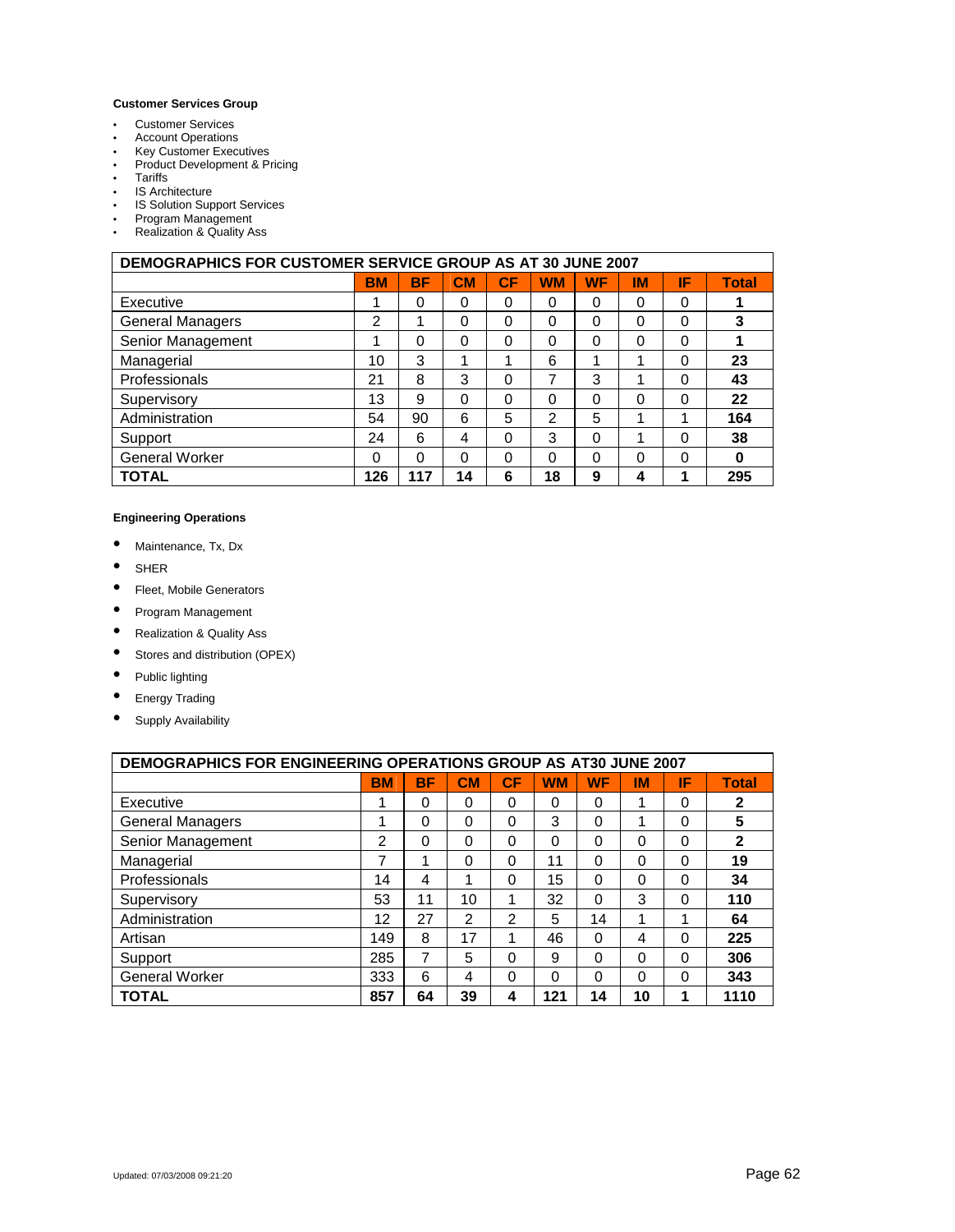**Customer Services Group**

- Customer Services
- Account Operations
- Key Customer Executives
- Product Development & Pricing
- Tariffs
- IS Architecture
- IS Solution Support Services
- Program Management
- Realization & Quality Ass

| DEMOGRAPHICS FOR CUSTOMER SERVICE GROUP AS AT 30 JUNE 2007 | | | | | | | | | |
|---|---|---|---|---|---|---|---|---|---|
| | BM | BF | CM | CF | WM | WF | IM | IF | Total |
| Executive | 1 | 0 | 0 | 0 | 0 | 0 | 0 | 0 | 1 |
| General Managers | 2 | 1 | 0 | 0 | 0 | 0 | 0 | 0 | 3 |
| Senior Management | 1 | 0 | 0 | 0 | 0 | 0 | 0 | 0 | 1 |
| Managerial | 10 | 3 | 1 | 1 | 6 | 1 | 1 | 0 | 23 |
| Professionals | 21 | 8 | 3 | 0 | 7 | 3 | 1 | 0 | 43 |
| Supervisory | 13 | 9 | 0 | 0 | 0 | 0 | 0 | 0 | 22 |
| Administration | 54 | 90 | 6 | 5 | 2 | 5 | 1 | 1 | 164 |
| Support | 24 | 6 | 4 | 0 | 3 | 0 | 1 | 0 | 38 |
| General Worker | 0 | 0 | 0 | 0 | 0 | 0 | 0 | 0 | 0 |
| **TOTAL** | **126** | **117** | **14** | **6** | **18** | **9** | **4** | **1** | **295** |

**Engineering Operations**

- Maintenance, Tx, Dx
- SHER
- Fleet, Mobile Generators
- Program Management
- Realization & Quality Ass
- Stores and distribution (OPEX)
- Public lighting
- Energy Trading
- Supply Availability

| DEMOGRAPHICS FOR ENGINEERING OPERATIONS GROUP AS AT30 JUNE 2007 | | | | | | | | | |
|---|---|---|---|---|---|---|---|---|---|
| | BM | BF | CM | CF | WM | WF | IM | IF | Total |
| Executive | 1 | 0 | 0 | 0 | 0 | 0 | 1 | 0 | 2 |
| General Managers | 1 | 0 | 0 | 0 | 3 | 0 | 1 | 0 | 5 |
| Senior Management | 2 | 0 | 0 | 0 | 0 | 0 | 0 | 0 | 2 |
| Managerial | 7 | 1 | 0 | 0 | 11 | 0 | 0 | 0 | 19 |
| Professionals | 14 | 4 | 1 | 0 | 15 | 0 | 0 | 0 | 34 |
| Supervisory | 53 | 11 | 10 | 1 | 32 | 0 | 3 | 0 | 110 |
| Administration | 12 | 27 | 2 | 2 | 5 | 14 | 1 | 1 | 64 |
| Artisan | 149 | 8 | 17 | 1 | 46 | 0 | 4 | 0 | 225 |
| Support | 285 | 7 | 5 | 0 | 9 | 0 | 0 | 0 | 306 |
| General Worker | 333 | 6 | 4 | 0 | 0 | 0 | 0 | 0 | 343 |
| **TOTAL** | **857** | **64** | **39** | **4** | **121** | **14** | **10** | **1** | **1110** |

Updated: 07/03/2008 09:21:20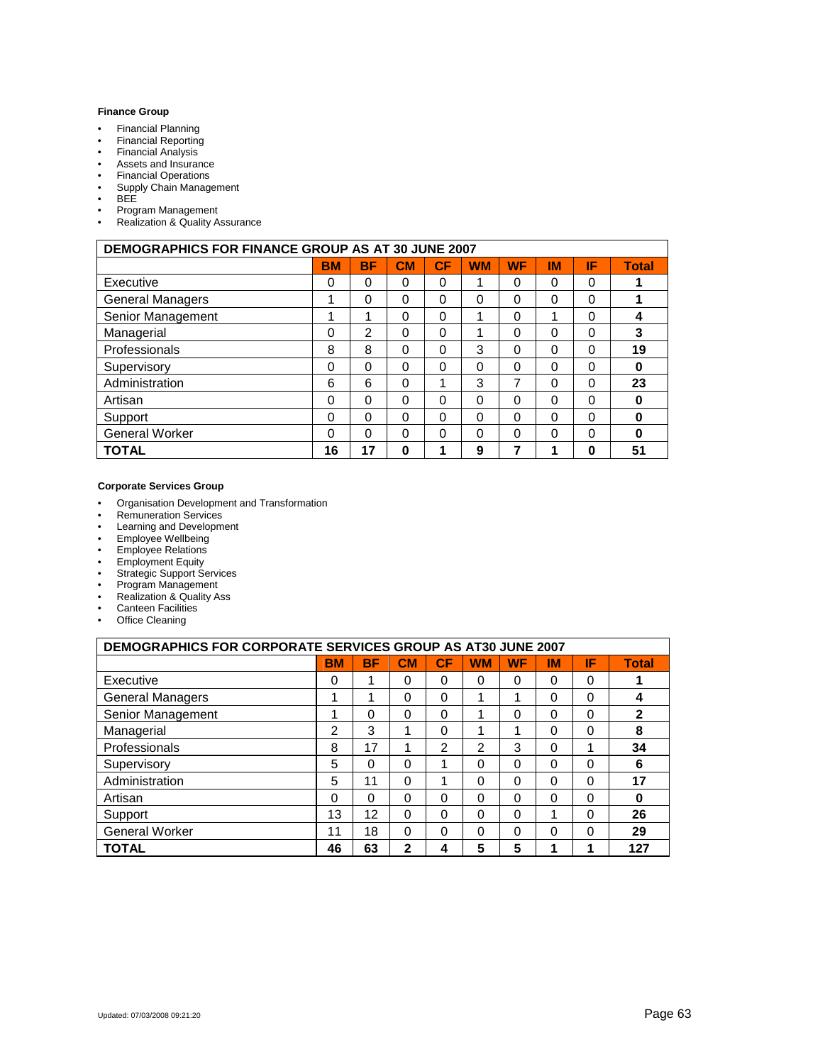**Finance Group**

- Financial Planning
- Financial Reporting
- Financial Analysis
- Assets and Insurance
- Financial Operations
- Supply Chain Management
- BEE
- Program Management
- Realization & Quality Assurance

| DEMOGRAPHICS FOR FINANCE GROUP AS AT 30 JUNE 2007 | | | | | | | | | |
|---|---|---|---|---|---|---|---|---|---|
| | **BM** | **BF** | **CM** | **CF** | **WM** | **WF** | **IM** | **IF** | **Total** |
| Executive | 0 | 0 | 0 | 0 | 1 | 0 | 0 | 0 | **1** |
| General Managers | 1 | 0 | 0 | 0 | 0 | 0 | 0 | 0 | **1** |
| Senior Management | 1 | 1 | 0 | 0 | 1 | 0 | 1 | 0 | **4** |
| Managerial | 0 | 2 | 0 | 0 | 1 | 0 | 0 | 0 | **3** |
| Professionals | 8 | 8 | 0 | 0 | 3 | 0 | 0 | 0 | **19** |
| Supervisory | 0 | 0 | 0 | 0 | 0 | 0 | 0 | 0 | **0** |
| Administration | 6 | 6 | 0 | 1 | 3 | 7 | 0 | 0 | **23** |
| Artisan | 0 | 0 | 0 | 0 | 0 | 0 | 0 | 0 | **0** |
| Support | 0 | 0 | 0 | 0 | 0 | 0 | 0 | 0 | **0** |
| General Worker | 0 | 0 | 0 | 0 | 0 | 0 | 0 | 0 | **0** |
| **TOTAL** | **16** | **17** | **0** | **1** | **9** | **7** | **1** | **0** | **51** |

**Corporate Services Group**

- Organisation Development and Transformation
- Remuneration Services
- Learning and Development
- Employee Wellbeing
- Employee Relations
- Employment Equity
- Strategic Support Services
- Program Management
- Realization & Quality Ass
- Canteen Facilities
- Office Cleaning

| DEMOGRAPHICS FOR CORPORATE SERVICES GROUP AS AT30 JUNE 2007 | | | | | | | | | |
|---|---|---|---|---|---|---|---|---|---|
| | **BM** | **BF** | **CM** | **CF** | **WM** | **WF** | **IM** | **IF** | **Total** |
| Executive | 0 | 1 | 0 | 0 | 0 | 0 | 0 | 0 | **1** |
| General Managers | 1 | 1 | 0 | 0 | 1 | 1 | 0 | 0 | **4** |
| Senior Management | 1 | 0 | 0 | 0 | 1 | 0 | 0 | 0 | **2** |
| Managerial | 2 | 3 | 1 | 0 | 1 | 1 | 0 | 0 | **8** |
| Professionals | 8 | 17 | 1 | 2 | 2 | 3 | 0 | 1 | **34** |
| Supervisory | 5 | 0 | 0 | 1 | 0 | 0 | 0 | 0 | **6** |
| Administration | 5 | 11 | 0 | 1 | 0 | 0 | 0 | 0 | **17** |
| Artisan | 0 | 0 | 0 | 0 | 0 | 0 | 0 | 0 | **0** |
| Support | 13 | 12 | 0 | 0 | 0 | 0 | 1 | 0 | **26** |
| General Worker | 11 | 18 | 0 | 0 | 0 | 0 | 0 | 0 | **29** |
| **TOTAL** | **46** | **63** | **2** | **4** | **5** | **5** | **1** | **1** | **127** |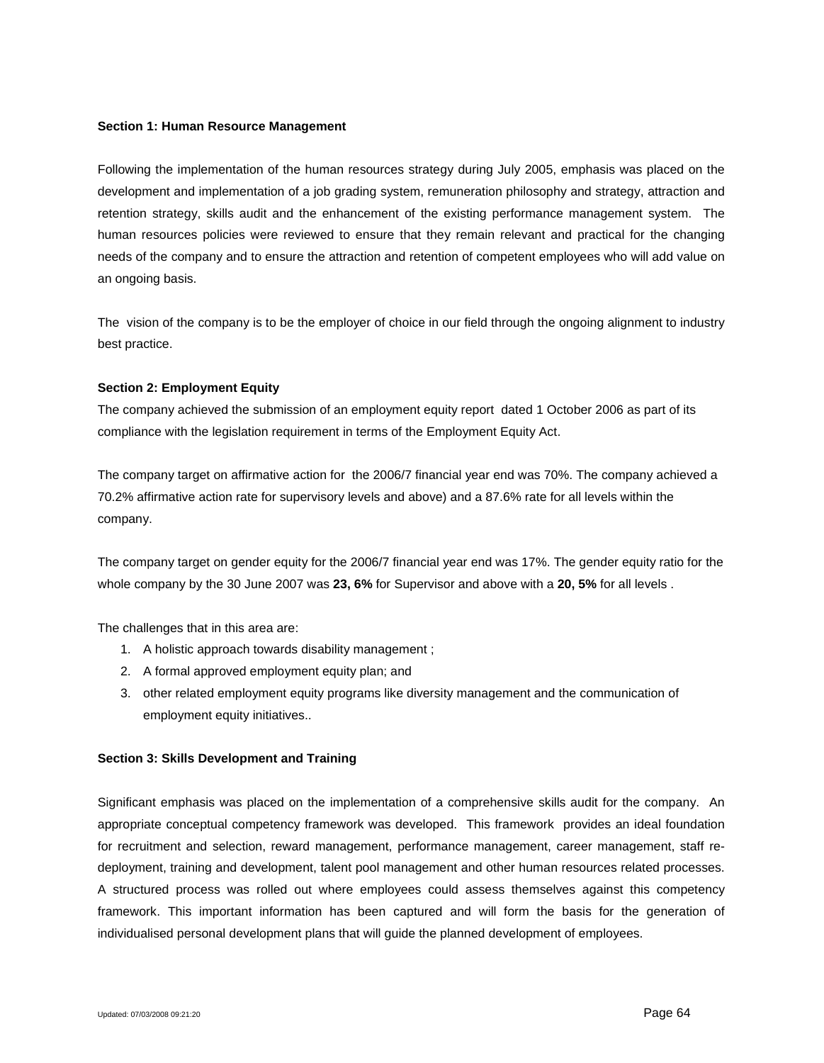**Section 1: Human Resource Management**

Following the implementation of the human resources strategy during July 2005, emphasis was placed on the development and implementation of a job grading system, remuneration philosophy and strategy, attraction and retention strategy, skills audit and the enhancement of the existing performance management system. The human resources policies were reviewed to ensure that they remain relevant and practical for the changing needs of the company and to ensure the attraction and retention of competent employees who will add value on an ongoing basis.

The vision of the company is to be the employer of choice in our field through the ongoing alignment to industry best practice.

**Section 2: Employment Equity**

The company achieved the submission of an employment equity report dated 1 October 2006 as part of its compliance with the legislation requirement in terms of the Employment Equity Act.

The company target on affirmative action for the 2006/7 financial year end was 70%. The company achieved a 70.2% affirmative action rate for supervisory levels and above) and a 87.6% rate for all levels within the company.

The company target on gender equity for the 2006/7 financial year end was 17%. The gender equity ratio for the whole company by the 30 June 2007 was **23, 6%** for Supervisor and above with a **20, 5%** for all levels .

The challenges that in this area are:

1. A holistic approach towards disability management ;
2. A formal approved employment equity plan; and
3. other related employment equity programs like diversity management and the communication of employment equity initiatives..

**Section 3: Skills Development and Training**

Significant emphasis was placed on the implementation of a comprehensive skills audit for the company. An appropriate conceptual competency framework was developed. This framework provides an ideal foundation for recruitment and selection, reward management, performance management, career management, staff re-deployment, training and development, talent pool management and other human resources related processes. A structured process was rolled out where employees could assess themselves against this competency framework. This important information has been captured and will form the basis for the generation of individualised personal development plans that will guide the planned development of employees.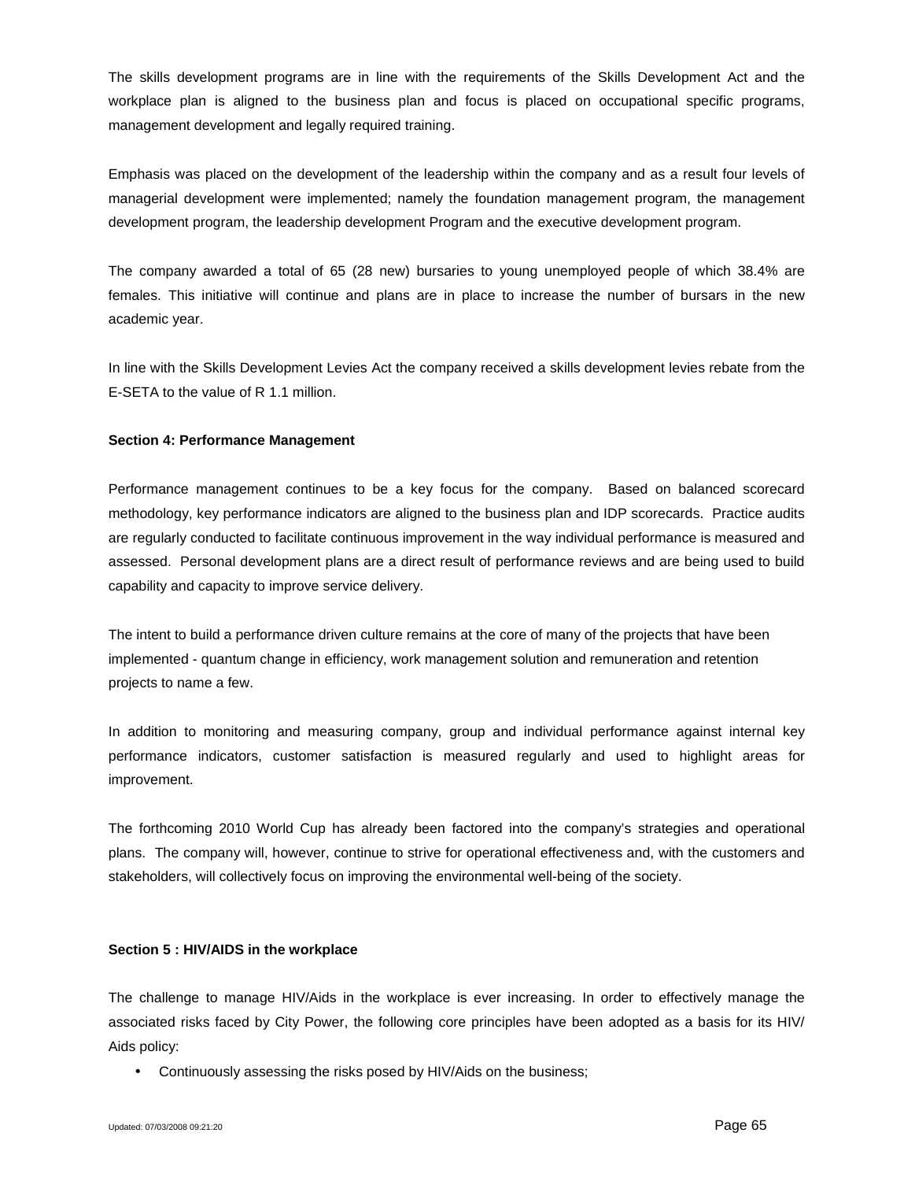The skills development programs are in line with the requirements of the Skills Development Act and the workplace plan is aligned to the business plan and focus is placed on occupational specific programs, management development and legally required training.

Emphasis was placed on the development of the leadership within the company and as a result four levels of managerial development were implemented; namely the foundation management program, the management development program, the leadership development Program and the executive development program.

The company awarded a total of 65 (28 new) bursaries to young unemployed people of which 38.4% are females. This initiative will continue and plans are in place to increase the number of bursars in the new academic year.

In line with the Skills Development Levies Act the company received a skills development levies rebate from the E-SETA to the value of R 1.1 million.

**Section 4: Performance Management**

Performance management continues to be a key focus for the company. Based on balanced scorecard methodology, key performance indicators are aligned to the business plan and IDP scorecards. Practice audits are regularly conducted to facilitate continuous improvement in the way individual performance is measured and assessed. Personal development plans are a direct result of performance reviews and are being used to build capability and capacity to improve service delivery.

The intent to build a performance driven culture remains at the core of many of the projects that have been implemented - quantum change in efficiency, work management solution and remuneration and retention projects to name a few.

In addition to monitoring and measuring company, group and individual performance against internal key performance indicators, customer satisfaction is measured regularly and used to highlight areas for improvement.

The forthcoming 2010 World Cup has already been factored into the company's strategies and operational plans. The company will, however, continue to strive for operational effectiveness and, with the customers and stakeholders, will collectively focus on improving the environmental well-being of the society.

**Section 5 : HIV/AIDS in the workplace**

The challenge to manage HIV/Aids in the workplace is ever increasing. In order to effectively manage the associated risks faced by City Power, the following core principles have been adopted as a basis for its HIV/ Aids policy:

- Continuously assessing the risks posed by HIV/Aids on the business;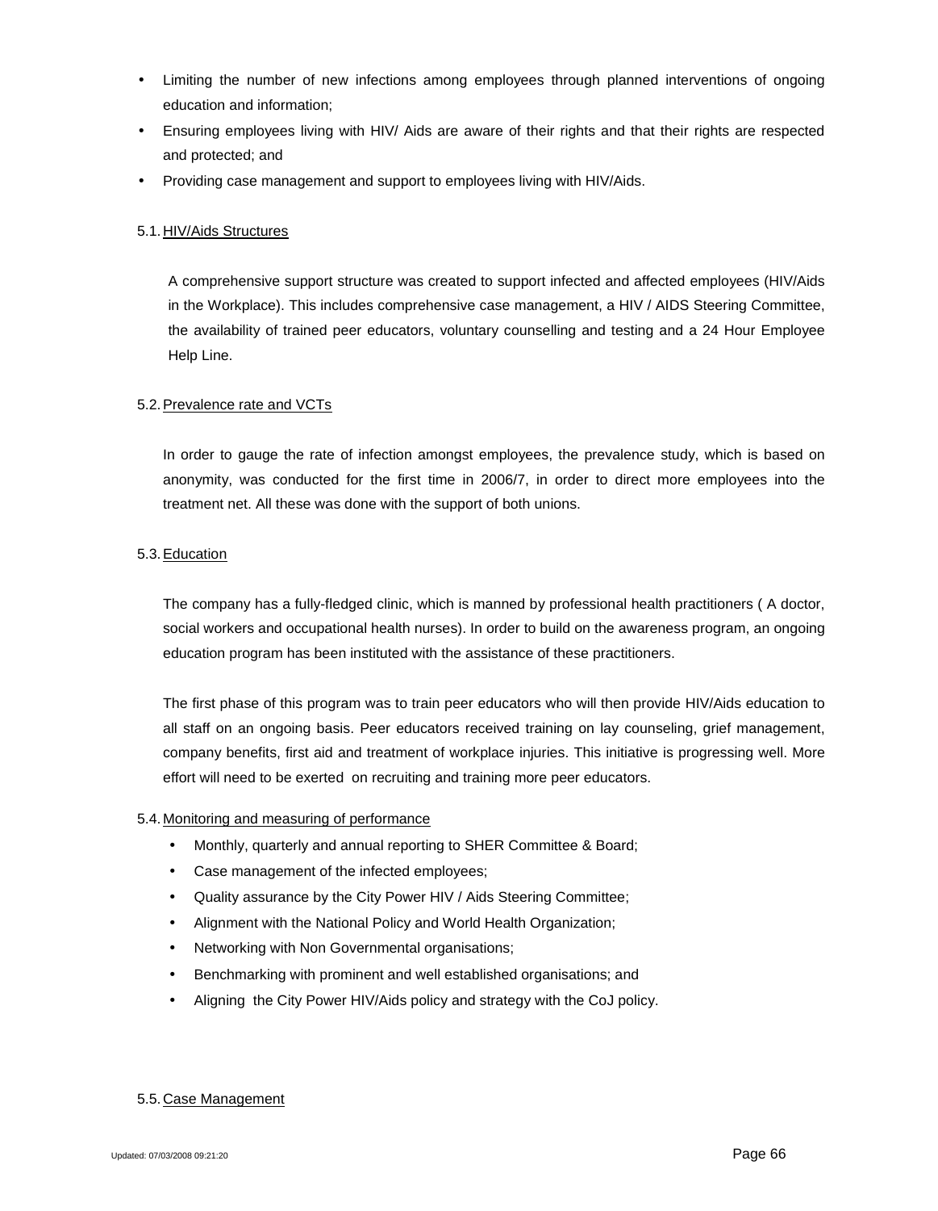- Limiting the number of new infections among employees through planned interventions of ongoing education and information;
- Ensuring employees living with HIV/ Aids are aware of their rights and that their rights are respected and protected; and
- Providing case management and support to employees living with HIV/Aids.

5.1. HIV/Aids Structures

A comprehensive support structure was created to support infected and affected employees (HIV/Aids in the Workplace). This includes comprehensive case management, a HIV / AIDS Steering Committee, the availability of trained peer educators, voluntary counselling and testing and a 24 Hour Employee Help Line.

5.2. Prevalence rate and VCTs

In order to gauge the rate of infection amongst employees, the prevalence study, which is based on anonymity, was conducted for the first time in 2006/7, in order to direct more employees into the treatment net. All these was done with the support of both unions.

5.3. Education

The company has a fully-fledged clinic, which is manned by professional health practitioners ( A doctor, social workers and occupational health nurses). In order to build on the awareness program, an ongoing education program has been instituted with the assistance of these practitioners.

The first phase of this program was to train peer educators who will then provide HIV/Aids education to all staff on an ongoing basis. Peer educators received training on lay counseling, grief management, company benefits, first aid and treatment of workplace injuries. This initiative is progressing well. More effort will need to be exerted on recruiting and training more peer educators.

5.4. Monitoring and measuring of performance

- Monthly, quarterly and annual reporting to SHER Committee & Board;
- Case management of the infected employees;
- Quality assurance by the City Power HIV / Aids Steering Committee;
- Alignment with the National Policy and World Health Organization;
- Networking with Non Governmental organisations;
- Benchmarking with prominent and well established organisations; and
- Aligning the City Power HIV/Aids policy and strategy with the CoJ policy.

5.5. Case Management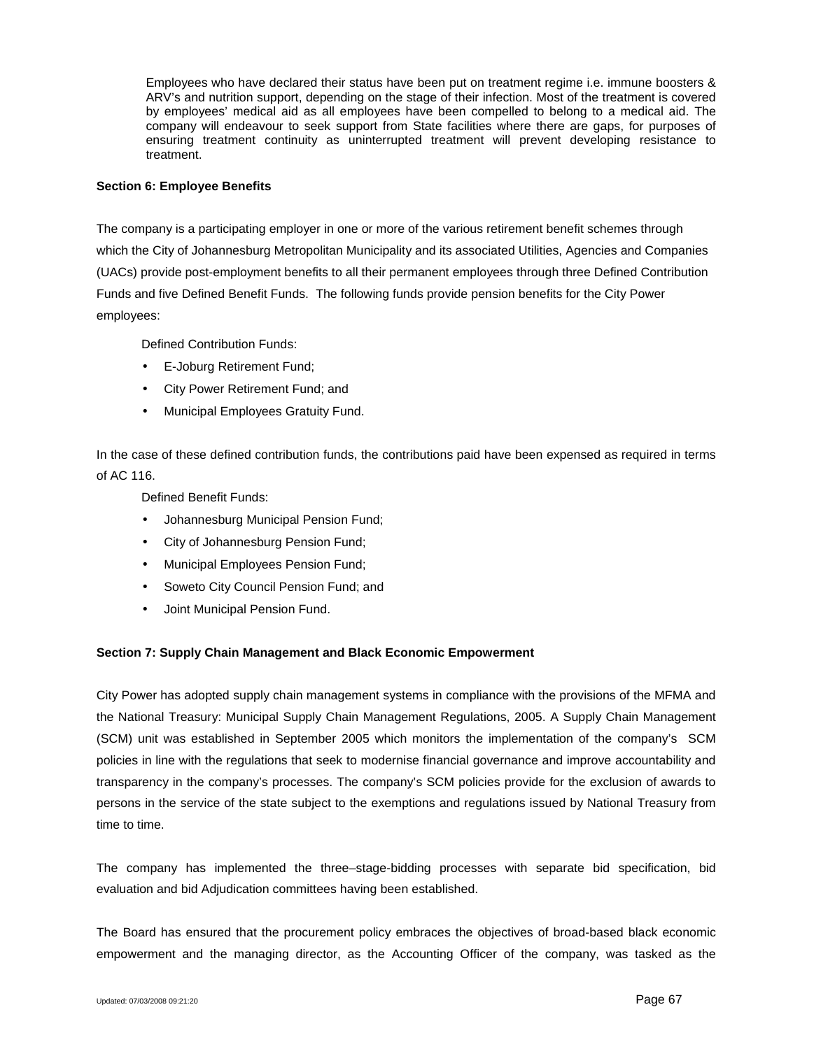Employees who have declared their status have been put on treatment regime i.e. immune boosters & ARV's and nutrition support, depending on the stage of their infection. Most of the treatment is covered by employees' medical aid as all employees have been compelled to belong to a medical aid. The company will endeavour to seek support from State facilities where there are gaps, for purposes of ensuring treatment continuity as uninterrupted treatment will prevent developing resistance to treatment.

**Section 6: Employee Benefits**

The company is a participating employer in one or more of the various retirement benefit schemes through which the City of Johannesburg Metropolitan Municipality and its associated Utilities, Agencies and Companies (UACs) provide post-employment benefits to all their permanent employees through three Defined Contribution Funds and five Defined Benefit Funds. The following funds provide pension benefits for the City Power employees:

Defined Contribution Funds:

- E-Joburg Retirement Fund;
- City Power Retirement Fund; and
- Municipal Employees Gratuity Fund.

In the case of these defined contribution funds, the contributions paid have been expensed as required in terms of AC 116.

Defined Benefit Funds:

- Johannesburg Municipal Pension Fund;
- City of Johannesburg Pension Fund;
- Municipal Employees Pension Fund;
- Soweto City Council Pension Fund; and
- Joint Municipal Pension Fund.

**Section 7: Supply Chain Management and Black Economic Empowerment**

City Power has adopted supply chain management systems in compliance with the provisions of the MFMA and the National Treasury: Municipal Supply Chain Management Regulations, 2005. A Supply Chain Management (SCM) unit was established in September 2005 which monitors the implementation of the company's SCM policies in line with the regulations that seek to modernise financial governance and improve accountability and transparency in the company's processes. The company's SCM policies provide for the exclusion of awards to persons in the service of the state subject to the exemptions and regulations issued by National Treasury from time to time.

The company has implemented the three–stage-bidding processes with separate bid specification, bid evaluation and bid Adjudication committees having been established.

The Board has ensured that the procurement policy embraces the objectives of broad-based black economic empowerment and the managing director, as the Accounting Officer of the company, was tasked as the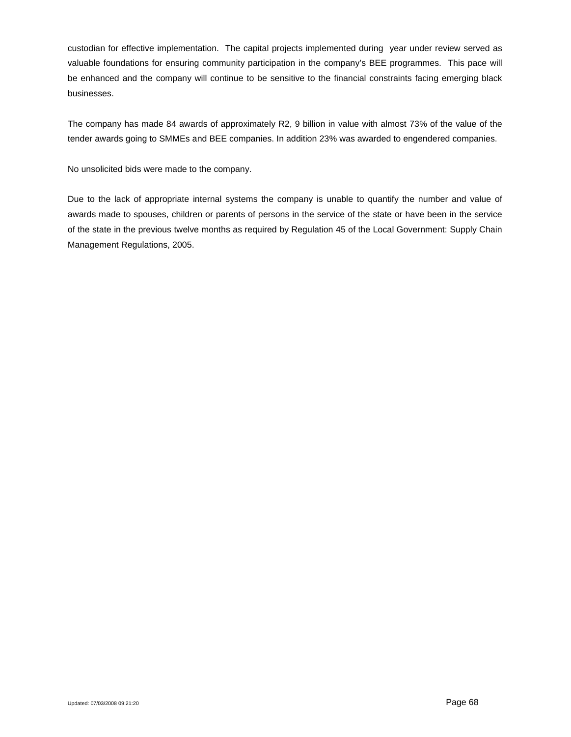custodian for effective implementation. The capital projects implemented during year under review served as valuable foundations for ensuring community participation in the company's BEE programmes. This pace will be enhanced and the company will continue to be sensitive to the financial constraints facing emerging black businesses.

The company has made 84 awards of approximately R2, 9 billion in value with almost 73% of the value of the tender awards going to SMMEs and BEE companies. In addition 23% was awarded to engendered companies.

No unsolicited bids were made to the company.

Due to the lack of appropriate internal systems the company is unable to quantify the number and value of awards made to spouses, children or parents of persons in the service of the state or have been in the service of the state in the previous twelve months as required by Regulation 45 of the Local Government: Supply Chain Management Regulations, 2005.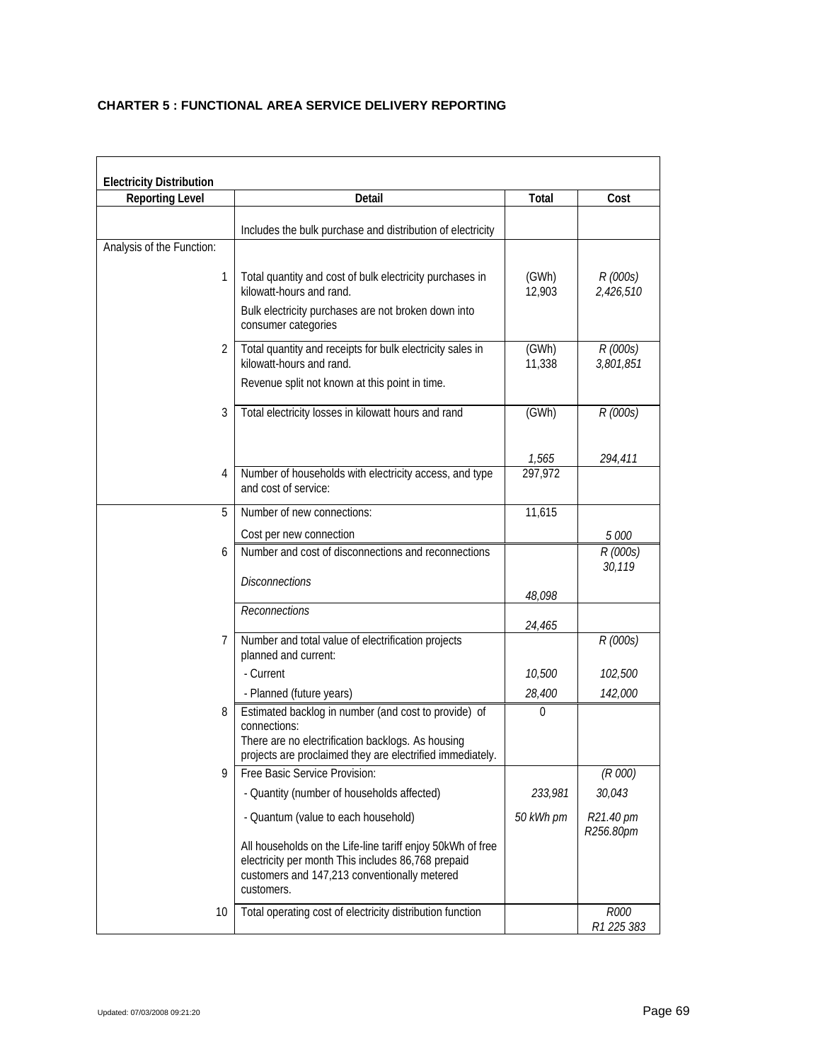**CHAPTER 5 : FUNCTIONAL AREA SERVICE DELIVERY REPORTING**

| **Electricity Distribution** | | | |
|---|---|---|---|
| **Reporting Level** | **Detail** | **Total** | **Cost** |
| | Includes the bulk purchase and distribution of electricity | | |
| Analysis of the Function: | | | |
| 1 | Total quantity and cost of bulk electricity purchases in kilowatt-hours and rand.<br>Bulk electricity purchases are not broken down into consumer categories | (GWh)<br>12,903 | *R (000s)*<br>*2,426,510* |
| 2 | Total quantity and receipts for bulk electricity sales in kilowatt-hours and rand.<br>Revenue split not known at this point in time. | (GWh)<br>11,338 | *R (000s)*<br>*3,801,851* |
| 3 | Total electricity losses in kilowatt hours and rand | (GWh)<br>*1,565* | *R (000s)*<br>*294,411* |
| 4 | Number of households with electricity access, and type and cost of service: | 297,972 | |
| 5 | Number of new connections: | 11,615 | |
| | Cost per new connection | | *5 000* |
| 6 | Number and cost of disconnections and reconnections | | *R (000s)*<br>*30,119* |
| | *Disconnections* | *48,098* | |
| | *Reconnections* | *24,465* | |
| 7 | Number and total value of electrification projects planned and current: | | *R (000s)* |
| | - Current | *10,500* | *102,500* |
| | - Planned (future years) | *28,400* | *142,000* |
| 8 | Estimated backlog in number (and cost to provide) of connections:<br>There are no electrification backlogs. As housing projects are proclaimed they are electrified immediately. | 0 | |
| 9 | Free Basic Service Provision: | | *(R 000)* |
| | - Quantity (number of households affected) | *233,981* | *30,043* |
| | - Quantum (value to each household) | *50 kWh pm* | *R21.40 pm*<br>*R256.80pm* |
| | All households on the Life-line tariff enjoy 50kWh of free electricity per month This includes 86,768 prepaid customers and 147,213 conventionally metered customers. | | |
| 10 | Total operating cost of electricity distribution function | | *R000*<br>*R1 225 383* |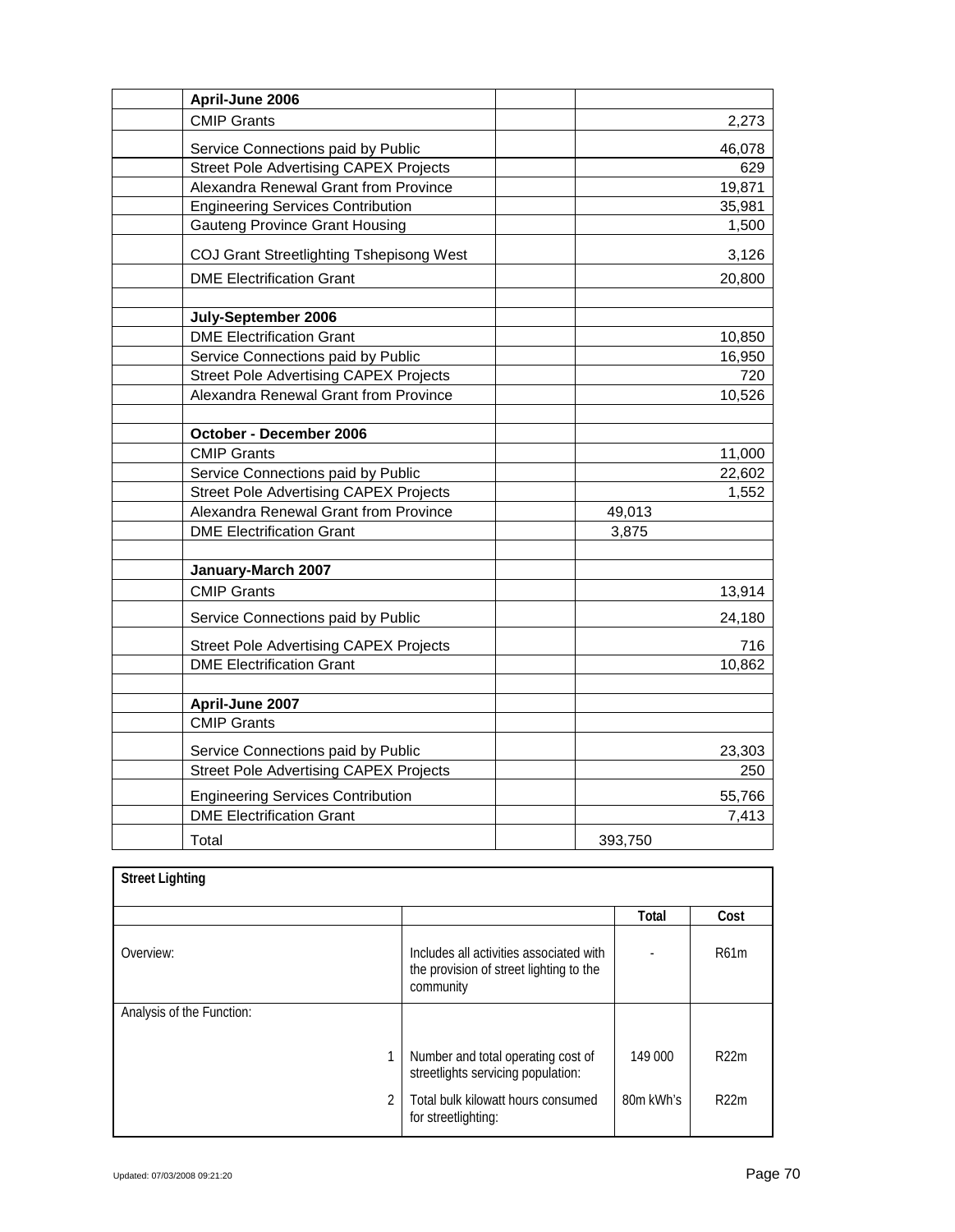| | | | |
|---|---|---|---|
| | **April-June 2006** | | |
| | CMIP Grants | | 2,273 |
| | Service Connections paid by Public | | 46,078 |
| | Street Pole Advertising CAPEX Projects | | 629 |
| | Alexandra Renewal Grant from Province | | 19,871 |
| | Engineering Services Contribution | | 35,981 |
| | Gauteng Province Grant Housing | | 1,500 |
| | COJ Grant Streetlighting Tshepisong West | | 3,126 |
| | DME Electrification Grant | | 20,800 |
| | | | |
| | **July-September 2006** | | |
| | DME Electrification Grant | | 10,850 |
| | Service Connections paid by Public | | 16,950 |
| | Street Pole Advertising CAPEX Projects | | 720 |
| | Alexandra Renewal Grant from Province | | 10,526 |
| | | | |
| | **October - December 2006** | | |
| | CMIP Grants | | 11,000 |
| | Service Connections paid by Public | | 22,602 |
| | Street Pole Advertising CAPEX Projects | | 1,552 |
| | Alexandra Renewal Grant from Province | | 49,013 |
| | DME Electrification Grant | | 3,875 |
| | | | |
| | **January-March 2007** | | |
| | CMIP Grants | | 13,914 |
| | Service Connections paid by Public | | 24,180 |
| | Street Pole Advertising CAPEX Projects | | 716 |
| | DME Electrification Grant | | 10,862 |
| | | | |
| | **April-June 2007** | | |
| | CMIP Grants | | |
| | Service Connections paid by Public | | 23,303 |
| | Street Pole Advertising CAPEX Projects | | 250 |
| | Engineering Services Contribution | | 55,766 |
| | DME Electrification Grant | | 7,413 |
| | Total | | 393,750 |

| **Street Lighting** | | | |
|---|---|---|---|
| | | **Total** | **Cost** |
| Overview: | Includes all activities associated with the provision of street lighting to the community | - | R61m |
| Analysis of the Function: | | | |
| 1 | Number and total operating cost of streetlights servicing population: | 149 000 | R22m |
| 2 | Total bulk kilowatt hours consumed for streetlighting: | 80m kWh's | R22m |

Updated: 07/03/2008 09:21:20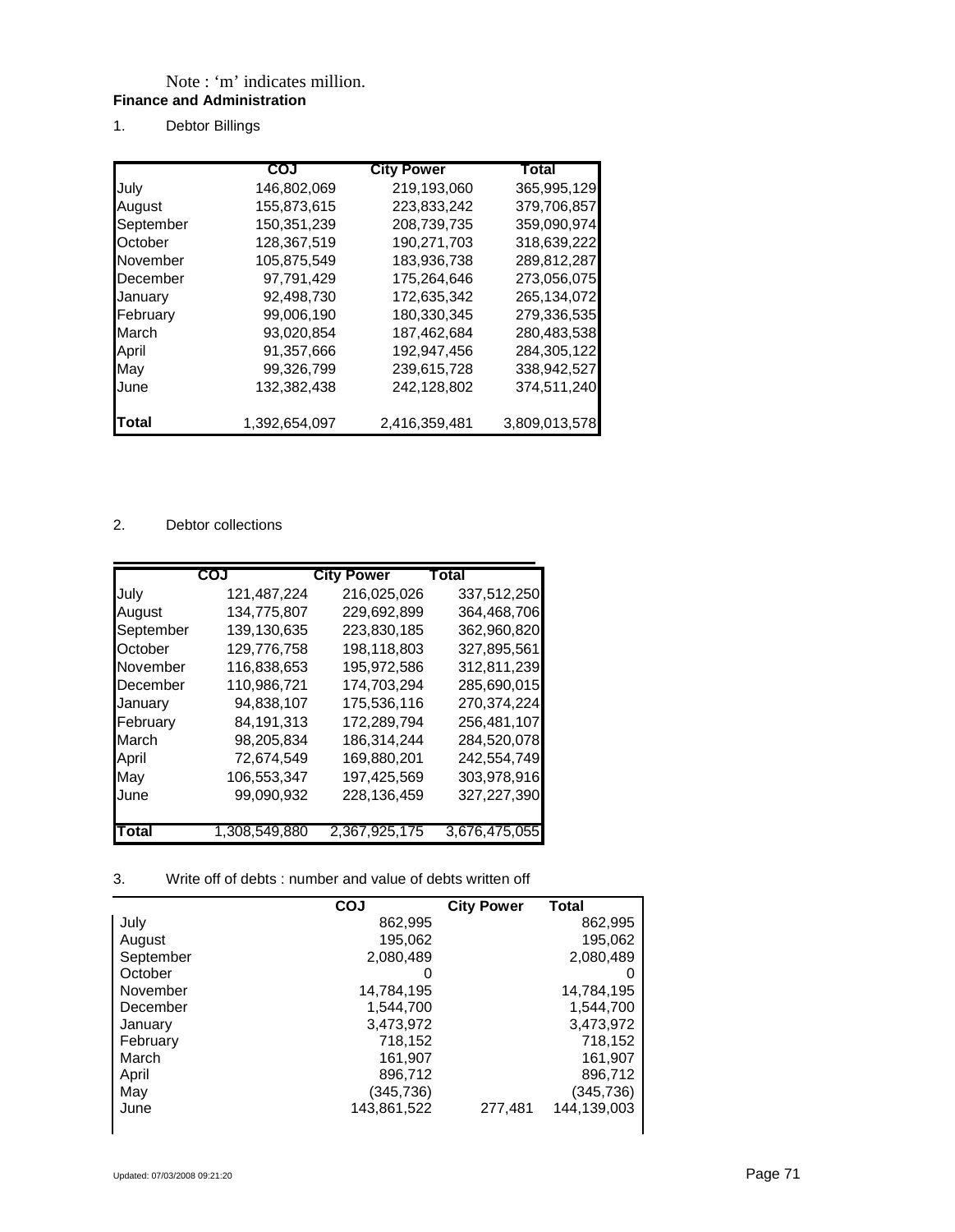Note : ‘m’ indicates million.

**Finance and Administration**

1. Debtor Billings

| | COJ | City Power | Total |
|---|---|---|---|
| July | 146,802,069 | 219,193,060 | 365,995,129 |
| August | 155,873,615 | 223,833,242 | 379,706,857 |
| September | 150,351,239 | 208,739,735 | 359,090,974 |
| October | 128,367,519 | 190,271,703 | 318,639,222 |
| November | 105,875,549 | 183,936,738 | 289,812,287 |
| December | 97,791,429 | 175,264,646 | 273,056,075 |
| January | 92,498,730 | 172,635,342 | 265,134,072 |
| February | 99,006,190 | 180,330,345 | 279,336,535 |
| March | 93,020,854 | 187,462,684 | 280,483,538 |
| April | 91,357,666 | 192,947,456 | 284,305,122 |
| May | 99,326,799 | 239,615,728 | 338,942,527 |
| June | 132,382,438 | 242,128,802 | 374,511,240 |
| **Total** | 1,392,654,097 | 2,416,359,481 | 3,809,013,578 |

2. Debtor collections

| | COJ | City Power | Total |
|---|---|---|---|
| July | 121,487,224 | 216,025,026 | 337,512,250 |
| August | 134,775,807 | 229,692,899 | 364,468,706 |
| September | 139,130,635 | 223,830,185 | 362,960,820 |
| October | 129,776,758 | 198,118,803 | 327,895,561 |
| November | 116,838,653 | 195,972,586 | 312,811,239 |
| December | 110,986,721 | 174,703,294 | 285,690,015 |
| January | 94,838,107 | 175,536,116 | 270,374,224 |
| February | 84,191,313 | 172,289,794 | 256,481,107 |
| March | 98,205,834 | 186,314,244 | 284,520,078 |
| April | 72,674,549 | 169,880,201 | 242,554,749 |
| May | 106,553,347 | 197,425,569 | 303,978,916 |
| June | 99,090,932 | 228,136,459 | 327,227,390 |
| **Total** | 1,308,549,880 | 2,367,925,175 | 3,676,475,055 |

3. Write off of debts : number and value of debts written off

| | COJ | City Power | Total |
|---|---|---|---|
| July | 862,995 | | 862,995 |
| August | 195,062 | | 195,062 |
| September | 2,080,489 | | 2,080,489 |
| October | 0 | | 0 |
| November | 14,784,195 | | 14,784,195 |
| December | 1,544,700 | | 1,544,700 |
| January | 3,473,972 | | 3,473,972 |
| February | 718,152 | | 718,152 |
| March | 161,907 | | 161,907 |
| April | 896,712 | | 896,712 |
| May | (345,736) | | (345,736) |
| June | 143,861,522 | 277,481 | 144,139,003 |

Updated: 07/03/2008 09:21:20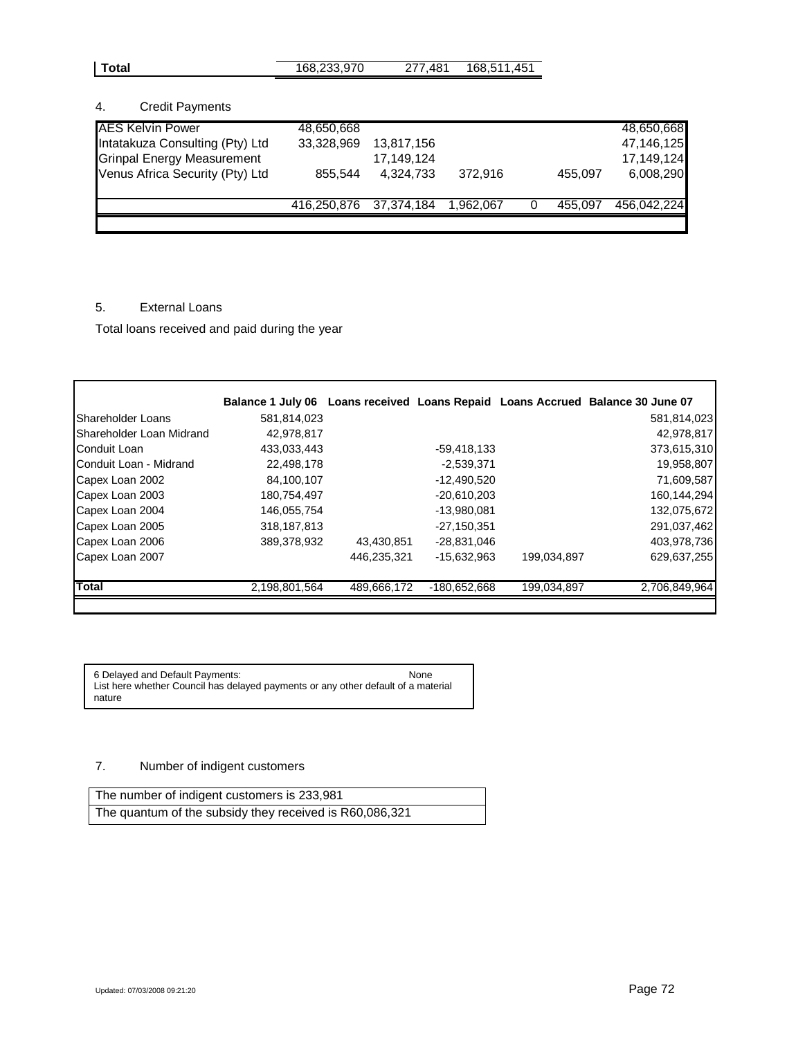| Total | 168,233,970 | 277,481 | 168,511,451 |
|---|---|---|---|

4. Credit Payments

| | | | | | | |
|---|---|---|---|---|---|---|
| AES Kelvin Power | 48,650,668 | | | | | 48,650,668 |
| Intatakuza Consulting (Pty) Ltd | 33,328,969 | 13,817,156 | | | | 47,146,125 |
| Grinpal Energy Measurement | | 17,149,124 | | | | 17,149,124 |
| Venus Africa Security (Pty) Ltd | 855,544 | 4,324,733 | 372,916 | | 455,097 | 6,008,290 |
| | 416,250,876 | 37,374,184 | 1,962,067 | 0 | 455,097 | 456,042,224 |

5. External Loans

Total loans received and paid during the year

| | Balance 1 July 06 | Loans received | Loans Repaid | Loans Accrued | Balance 30 June 07 |
|---|---|---|---|---|---|
| Shareholder Loans | 581,814,023 | | | | 581,814,023 |
| Shareholder Loan Midrand | 42,978,817 | | | | 42,978,817 |
| Conduit Loan | 433,033,443 | | -59,418,133 | | 373,615,310 |
| Conduit Loan - Midrand | 22,498,178 | | -2,539,371 | | 19,958,807 |
| Capex Loan 2002 | 84,100,107 | | -12,490,520 | | 71,609,587 |
| Capex Loan 2003 | 180,754,497 | | -20,610,203 | | 160,144,294 |
| Capex Loan 2004 | 146,055,754 | | -13,980,081 | | 132,075,672 |
| Capex Loan 2005 | 318,187,813 | | -27,150,351 | | 291,037,462 |
| Capex Loan 2006 | 389,378,932 | 43,430,851 | -28,831,046 | | 403,978,736 |
| Capex Loan 2007 | | 446,235,321 | -15,632,963 | 199,034,897 | 629,637,255 |
| **Total** | 2,198,801,564 | 489,666,172 | -180,652,668 | 199,034,897 | 2,706,849,964 |

6 Delayed and Default Payments: None

List here whether Council has delayed payments or any other default of a material nature

7. Number of indigent customers

| The number of indigent customers is 233,981 |
|---|
| The quantum of the subsidy they received is R60,086,321 |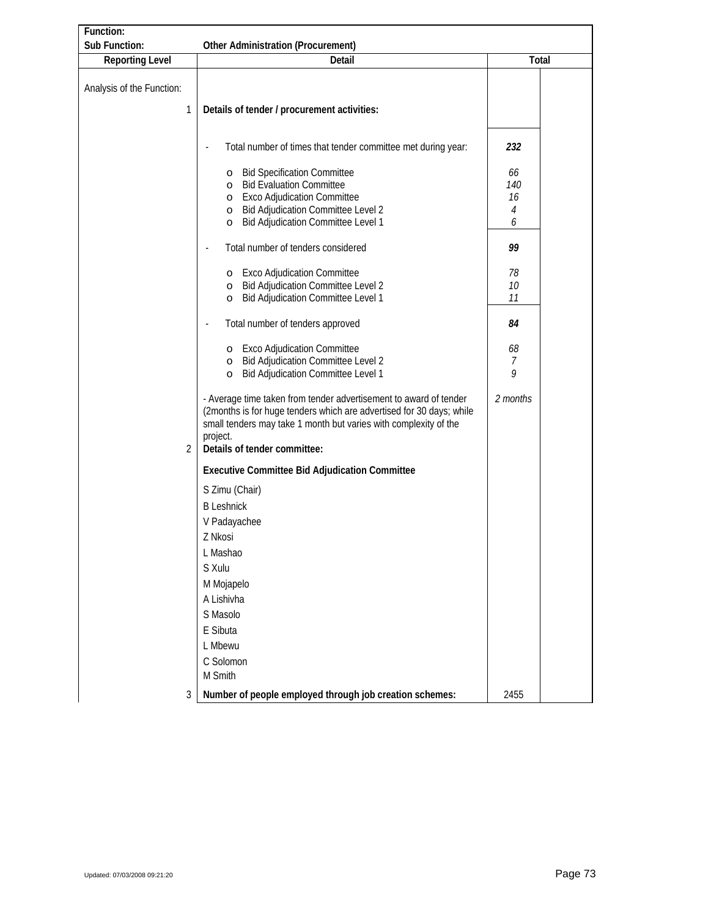**Function:**

**Sub Function:** **Other Administration (Procurement)**

| Reporting Level | Detail | Total | |
|---|---|---|---|
| Analysis of the Function: | | | |
| 1 | **Details of tender / procurement activities:** | | |
| | - Total number of times that tender committee met during year: | ***232*** | |
| | o Bid Specification Committee | *66* | |
| | o Bid Evaluation Committee | *140* | |
| | o Exco Adjudication Committee | *16* | |
| | o Bid Adjudication Committee Level 2 | *4* | |
| | o Bid Adjudication Committee Level 1 | *6* | |
| | - Total number of tenders considered | ***99*** | |
| | o Exco Adjudication Committee | *78* | |
| | o Bid Adjudication Committee Level 2 | *10* | |
| | o Bid Adjudication Committee Level 1 | *11* | |
| | - Total number of tenders approved | ***84*** | |
| | o Exco Adjudication Committee | *68* | |
| | o Bid Adjudication Committee Level 2 | *7* | |
| | o Bid Adjudication Committee Level 1 | *9* | |
| | - Average time taken from tender advertisement to award of tender (2months is for huge tenders which are advertised for 30 days; while small tenders may take 1 month but varies with complexity of the project. | *2 months* | |
| 2 | **Details of tender committee:** | | |
| | **Executive Committee Bid Adjudication Committee** | | |
| | S Zimu (Chair) | | |
| | B Leshnick | | |
| | V Padayachee | | |
| | Z Nkosi | | |
| | L Mashao | | |
| | S Xulu | | |
| | M Mojapelo | | |
| | A Lishivha | | |
| | S Masolo | | |
| | E Sibuta | | |
| | L Mbewu | | |
| | C Solomon | | |
| | M Smith | | |
| 3 | **Number of people employed through job creation schemes:** | 2455 | |

Updated: 07/03/2008 09:21:20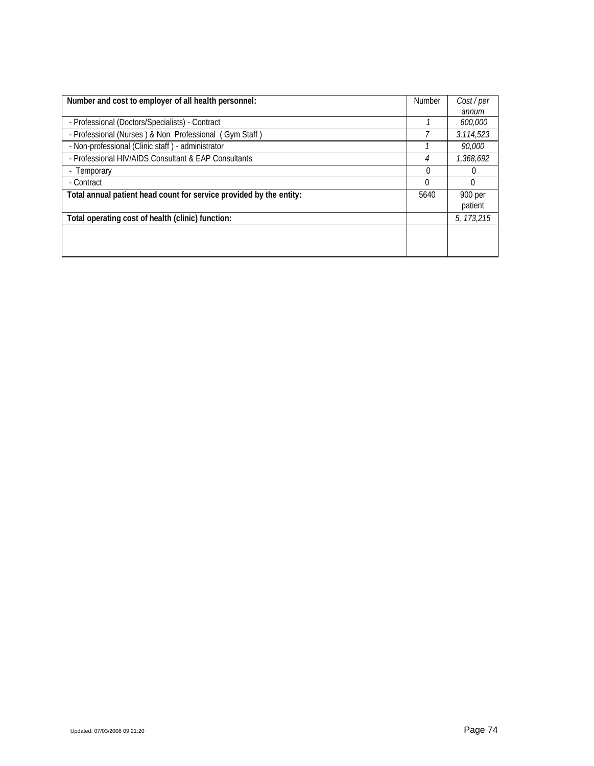| Number and cost to employer of all health personnel: | Number | *Cost / per annum* |
|---|---|---|
| - Professional (Doctors/Specialists) - Contract | *1* | *600,000* |
| - Professional (Nurses ) & Non Professional ( Gym Staff ) | *7* | *3,114,523* |
| - Non-professional (Clinic staff ) - administrator | *1* | *90,000* |
| - Professional HIV/AIDS Consultant & EAP Consultants | *4* | *1,368,692* |
| - Temporary | 0 | 0 |
| - Contract | 0 | 0 |
| **Total annual patient head count for service provided by the entity:** | 5640 | 900 per patient |
| **Total operating cost of health (clinic) function:** | | *5, 173,215* |
| | | |